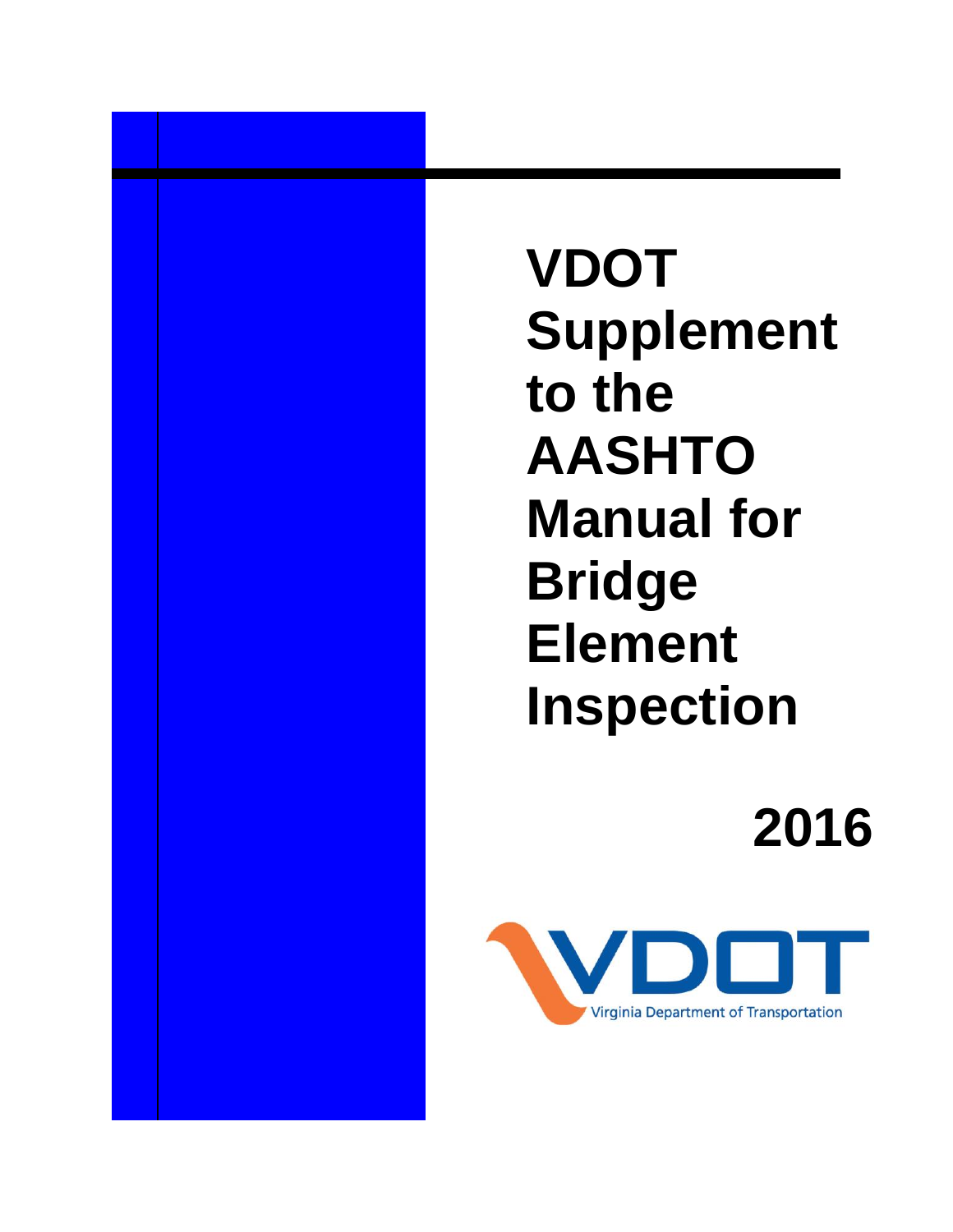# VDOT Supplement to the AASHTO Manual for Bridge Element Inspection

## 2016

VDOT

Virginia Department of Transportation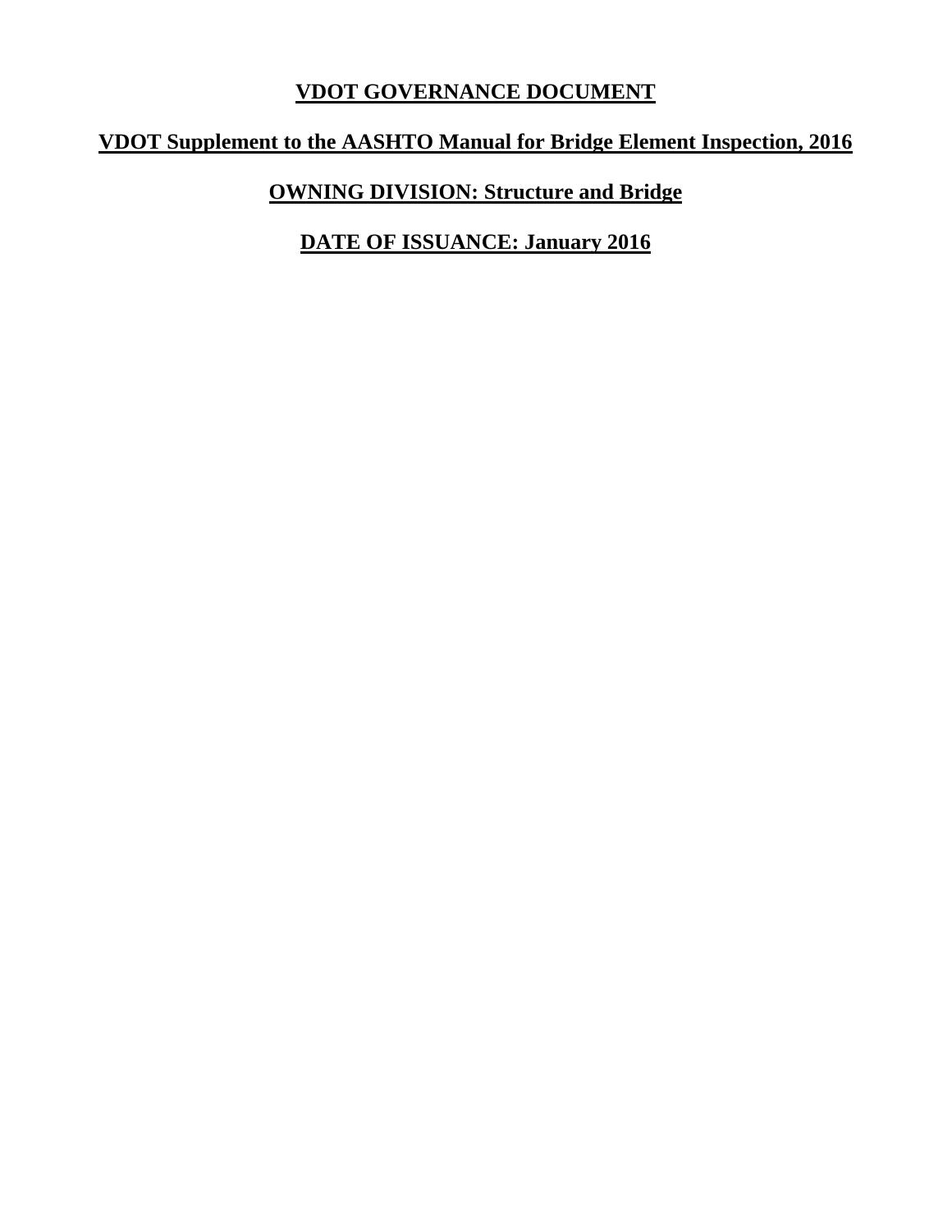# VDOT GOVERNANCE DOCUMENT

## VDOT Supplement to the AASHTO Manual for Bridge Element Inspection, 2016

## OWNING DIVISION: Structure and Bridge

## DATE OF ISSUANCE: January 2016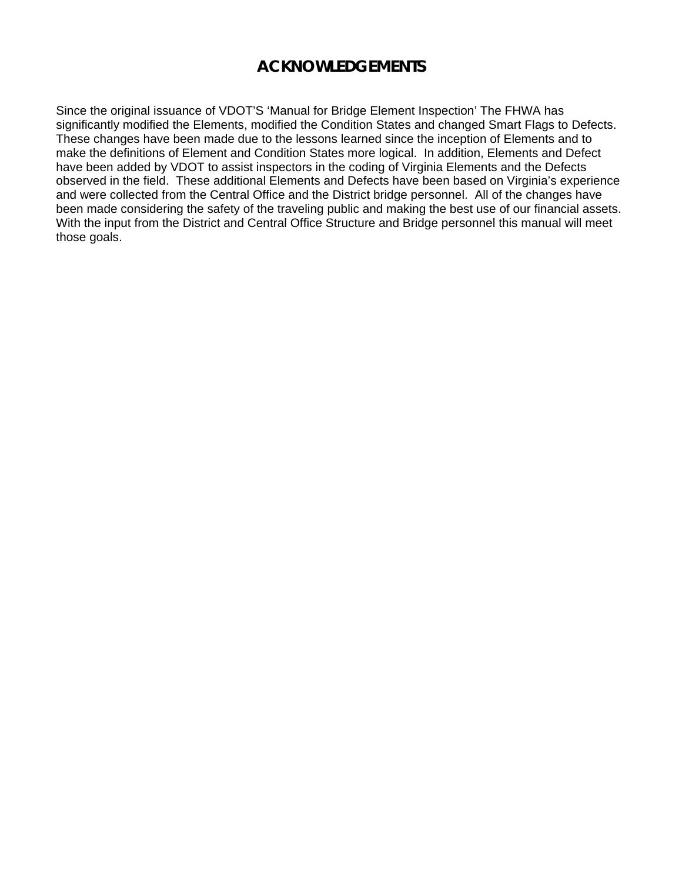# ACKNOWLEDGEMENTS

Since the original issuance of VDOT'S 'Manual for Bridge Element Inspection' The FHWA has significantly modified the Elements, modified the Condition States and changed Smart Flags to Defects. These changes have been made due to the lessons learned since the inception of Elements and to make the definitions of Element and Condition States more logical. In addition, Elements and Defect have been added by VDOT to assist inspectors in the coding of Virginia Elements and the Defects observed in the field. These additional Elements and Defects have been based on Virginia's experience and were collected from the Central Office and the District bridge personnel. All of the changes have been made considering the safety of the traveling public and making the best use of our financial assets. With the input from the District and Central Office Structure and Bridge personnel this manual will meet those goals.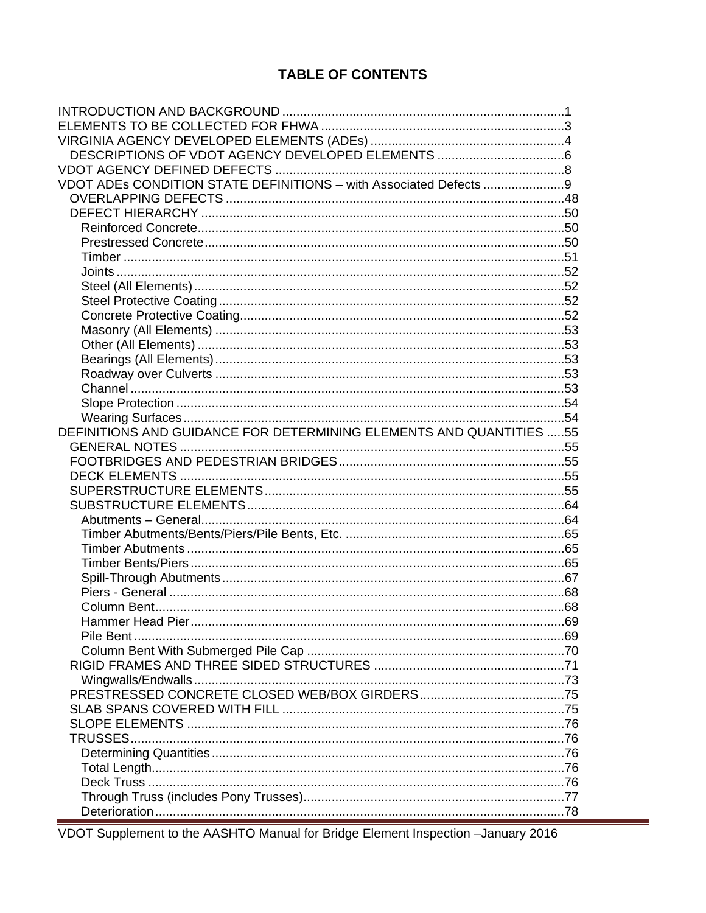# TABLE OF CONTENTS

- INTRODUCTION AND BACKGROUND ....1
- ELEMENTS TO BE COLLECTED FOR FHWA ....3
- VIRGINIA AGENCY DEVELOPED ELEMENTS (ADEs) ....4
  - DESCRIPTIONS OF VDOT AGENCY DEVELOPED ELEMENTS ....6
- VDOT AGENCY DEFINED DEFECTS ....8
- VDOT ADEs CONDITION STATE DEFINITIONS – with Associated Defects ....9
  - OVERLAPPING DEFECTS ....48
  - DEFECT HIERARCHY ....50
    - Reinforced Concrete ....50
    - Prestressed Concrete ....50
    - Timber ....51
    - Joints ....52
    - Steel (All Elements) ....52
    - Steel Protective Coating ....52
    - Concrete Protective Coating ....52
    - Masonry (All Elements) ....53
    - Other (All Elements) ....53
    - Bearings (All Elements) ....53
    - Roadway over Culverts ....53
    - Channel ....53
    - Slope Protection ....54
    - Wearing Surfaces ....54
- DEFINITIONS AND GUIDANCE FOR DETERMINING ELEMENTS AND QUANTITIES ....55
  - GENERAL NOTES ....55
  - FOOTBRIDGES AND PEDESTRIAN BRIDGES ....55
  - DECK ELEMENTS ....55
  - SUPERSTRUCTURE ELEMENTS ....55
  - SUBSTRUCTURE ELEMENTS ....64
    - Abutments – General ....64
    - Timber Abutments/Bents/Piers/Pile Bents, Etc. ....65
    - Timber Abutments ....65
    - Timber Bents/Piers ....65
    - Spill-Through Abutments ....67
    - Piers - General ....68
    - Column Bent ....68
    - Hammer Head Pier ....69
    - Pile Bent ....69
    - Column Bent With Submerged Pile Cap ....70
  - RIGID FRAMES AND THREE SIDED STRUCTURES ....71
    - Wingwalls/Endwalls ....73
  - PRESTRESSED CONCRETE CLOSED WEB/BOX GIRDERS ....75
  - SLAB SPANS COVERED WITH FILL ....75
  - SLOPE ELEMENTS ....76
  - TRUSSES ....76
    - Determining Quantities ....76
    - Total Length ....76
    - Deck Truss ....76
    - Through Truss (includes Pony Trusses) ....77
    - Deterioration ....78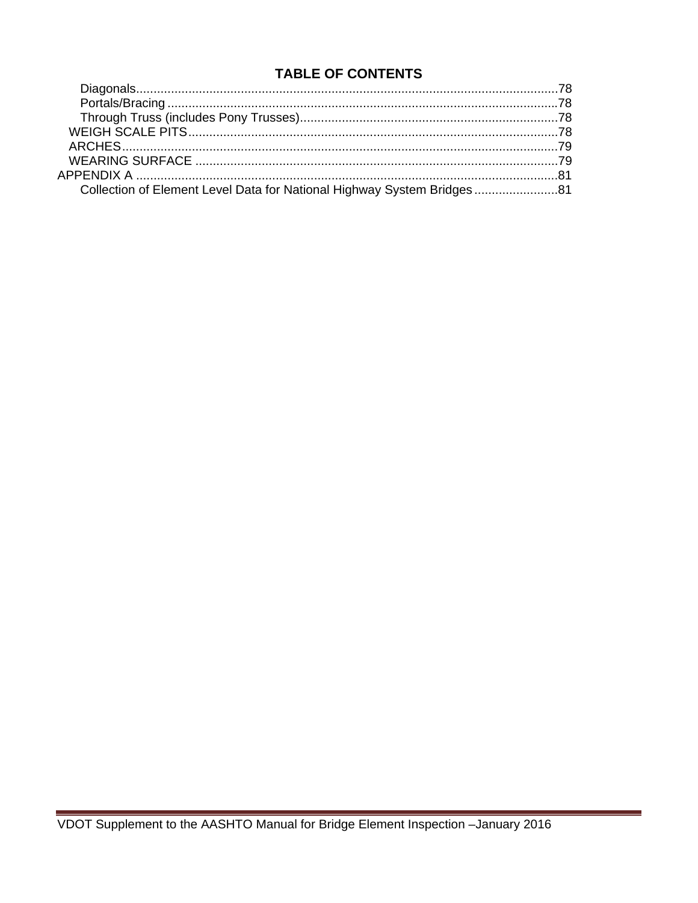## TABLE OF CONTENTS

- Diagonals.......................................................................................................................78
- Portals/Bracing ...............................................................................................................78
- Through Truss (includes Pony Trusses).........................................................................78
- WEIGH SCALE PITS.......................................................................................................78
- ARCHES..........................................................................................................................79
- WEARING SURFACE .....................................................................................................79
- APPENDIX A ....................................................................................................................81
- Collection of Element Level Data for National Highway System Bridges ........................81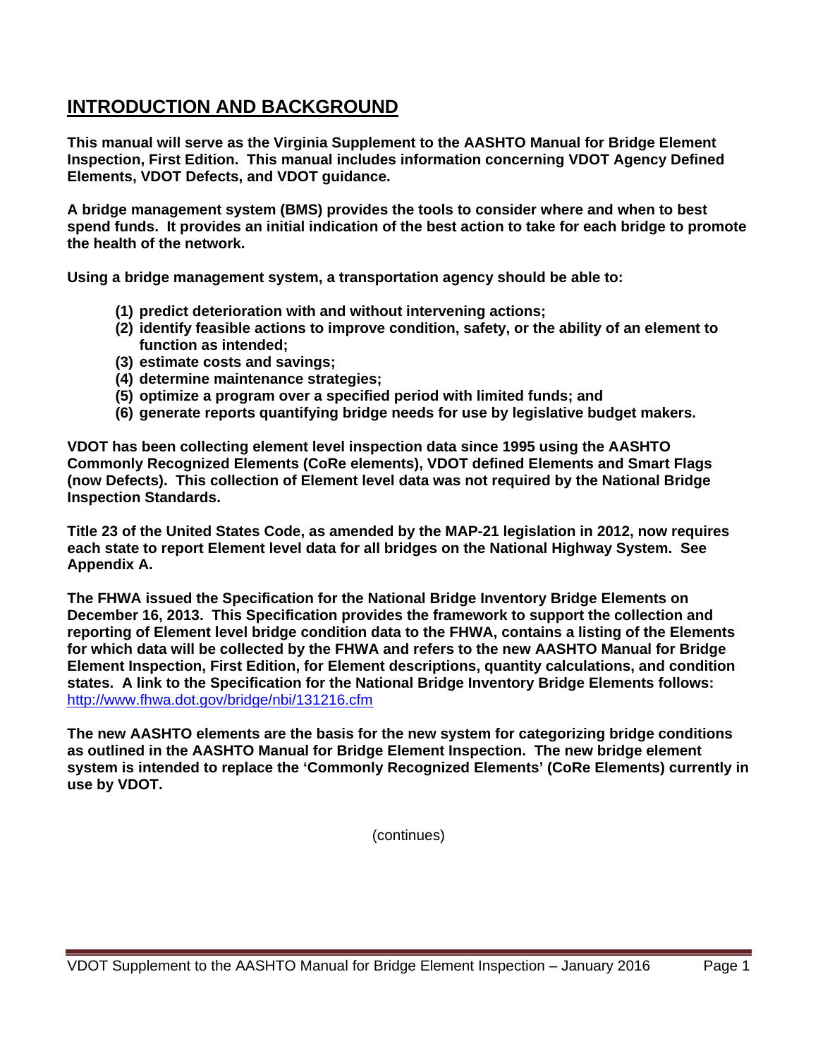# INTRODUCTION AND BACKGROUND

**This manual will serve as the Virginia Supplement to the AASHTO Manual for Bridge Element Inspection, First Edition. This manual includes information concerning VDOT Agency Defined Elements, VDOT Defects, and VDOT guidance.**

**A bridge management system (BMS) provides the tools to consider where and when to best spend funds. It provides an initial indication of the best action to take for each bridge to promote the health of the network.**

**Using a bridge management system, a transportation agency should be able to:**

- **(1) predict deterioration with and without intervening actions;**
- **(2) identify feasible actions to improve condition, safety, or the ability of an element to function as intended;**
- **(3) estimate costs and savings;**
- **(4) determine maintenance strategies;**
- **(5) optimize a program over a specified period with limited funds; and**
- **(6) generate reports quantifying bridge needs for use by legislative budget makers.**

**VDOT has been collecting element level inspection data since 1995 using the AASHTO Commonly Recognized Elements (CoRe elements), VDOT defined Elements and Smart Flags (now Defects). This collection of Element level data was not required by the National Bridge Inspection Standards.**

**Title 23 of the United States Code, as amended by the MAP-21 legislation in 2012, now requires each state to report Element level data for all bridges on the National Highway System. See Appendix A.**

**The FHWA issued the Specification for the National Bridge Inventory Bridge Elements on December 16, 2013. This Specification provides the framework to support the collection and reporting of Element level bridge condition data to the FHWA, contains a listing of the Elements for which data will be collected by the FHWA and refers to the new AASHTO Manual for Bridge Element Inspection, First Edition, for Element descriptions, quantity calculations, and condition states. A link to the Specification for the National Bridge Inventory Bridge Elements follows:** http://www.fhwa.dot.gov/bridge/nbi/131216.cfm

**The new AASHTO elements are the basis for the new system for categorizing bridge conditions as outlined in the AASHTO Manual for Bridge Element Inspection. The new bridge element system is intended to replace the 'Commonly Recognized Elements' (CoRe Elements) currently in use by VDOT.**

(continues)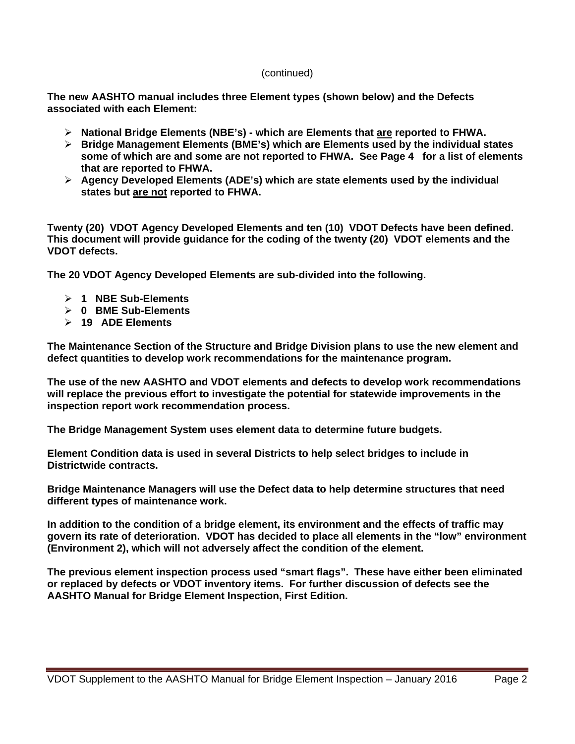(continued)

**The new AASHTO manual includes three Element types (shown below) and the Defects associated with each Element:**

- **National Bridge Elements (NBE's) - which are Elements that <u>are</u> reported to FHWA.**
- **Bridge Management Elements (BME's) which are Elements used by the individual states some of which are and some are not reported to FHWA. See Page 4 for a list of elements that are reported to FHWA.**
- **Agency Developed Elements (ADE's) which are state elements used by the individual states but <u>are not</u> reported to FHWA.**

**Twenty (20) VDOT Agency Developed Elements and ten (10) VDOT Defects have been defined. This document will provide guidance for the coding of the twenty (20) VDOT elements and the VDOT defects.**

**The 20 VDOT Agency Developed Elements are sub-divided into the following.**

- **1 NBE Sub-Elements**
- **0 BME Sub-Elements**
- **19 ADE Elements**

**The Maintenance Section of the Structure and Bridge Division plans to use the new element and defect quantities to develop work recommendations for the maintenance program.**

**The use of the new AASHTO and VDOT elements and defects to develop work recommendations will replace the previous effort to investigate the potential for statewide improvements in the inspection report work recommendation process.**

**The Bridge Management System uses element data to determine future budgets.**

**Element Condition data is used in several Districts to help select bridges to include in Districtwide contracts.**

**Bridge Maintenance Managers will use the Defect data to help determine structures that need different types of maintenance work.**

**In addition to the condition of a bridge element, its environment and the effects of traffic may govern its rate of deterioration. VDOT has decided to place all elements in the "low" environment (Environment 2), which will not adversely affect the condition of the element.**

**The previous element inspection process used "smart flags". These have either been eliminated or replaced by defects or VDOT inventory items. For further discussion of defects see the AASHTO Manual for Bridge Element Inspection, First Edition.**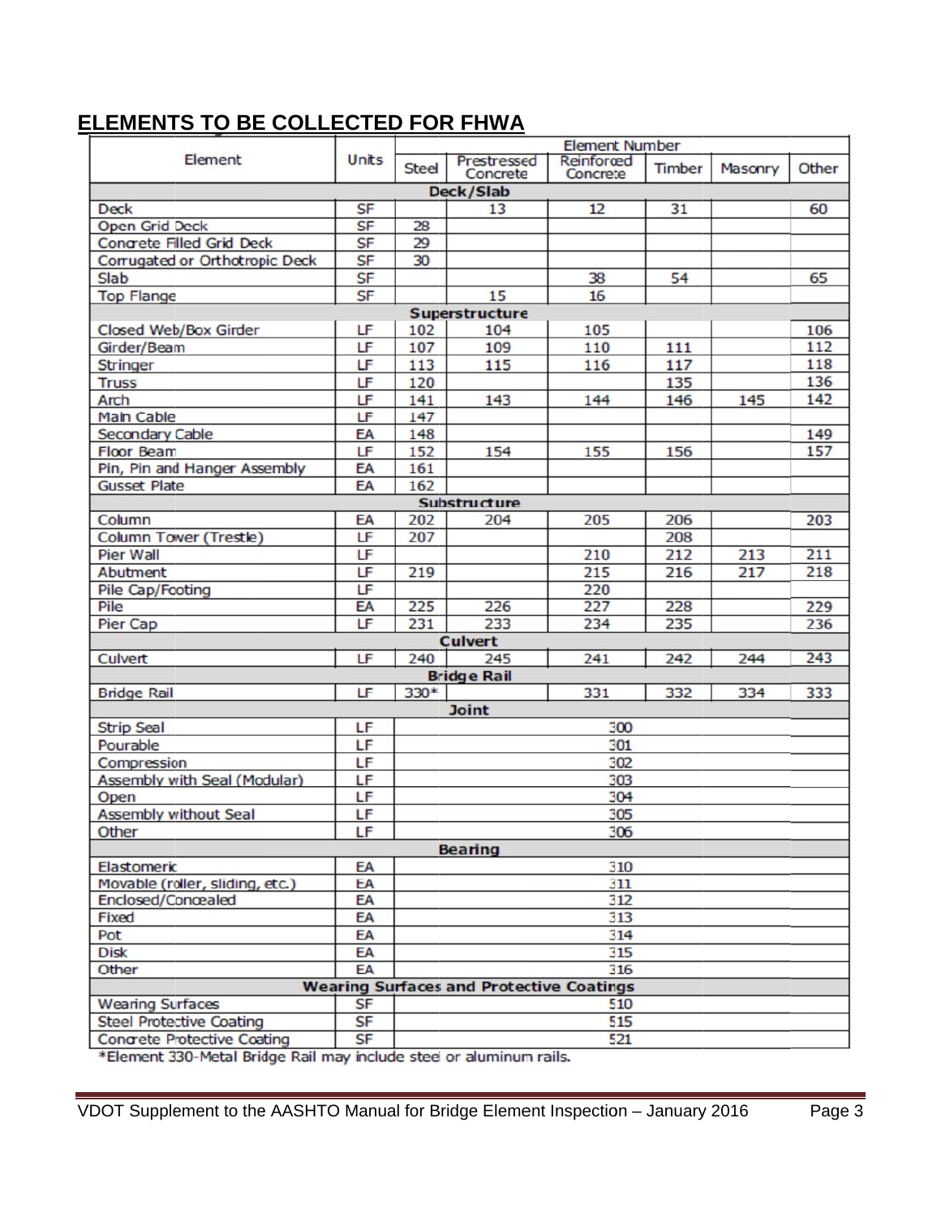## ELEMENTS TO BE COLLECTED FOR FHWA

| Element | Units | Element Number | | | | | |
|---|---|---|---|---|---|---|---|
| | | Steel | Prestressed Concrete | Reinforced Concrete | Timber | Masonry | Other |
| **Deck/Slab** | | | | | | | |
| Deck | SF | | 13 | 12 | 31 | | 60 |
| Open Grid Deck | SF | 28 | | | | | |
| Concrete Filled Grid Deck | SF | 29 | | | | | |
| Corrugated or Orthotropic Deck | SF | 30 | | | | | |
| Slab | SF | | | 38 | 54 | | 65 |
| Top Flange | SF | | 15 | 16 | | | |
| **Superstructure** | | | | | | | |
| Closed Web/Box Girder | LF | 102 | 104 | 105 | | | 106 |
| Girder/Beam | LF | 107 | 109 | 110 | 111 | | 112 |
| Stringer | LF | 113 | 115 | 116 | 117 | | 118 |
| Truss | LF | 120 | | | 135 | | 136 |
| Arch | LF | 141 | 143 | 144 | 146 | 145 | 142 |
| Main Cable | LF | 147 | | | | | |
| Secondary Cable | EA | 148 | | | | | 149 |
| Floor Beam | LF | 152 | 154 | 155 | 156 | | 157 |
| Pin, Pin and Hanger Assembly | EA | 161 | | | | | |
| Gusset Plate | EA | 162 | | | | | |
| **Substructure** | | | | | | | |
| Column | EA | 202 | 204 | 205 | 206 | | 203 |
| Column Tower (Trestle) | LF | 207 | | | 208 | | |
| Pier Wall | LF | | | 210 | 212 | 213 | 211 |
| Abutment | LF | 219 | | 215 | 216 | 217 | 218 |
| Pile Cap/Footing | LF | | | 220 | | | |
| Pile | EA | 225 | 226 | 227 | 228 | | 229 |
| Pier Cap | LF | 231 | 233 | 234 | 235 | | 236 |
| **Culvert** | | | | | | | |
| Culvert | LF | 240 | 245 | 241 | 242 | 244 | 243 |
| **Bridge Rail** | | | | | | | |
| Bridge Rail | LF | 330* | | 331 | 332 | 334 | 333 |
| **Joint** | | | | | | | |
| Strip Seal | LF | 300 | | | | | |
| Pourable | LF | 301 | | | | | |
| Compression | LF | 302 | | | | | |
| Assembly with Seal (Modular) | LF | 303 | | | | | |
| Open | LF | 304 | | | | | |
| Assembly without Seal | LF | 305 | | | | | |
| Other | LF | 306 | | | | | |
| **Bearing** | | | | | | | |
| Elastomeric | EA | 310 | | | | | |
| Movable (roller, sliding, etc.) | EA | 311 | | | | | |
| Enclosed/Concealed | EA | 312 | | | | | |
| Fixed | EA | 313 | | | | | |
| Pot | EA | 314 | | | | | |
| Disk | EA | 315 | | | | | |
| Other | EA | 316 | | | | | |
| **Wearing Surfaces and Protective Coatings** | | | | | | | |
| Wearing Surfaces | SF | 510 | | | | | |
| Steel Protective Coating | SF | 515 | | | | | |
| Concrete Protective Coating | SF | 521 | | | | | |

*Element 330-Metal Bridge Rail may include steel or aluminum rails.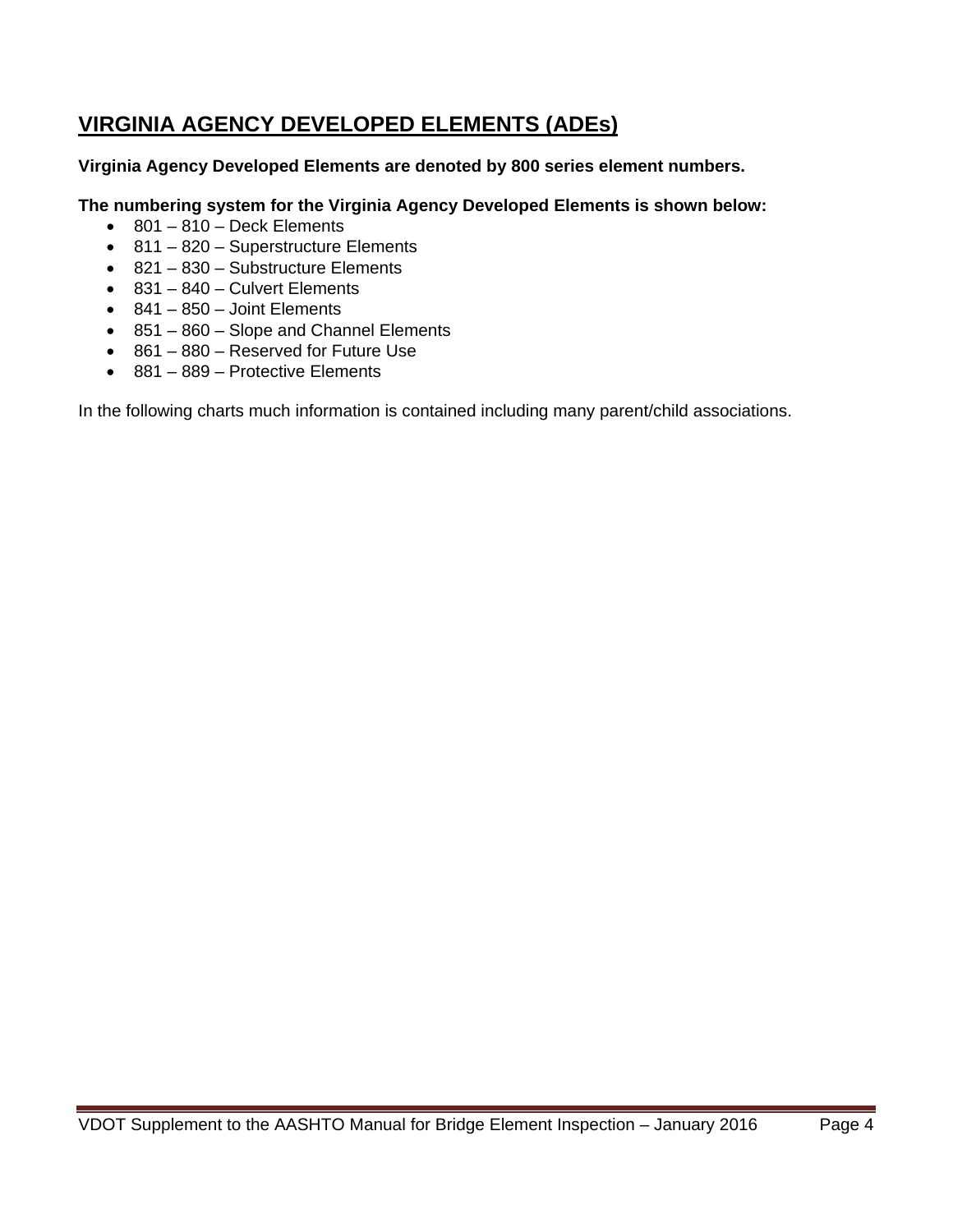# VIRGINIA AGENCY DEVELOPED ELEMENTS (ADEs)

**Virginia Agency Developed Elements are denoted by 800 series element numbers.**

**The numbering system for the Virginia Agency Developed Elements is shown below:**

- 801 – 810 – Deck Elements
- 811 – 820 – Superstructure Elements
- 821 – 830 – Substructure Elements
- 831 – 840 – Culvert Elements
- 841 – 850 – Joint Elements
- 851 – 860 – Slope and Channel Elements
- 861 – 880 – Reserved for Future Use
- 881 – 889 – Protective Elements

In the following charts much information is contained including many parent/child associations.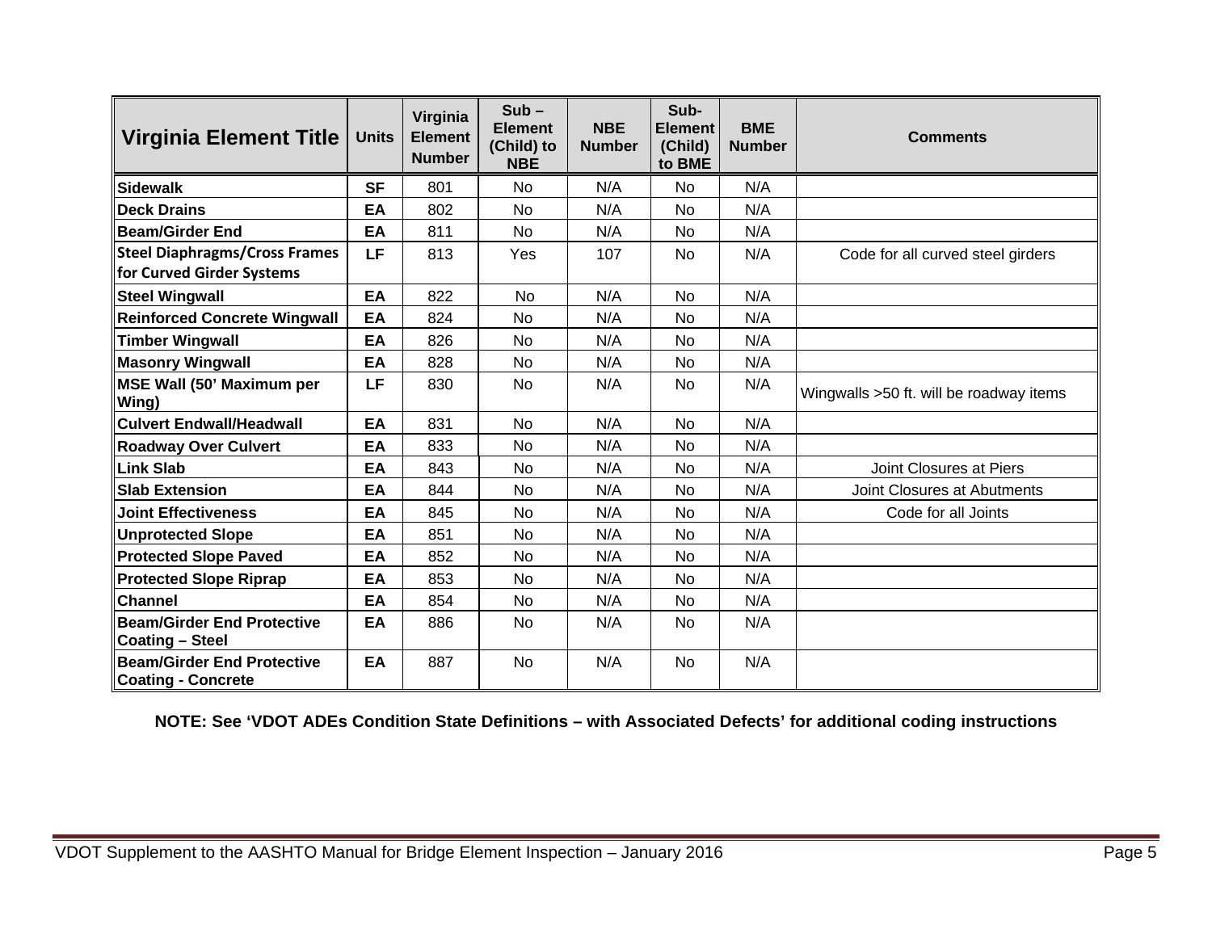| Virginia Element Title | Units | Virginia Element Number | Sub – Element (Child) to NBE | NBE Number | Sub-Element (Child) to BME | BME Number | Comments |
|---|---|---|---|---|---|---|---|
| **Sidewalk** | **SF** | 801 | No | N/A | No | N/A | |
| **Deck Drains** | **EA** | 802 | No | N/A | No | N/A | |
| **Beam/Girder End** | **EA** | 811 | No | N/A | No | N/A | |
| **Steel Diaphragms/Cross Frames for Curved Girder Systems** | **LF** | 813 | Yes | 107 | No | N/A | Code for all curved steel girders |
| **Steel Wingwall** | **EA** | 822 | No | N/A | No | N/A | |
| **Reinforced Concrete Wingwall** | **EA** | 824 | No | N/A | No | N/A | |
| **Timber Wingwall** | **EA** | 826 | No | N/A | No | N/A | |
| **Masonry Wingwall** | **EA** | 828 | No | N/A | No | N/A | |
| **MSE Wall (50' Maximum per Wing)** | **LF** | 830 | No | N/A | No | N/A | Wingwalls >50 ft. will be roadway items |
| **Culvert Endwall/Headwall** | **EA** | 831 | No | N/A | No | N/A | |
| **Roadway Over Culvert** | **EA** | 833 | No | N/A | No | N/A | |
| **Link Slab** | **EA** | 843 | No | N/A | No | N/A | Joint Closures at Piers |
| **Slab Extension** | **EA** | 844 | No | N/A | No | N/A | Joint Closures at Abutments |
| **Joint Effectiveness** | **EA** | 845 | No | N/A | No | N/A | Code for all Joints |
| **Unprotected Slope** | **EA** | 851 | No | N/A | No | N/A | |
| **Protected Slope Paved** | **EA** | 852 | No | N/A | No | N/A | |
| **Protected Slope Riprap** | **EA** | 853 | No | N/A | No | N/A | |
| **Channel** | **EA** | 854 | No | N/A | No | N/A | |
| **Beam/Girder End Protective Coating – Steel** | **EA** | 886 | No | N/A | No | N/A | |
| **Beam/Girder End Protective Coating - Concrete** | **EA** | 887 | No | N/A | No | N/A | |

**NOTE: See 'VDOT ADEs Condition State Definitions – with Associated Defects' for additional coding instructions**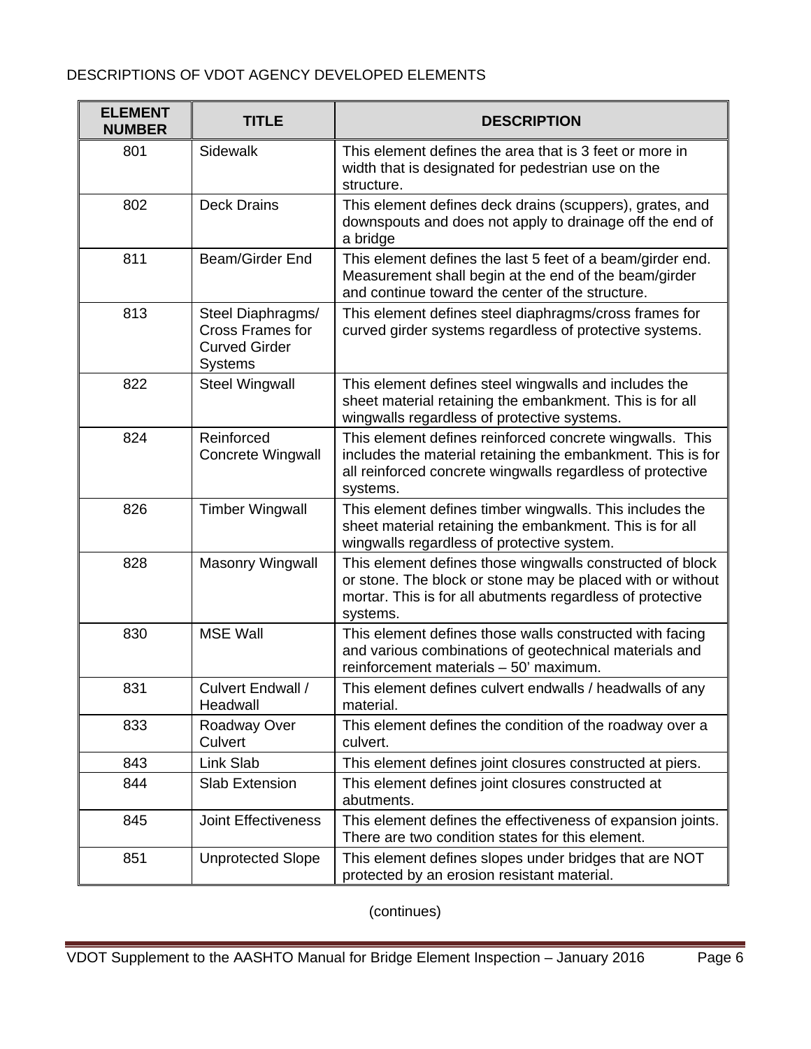DESCRIPTIONS OF VDOT AGENCY DEVELOPED ELEMENTS

| ELEMENT NUMBER | TITLE | DESCRIPTION |
|---|---|---|
| 801 | Sidewalk | This element defines the area that is 3 feet or more in width that is designated for pedestrian use on the structure. |
| 802 | Deck Drains | This element defines deck drains (scuppers), grates, and downspouts and does not apply to drainage off the end of a bridge |
| 811 | Beam/Girder End | This element defines the last 5 feet of a beam/girder end. Measurement shall begin at the end of the beam/girder and continue toward the center of the structure. |
| 813 | Steel Diaphragms/ Cross Frames for Curved Girder Systems | This element defines steel diaphragms/cross frames for curved girder systems regardless of protective systems. |
| 822 | Steel Wingwall | This element defines steel wingwalls and includes the sheet material retaining the embankment. This is for all wingwalls regardless of protective systems. |
| 824 | Reinforced Concrete Wingwall | This element defines reinforced concrete wingwalls. This includes the material retaining the embankment. This is for all reinforced concrete wingwalls regardless of protective systems. |
| 826 | Timber Wingwall | This element defines timber wingwalls. This includes the sheet material retaining the embankment. This is for all wingwalls regardless of protective system. |
| 828 | Masonry Wingwall | This element defines those wingwalls constructed of block or stone. The block or stone may be placed with or without mortar. This is for all abutments regardless of protective systems. |
| 830 | MSE Wall | This element defines those walls constructed with facing and various combinations of geotechnical materials and reinforcement materials – 50' maximum. |
| 831 | Culvert Endwall / Headwall | This element defines culvert endwalls / headwalls of any material. |
| 833 | Roadway Over Culvert | This element defines the condition of the roadway over a culvert. |
| 843 | Link Slab | This element defines joint closures constructed at piers. |
| 844 | Slab Extension | This element defines joint closures constructed at abutments. |
| 845 | Joint Effectiveness | This element defines the effectiveness of expansion joints. There are two condition states for this element. |
| 851 | Unprotected Slope | This element defines slopes under bridges that are NOT protected by an erosion resistant material. |

(continues)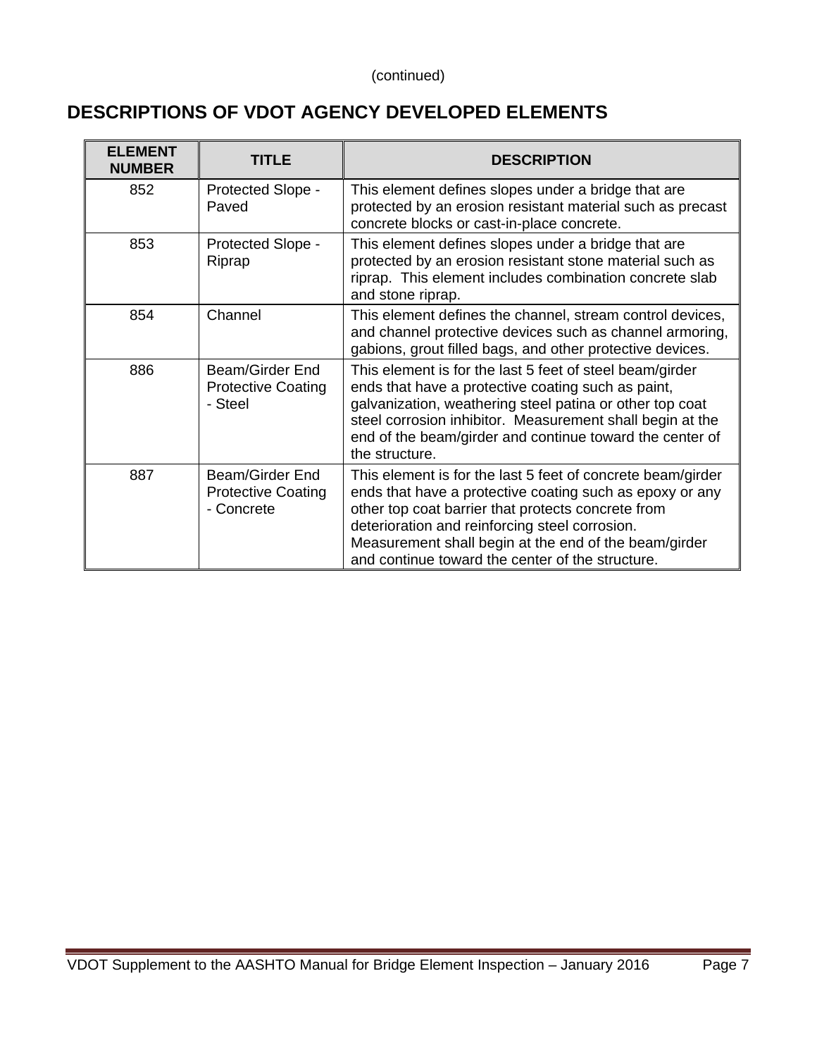(continued)

## DESCRIPTIONS OF VDOT AGENCY DEVELOPED ELEMENTS

| ELEMENT NUMBER | TITLE | DESCRIPTION |
|---|---|---|
| 852 | Protected Slope - Paved | This element defines slopes under a bridge that are protected by an erosion resistant material such as precast concrete blocks or cast-in-place concrete. |
| 853 | Protected Slope - Riprap | This element defines slopes under a bridge that are protected by an erosion resistant stone material such as riprap. This element includes combination concrete slab and stone riprap. |
| 854 | Channel | This element defines the channel, stream control devices, and channel protective devices such as channel armoring, gabions, grout filled bags, and other protective devices. |
| 886 | Beam/Girder End Protective Coating - Steel | This element is for the last 5 feet of steel beam/girder ends that have a protective coating such as paint, galvanization, weathering steel patina or other top coat steel corrosion inhibitor. Measurement shall begin at the end of the beam/girder and continue toward the center of the structure. |
| 887 | Beam/Girder End Protective Coating - Concrete | This element is for the last 5 feet of concrete beam/girder ends that have a protective coating such as epoxy or any other top coat barrier that protects concrete from deterioration and reinforcing steel corrosion. Measurement shall begin at the end of the beam/girder and continue toward the center of the structure. |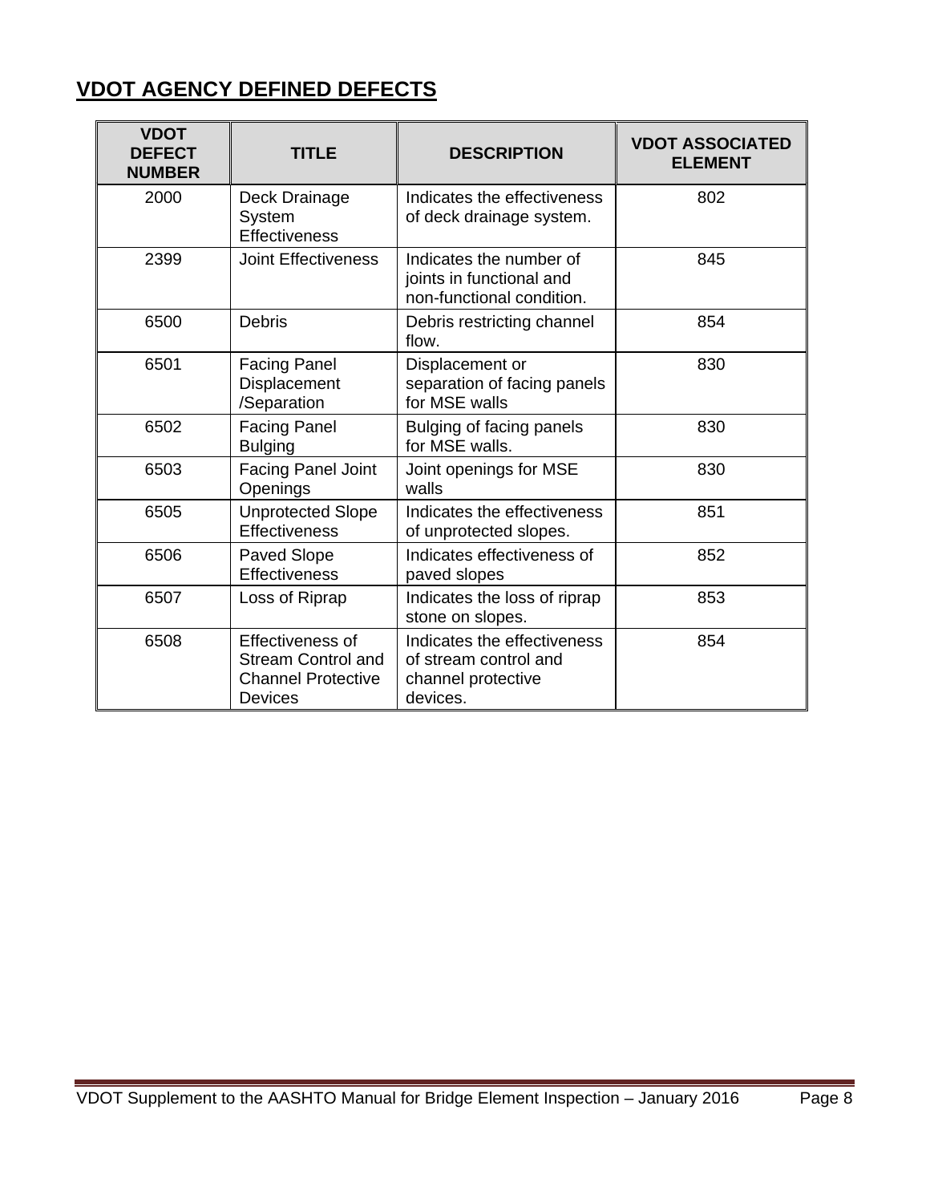## VDOT AGENCY DEFINED DEFECTS

| VDOT DEFECT NUMBER | TITLE | DESCRIPTION | VDOT ASSOCIATED ELEMENT |
|---|---|---|---|
| 2000 | Deck Drainage System Effectiveness | Indicates the effectiveness of deck drainage system. | 802 |
| 2399 | Joint Effectiveness | Indicates the number of joints in functional and non-functional condition. | 845 |
| 6500 | Debris | Debris restricting channel flow. | 854 |
| 6501 | Facing Panel Displacement /Separation | Displacement or separation of facing panels for MSE walls | 830 |
| 6502 | Facing Panel Bulging | Bulging of facing panels for MSE walls. | 830 |
| 6503 | Facing Panel Joint Openings | Joint openings for MSE walls | 830 |
| 6505 | Unprotected Slope Effectiveness | Indicates the effectiveness of unprotected slopes. | 851 |
| 6506 | Paved Slope Effectiveness | Indicates effectiveness of paved slopes | 852 |
| 6507 | Loss of Riprap | Indicates the loss of riprap stone on slopes. | 853 |
| 6508 | Effectiveness of Stream Control and Channel Protective Devices | Indicates the effectiveness of stream control and channel protective devices. | 854 |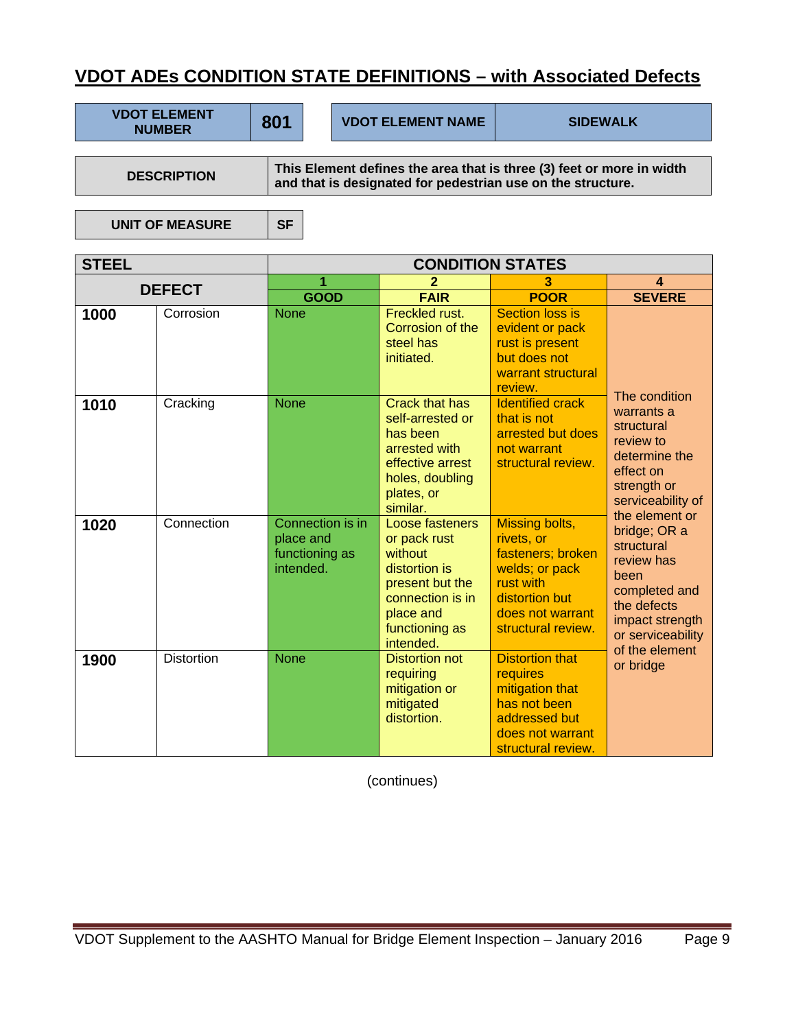## VDOT ADEs CONDITION STATE DEFINITIONS – with Associated Defects

| VDOT ELEMENT NUMBER | 801 | VDOT ELEMENT NAME | SIDEWALK |
|---|---|---|---|

| DESCRIPTION | This Element defines the area that is three (3) feet or more in width and that is designated for pedestrian use on the structure. |
|---|---|

| UNIT OF MEASURE | SF |
|---|---|

| STEEL | | CONDITION STATES | | | |
|---|---|---|---|---|---|
| DEFECT | | 1 GOOD | 2 FAIR | 3 POOR | 4 SEVERE |
| 1000 | Corrosion | None | Freckled rust. Corrosion of the steel has initiated. | Section loss is evident or pack rust is present but does not warrant structural review. | The condition warrants a structural review to determine the effect on strength or serviceability of the element or bridge; OR a structural review has been completed and the defects impact strength or serviceability of the element or bridge |
| 1010 | Cracking | None | Crack that has self-arrested or has been arrested with effective arrest holes, doubling plates, or similar. | Identified crack that is not arrested but does not warrant structural review. | |
| 1020 | Connection | Connection is in place and functioning as intended. | Loose fasteners or pack rust without distortion is present but the connection is in place and functioning as intended. | Missing bolts, rivets, or fasteners; broken welds; or pack rust with distortion but does not warrant structural review. | |
| 1900 | Distortion | None | Distortion not requiring mitigation or mitigated distortion. | Distortion that requires mitigation that has not been addressed but does not warrant structural review. | |

(continues)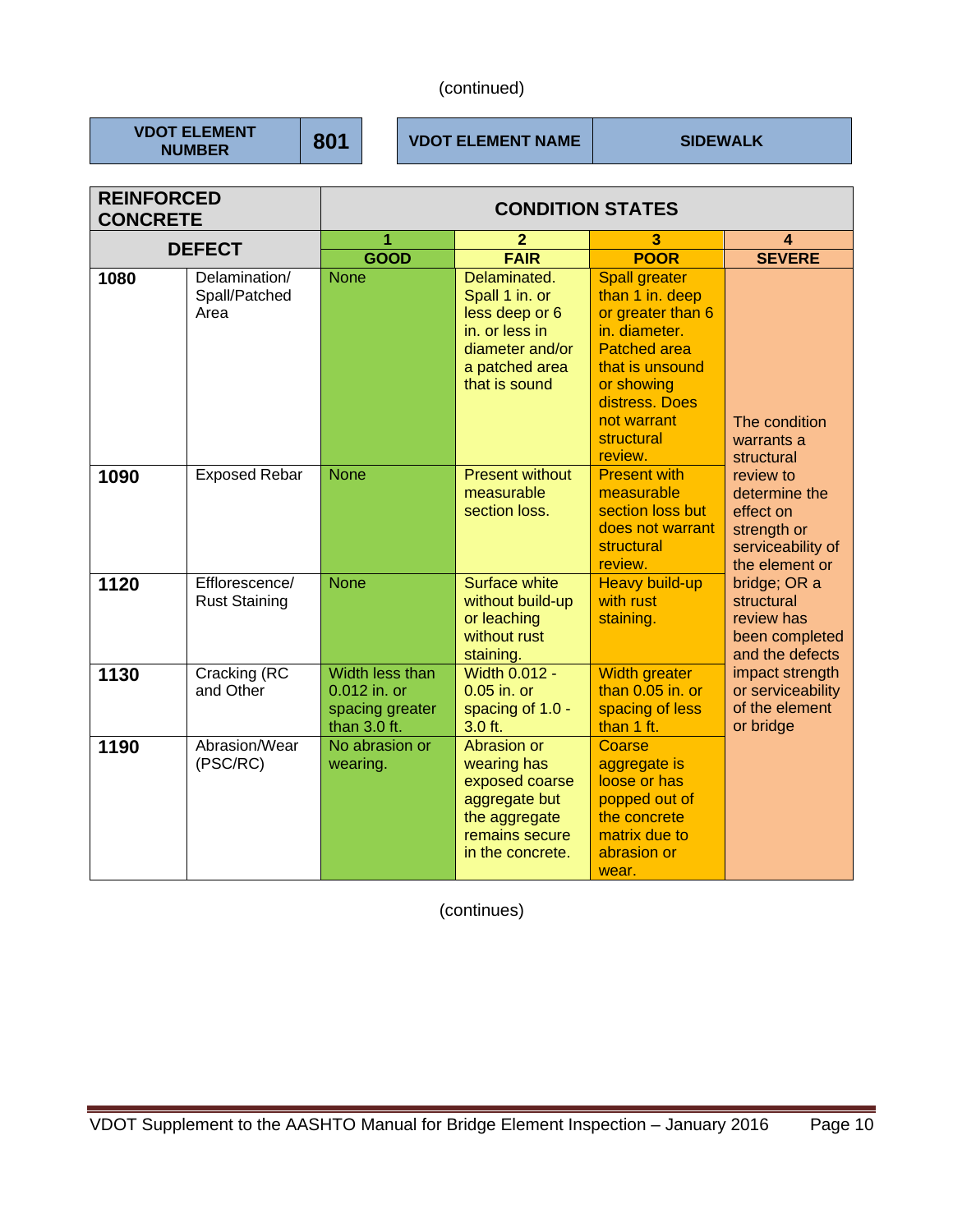(continued)

| VDOT ELEMENT NUMBER | 801 | VDOT ELEMENT NAME | SIDEWALK |
|---|---|---|---|

| REINFORCED CONCRETE | | CONDITION STATES | | | |
|---|---|---|---|---|---|
| DEFECT | | 1 GOOD | 2 FAIR | 3 POOR | 4 SEVERE |
| 1080 | Delamination/ Spall/Patched Area | None | Delaminated. Spall 1 in. or less deep or 6 in. or less in diameter and/or a patched area that is sound | Spall greater than 1 in. deep or greater than 6 in. diameter. Patched area that is unsound or showing distress. Does not warrant structural review. | The condition warrants a structural review to determine the effect on strength or serviceability of the element or bridge; OR a structural review has been completed and the defects impact strength or serviceability of the element or bridge |
| 1090 | Exposed Rebar | None | Present without measurable section loss. | Present with measurable section loss but does not warrant structural review. | |
| 1120 | Efflorescence/ Rust Staining | None | Surface white without build-up or leaching without rust staining. | Heavy build-up with rust staining. | |
| 1130 | Cracking (RC and Other | Width less than 0.012 in. or spacing greater than 3.0 ft. | Width 0.012 - 0.05 in. or spacing of 1.0 - 3.0 ft. | Width greater than 0.05 in. or spacing of less than 1 ft. | |
| 1190 | Abrasion/Wear (PSC/RC) | No abrasion or wearing. | Abrasion or wearing has exposed coarse aggregate but the aggregate remains secure in the concrete. | Coarse aggregate is loose or has popped out of the concrete matrix due to abrasion or wear. | |

(continues)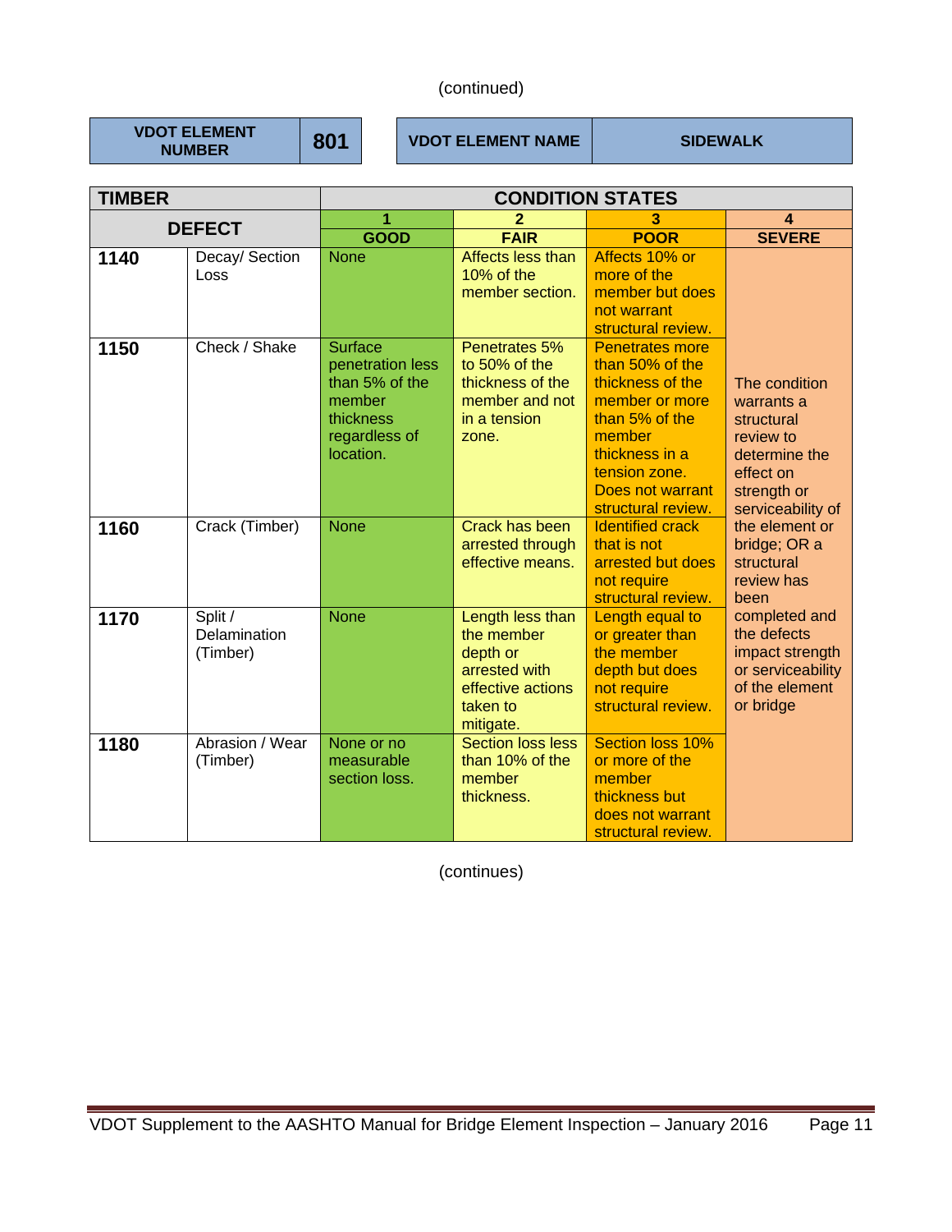(continued)

| VDOT ELEMENT NUMBER | 801 | VDOT ELEMENT NAME | SIDEWALK |
|---|---|---|---|

| TIMBER | | CONDITION STATES | | | |
|---|---|---|---|---|---|
| **DEFECT** | | **1** | **2** | **3** | **4** |
| | | **GOOD** | **FAIR** | **POOR** | **SEVERE** |
| **1140** | Decay/ Section Loss | None | Affects less than 10% of the member section. | Affects 10% or more of the member but does not warrant structural review. | The condition warrants a structural review to determine the effect on strength or serviceability of the element or bridge; OR a structural review has been completed and the defects impact strength or serviceability of the element or bridge |
| **1150** | Check / Shake | Surface penetration less than 5% of the member thickness regardless of location. | Penetrates 5% to 50% of the thickness of the member and not in a tension zone. | Penetrates more than 50% of the thickness of the member or more than 5% of the member thickness in a tension zone. Does not warrant structural review. | |
| **1160** | Crack (Timber) | None | Crack has been arrested through effective means. | Identified crack that is not arrested but does not require structural review. | |
| **1170** | Split / Delamination (Timber) | None | Length less than the member depth or arrested with effective actions taken to mitigate. | Length equal to or greater than the member depth but does not require structural review. | |
| **1180** | Abrasion / Wear (Timber) | None or no measurable section loss. | Section loss less than 10% of the member thickness. | Section loss 10% or more of the member thickness but does not warrant structural review. | |

(continues)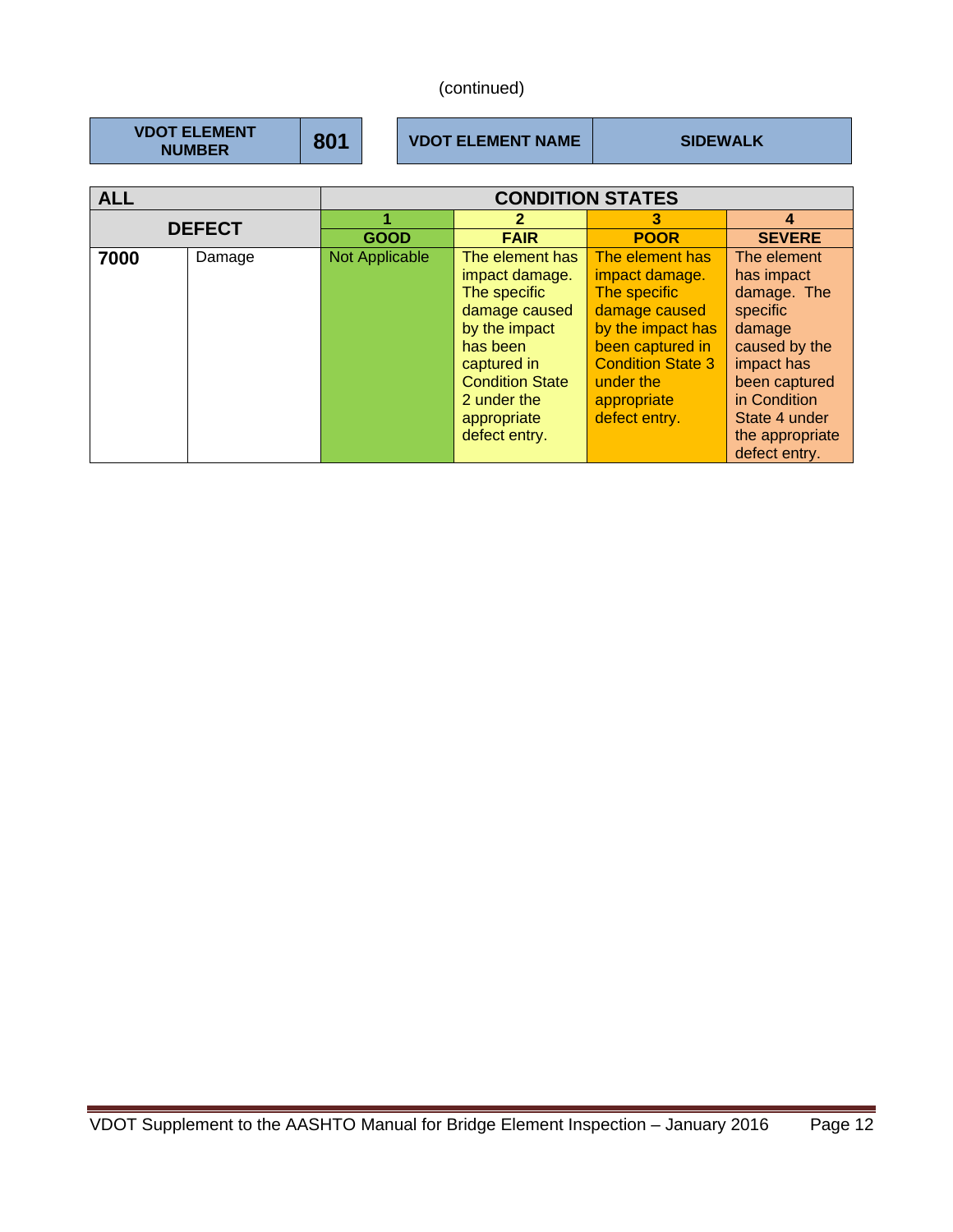(continued)

| VDOT ELEMENT NUMBER | 801 | VDOT ELEMENT NAME | SIDEWALK |
|---|---|---|---|

| ALL | | CONDITION STATES | | | |
|---|---|---|---|---|---|
| DEFECT | | 1 | 2 | 3 | 4 |
| | | GOOD | FAIR | POOR | SEVERE |
| 7000 | Damage | Not Applicable | The element has impact damage. The specific damage caused by the impact has been captured in Condition State 2 under the appropriate defect entry. | The element has impact damage. The specific damage caused by the impact has been captured in Condition State 3 under the appropriate defect entry. | The element has impact damage. The specific damage caused by the impact has been captured in Condition State 4 under the appropriate defect entry. |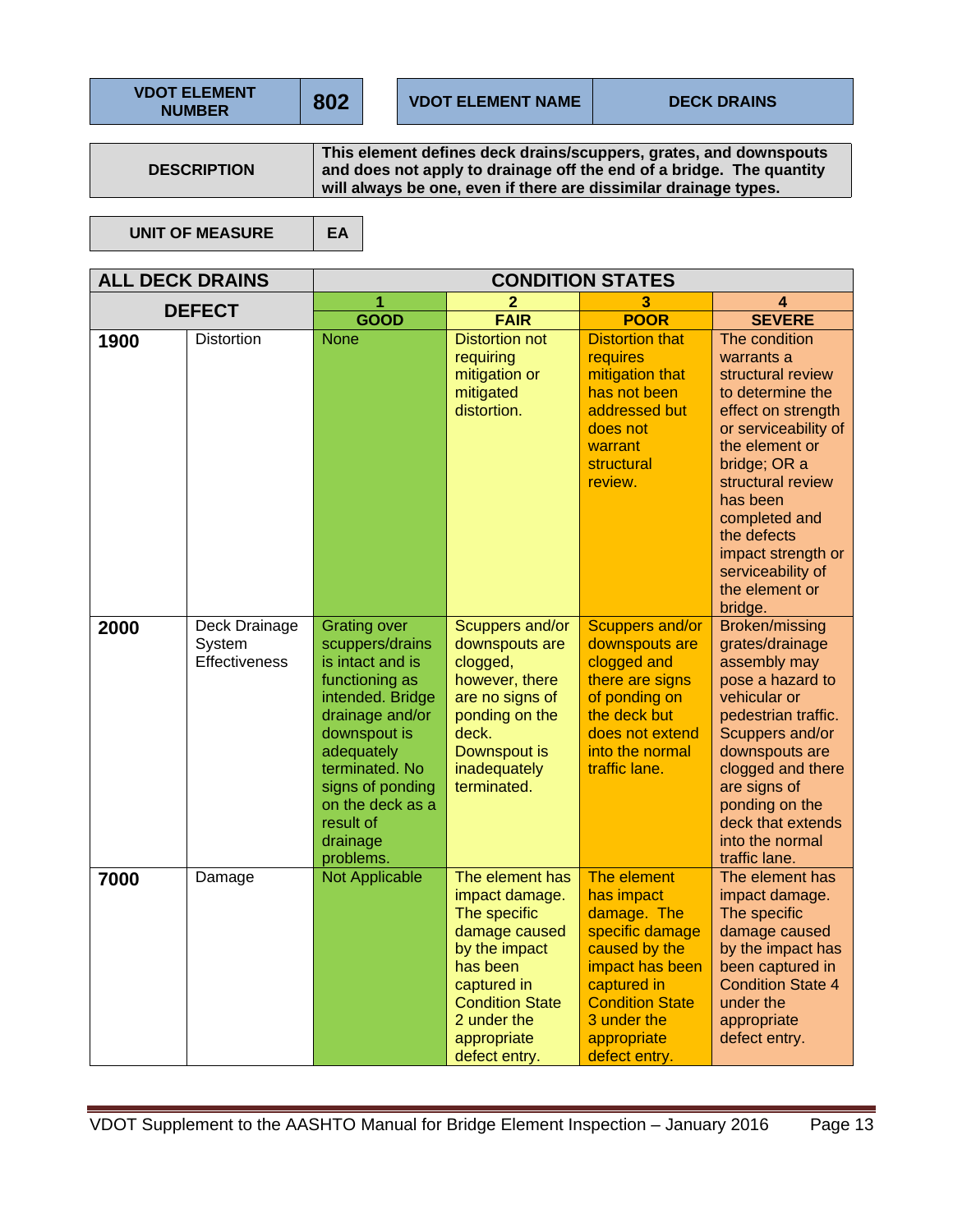| VDOT ELEMENT NUMBER | 802 | VDOT ELEMENT NAME | DECK DRAINS |
|---|---|---|---|

| DESCRIPTION | This element defines deck drains/scuppers, grates, and downspouts and does not apply to drainage off the end of a bridge. The quantity will always be one, even if there are dissimilar drainage types. |
|---|---|

| UNIT OF MEASURE | EA |
|---|---|

| ALL DECK DRAINS | | CONDITION STATES | | | |
|---|---|---|---|---|---|
| DEFECT | | 1 GOOD | 2 FAIR | 3 POOR | 4 SEVERE |
| 1900 | Distortion | None | Distortion not requiring mitigation or mitigated distortion. | Distortion that requires mitigation that has not been addressed but does not warrant structural review. | The condition warrants a structural review to determine the effect on strength or serviceability of the element or bridge; OR a structural review has been completed and the defects impact strength or serviceability of the element or bridge. |
| 2000 | Deck Drainage System Effectiveness | Grating over scuppers/drains is intact and is functioning as intended. Bridge drainage and/or downspout is adequately terminated. No signs of ponding on the deck as a result of drainage problems. | Scuppers and/or downspouts are clogged, however, there are no signs of ponding on the deck. Downspout is inadequately terminated. | Scuppers and/or downspouts are clogged and there are signs of ponding on the deck but does not extend into the normal traffic lane. | Broken/missing grates/drainage assembly may pose a hazard to vehicular or pedestrian traffic. Scuppers and/or downspouts are clogged and there are signs of ponding on the deck that extends into the normal traffic lane. |
| 7000 | Damage | Not Applicable | The element has impact damage. The specific damage caused by the impact has been captured in Condition State 2 under the appropriate defect entry. | The element has impact damage. The specific damage caused by the impact has been captured in Condition State 3 under the appropriate defect entry. | The element has impact damage. The specific damage caused by the impact has been captured in Condition State 4 under the appropriate defect entry. |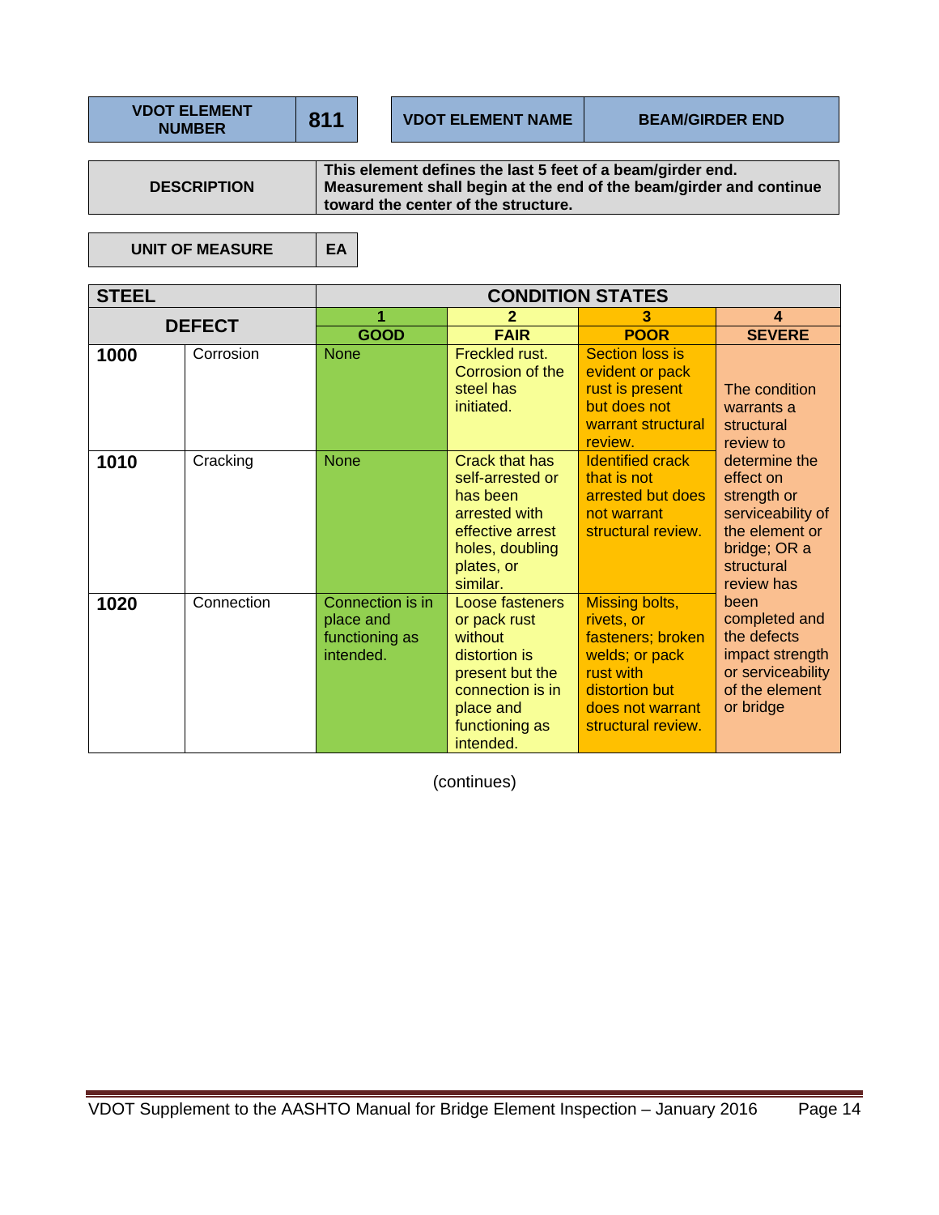| VDOT ELEMENT NUMBER | 811 | VDOT ELEMENT NAME | BEAM/GIRDER END |
|---|---|---|---|

| DESCRIPTION | This element defines the last 5 feet of a beam/girder end. Measurement shall begin at the end of the beam/girder and continue toward the center of the structure. |
|---|---|

| UNIT OF MEASURE | EA |
|---|---|

| STEEL | | CONDITION STATES | | | |
|---|---|---|---|---|---|
| DEFECT | | 1 GOOD | 2 FAIR | 3 POOR | 4 SEVERE |
| 1000 | Corrosion | None | Freckled rust. Corrosion of the steel has initiated. | Section loss is evident or pack rust is present but does not warrant structural review. | The condition warrants a structural review to determine the effect on strength or serviceability of the element or bridge; OR a structural review has been completed and the defects impact strength or serviceability of the element or bridge |
| 1010 | Cracking | None | Crack that has self-arrested or has been arrested with effective arrest holes, doubling plates, or similar. | Identified crack that is not arrested but does not warrant structural review. | |
| 1020 | Connection | Connection is in place and functioning as intended. | Loose fasteners or pack rust without distortion is present but the connection is in place and functioning as intended. | Missing bolts, rivets, or fasteners; broken welds; or pack rust with distortion but does not warrant structural review. | |

(continues)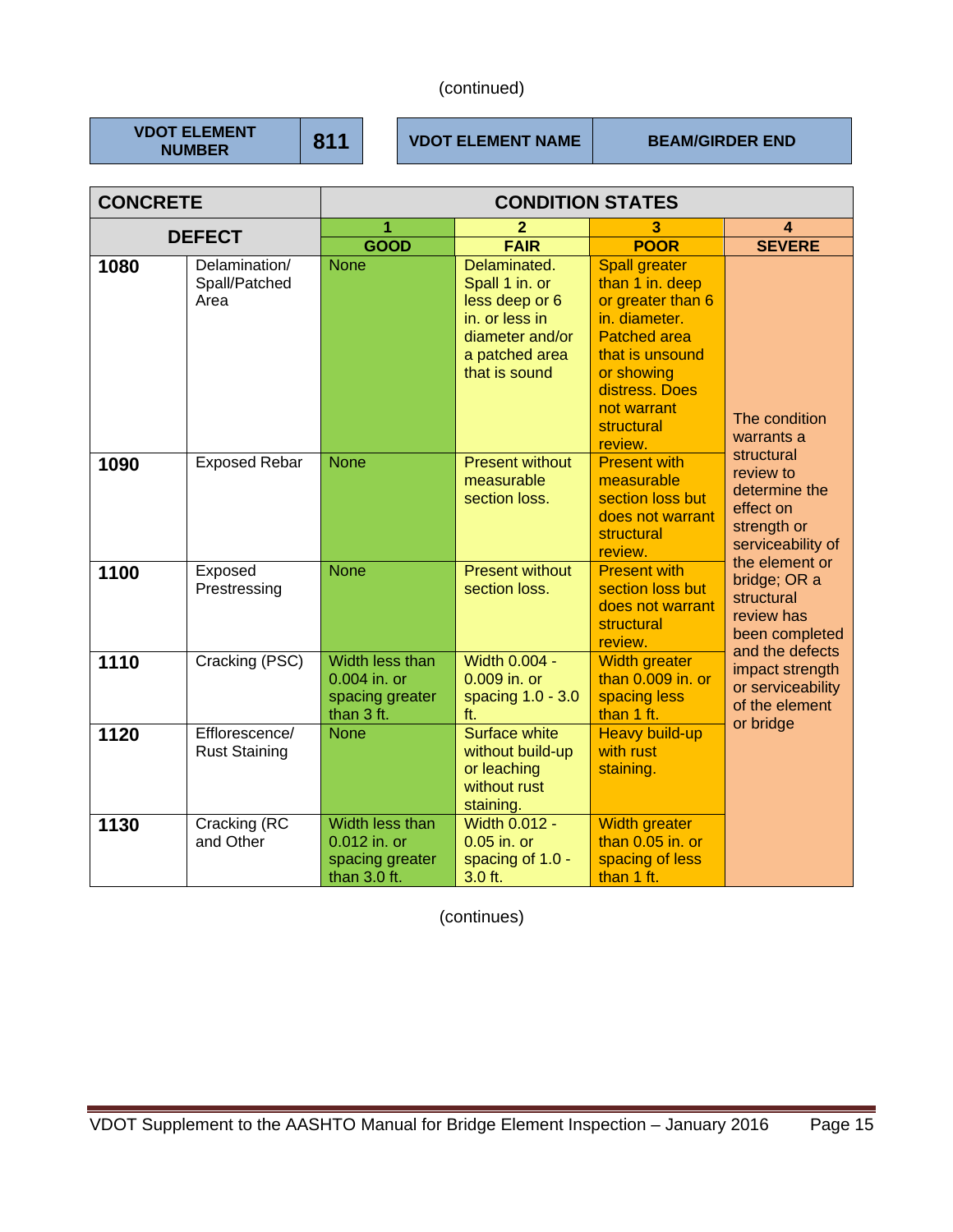(continued)

| VDOT ELEMENT NUMBER | 811 | VDOT ELEMENT NAME | BEAM/GIRDER END |
|---|---|---|---|

| CONCRETE | | CONDITION STATES | | | |
|---|---|---|---|---|---|
| **DEFECT** | | **1 GOOD** | **2 FAIR** | **3 POOR** | **4 SEVERE** |
| **1080** | Delamination/ Spall/Patched Area | None | Delaminated. Spall 1 in. or less deep or 6 in. or less in diameter and/or a patched area that is sound | Spall greater than 1 in. deep or greater than 6 in. diameter. Patched area that is unsound or showing distress. Does not warrant structural review. | The condition warrants a structural review to determine the effect on strength or serviceability of the element or bridge; OR a structural review has been completed and the defects impact strength or serviceability of the element or bridge |
| **1090** | Exposed Rebar | None | Present without measurable section loss. | Present with measurable section loss but does not warrant structural review. | |
| **1100** | Exposed Prestressing | None | Present without section loss. | Present with section loss but does not warrant structural review. | |
| **1110** | Cracking (PSC) | Width less than 0.004 in. or spacing greater than 3 ft. | Width 0.004 - 0.009 in. or spacing 1.0 - 3.0 ft. | Width greater than 0.009 in. or spacing less than 1 ft. | |
| **1120** | Efflorescence/ Rust Staining | None | Surface white without build-up or leaching without rust staining. | Heavy build-up with rust staining. | |
| **1130** | Cracking (RC and Other | Width less than 0.012 in. or spacing greater than 3.0 ft. | Width 0.012 - 0.05 in. or spacing of 1.0 - 3.0 ft. | Width greater than 0.05 in. or spacing of less than 1 ft. | |

(continues)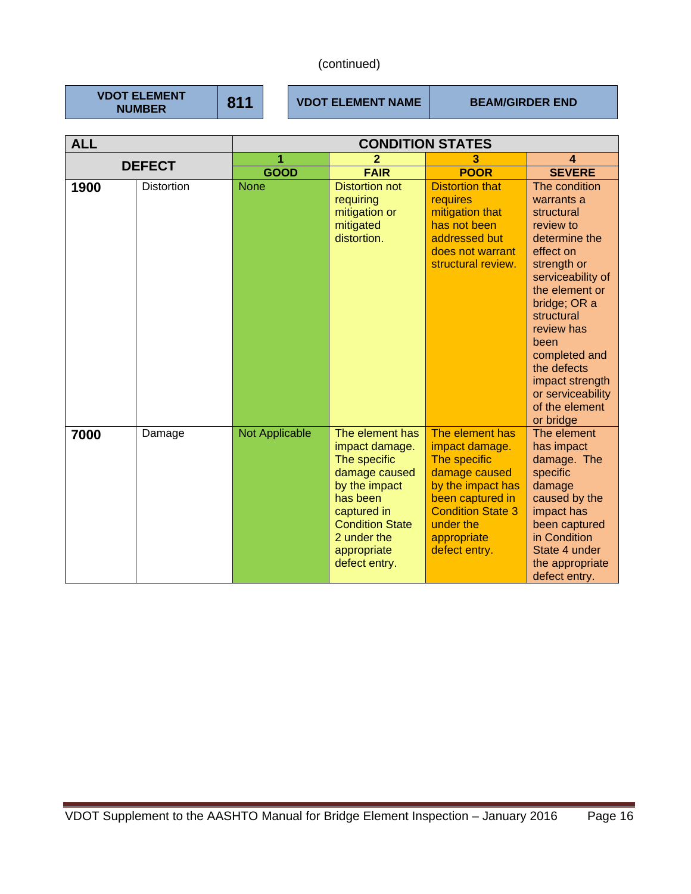(continued)

| VDOT ELEMENT NUMBER | 811 | VDOT ELEMENT NAME | BEAM/GIRDER END |
|---|---|---|---|

| ALL | | CONDITION STATES | | | |
|---|---|---|---|---|---|
| DEFECT | | 1 GOOD | 2 FAIR | 3 POOR | 4 SEVERE |
| **1900** | Distortion | None | Distortion not requiring mitigation or mitigated distortion. | Distortion that requires mitigation that has not been addressed but does not warrant structural review. | The condition warrants a structural review to determine the effect on strength or serviceability of the element or bridge; OR a structural review has been completed and the defects impact strength or serviceability of the element or bridge |
| **7000** | Damage | Not Applicable | The element has impact damage. The specific damage caused by the impact has been captured in Condition State 2 under the appropriate defect entry. | The element has impact damage. The specific damage caused by the impact has been captured in Condition State 3 under the appropriate defect entry. | The element has impact damage. The specific damage caused by the impact has been captured in Condition State 4 under the appropriate defect entry. |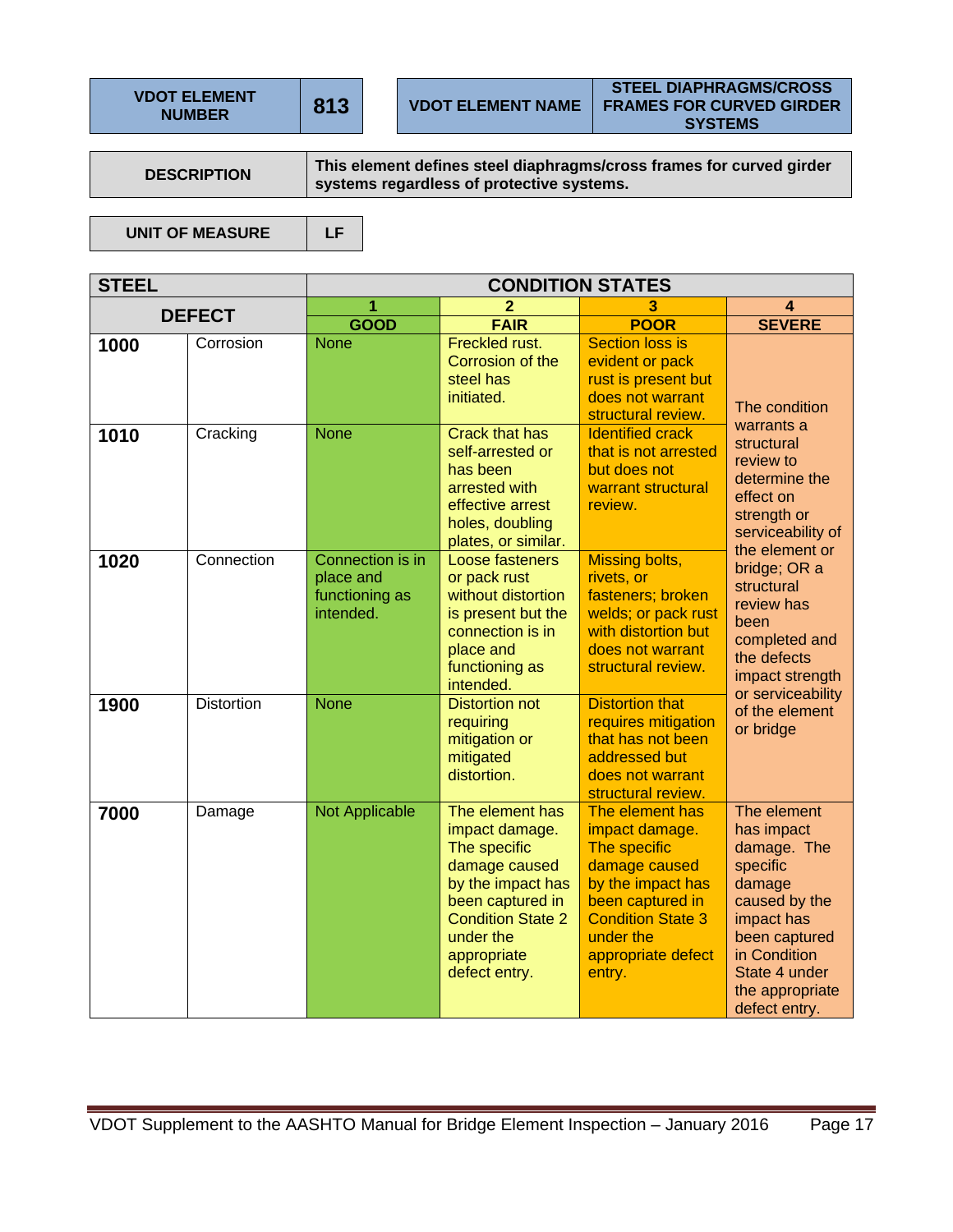| VDOT ELEMENT NUMBER | 813 | VDOT ELEMENT NAME | STEEL DIAPHRAGMS/CROSS FRAMES FOR CURVED GIRDER SYSTEMS |
|---|---|---|---|

| DESCRIPTION | This element defines steel diaphragms/cross frames for curved girder systems regardless of protective systems. |
|---|---|

| UNIT OF MEASURE | LF |
|---|---|

| STEEL | | CONDITION STATES | | | |
|---|---|---|---|---|---|
| **DEFECT** | | **1 GOOD** | **2 FAIR** | **3 POOR** | **4 SEVERE** |
| **1000** | Corrosion | None | Freckled rust. Corrosion of the steel has initiated. | Section loss is evident or pack rust is present but does not warrant structural review. | The condition warrants a structural review to determine the effect on strength or serviceability of the element or bridge; OR a structural review has been completed and the defects impact strength or serviceability of the element or bridge |
| **1010** | Cracking | None | Crack that has self-arrested or has been arrested with effective arrest holes, doubling plates, or similar. | Identified crack that is not arrested but does not warrant structural review. | |
| **1020** | Connection | Connection is in place and functioning as intended. | Loose fasteners or pack rust without distortion is present but the connection is in place and functioning as intended. | Missing bolts, rivets, or fasteners; broken welds; or pack rust with distortion but does not warrant structural review. | |
| **1900** | Distortion | None | Distortion not requiring mitigation or mitigated distortion. | Distortion that requires mitigation that has not been addressed but does not warrant structural review. | |
| **7000** | Damage | Not Applicable | The element has impact damage. The specific damage caused by the impact has been captured in Condition State 2 under the appropriate defect entry. | The element has impact damage. The specific damage caused by the impact has been captured in Condition State 3 under the appropriate defect entry. | The element has impact damage. The specific damage caused by the impact has been captured in Condition State 4 under the appropriate defect entry. |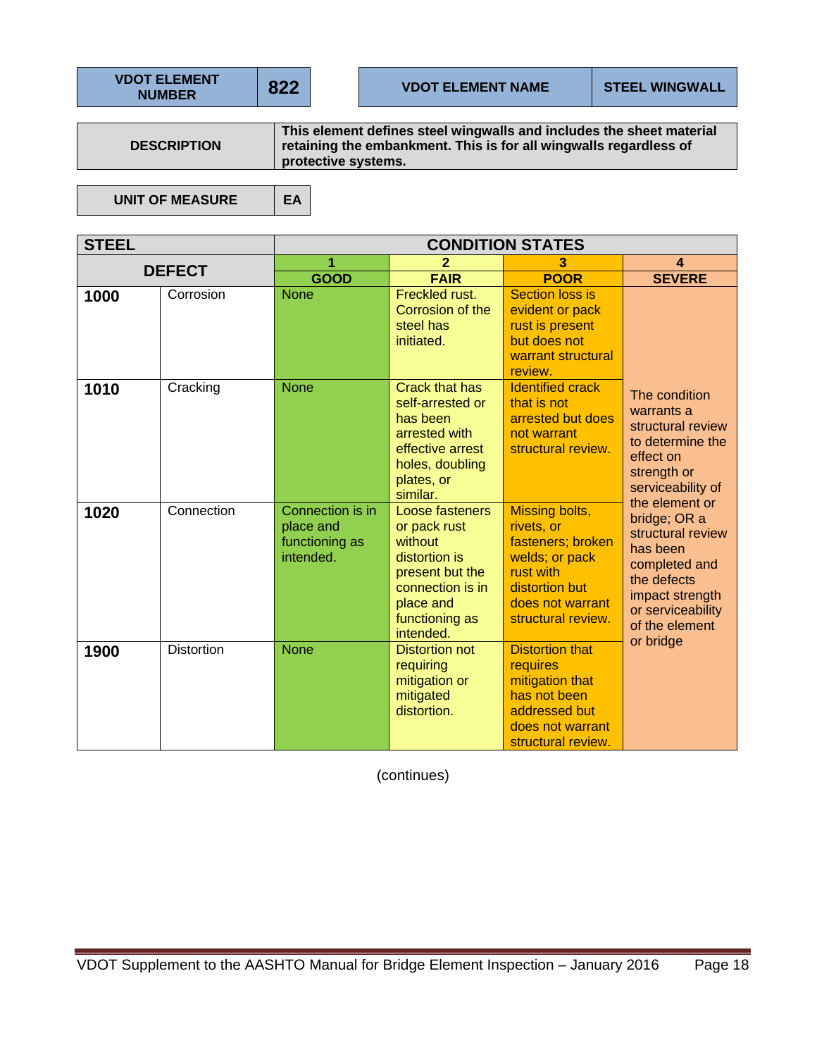| VDOT ELEMENT NUMBER | 822 |
|---|---|

| VDOT ELEMENT NAME | STEEL WINGWALL |
|---|---|

| DESCRIPTION | This element defines steel wingwalls and includes the sheet material retaining the embankment. This is for all wingwalls regardless of protective systems. |
|---|---|

| UNIT OF MEASURE | EA |
|---|---|

| STEEL | | CONDITION STATES | | | |
|---|---|---|---|---|---|
| DEFECT | | 1 GOOD | 2 FAIR | 3 POOR | 4 SEVERE |
| **1000** | Corrosion | None | Freckled rust. Corrosion of the steel has initiated. | Section loss is evident or pack rust is present but does not warrant structural review. | The condition warrants a structural review to determine the effect on strength or serviceability of the element or bridge; OR a structural review has been completed and the defects impact strength or serviceability of the element or bridge |
| **1010** | Cracking | None | Crack that has self-arrested or has been arrested with effective arrest holes, doubling plates, or similar. | Identified crack that is not arrested but does not warrant structural review. | |
| **1020** | Connection | Connection is in place and functioning as intended. | Loose fasteners or pack rust without distortion is present but the connection is in place and functioning as intended. | Missing bolts, rivets, or fasteners; broken welds; or pack rust with distortion but does not warrant structural review. | |
| **1900** | Distortion | None | Distortion not requiring mitigation or mitigated distortion. | Distortion that requires mitigation that has not been addressed but does not warrant structural review. | |

(continues)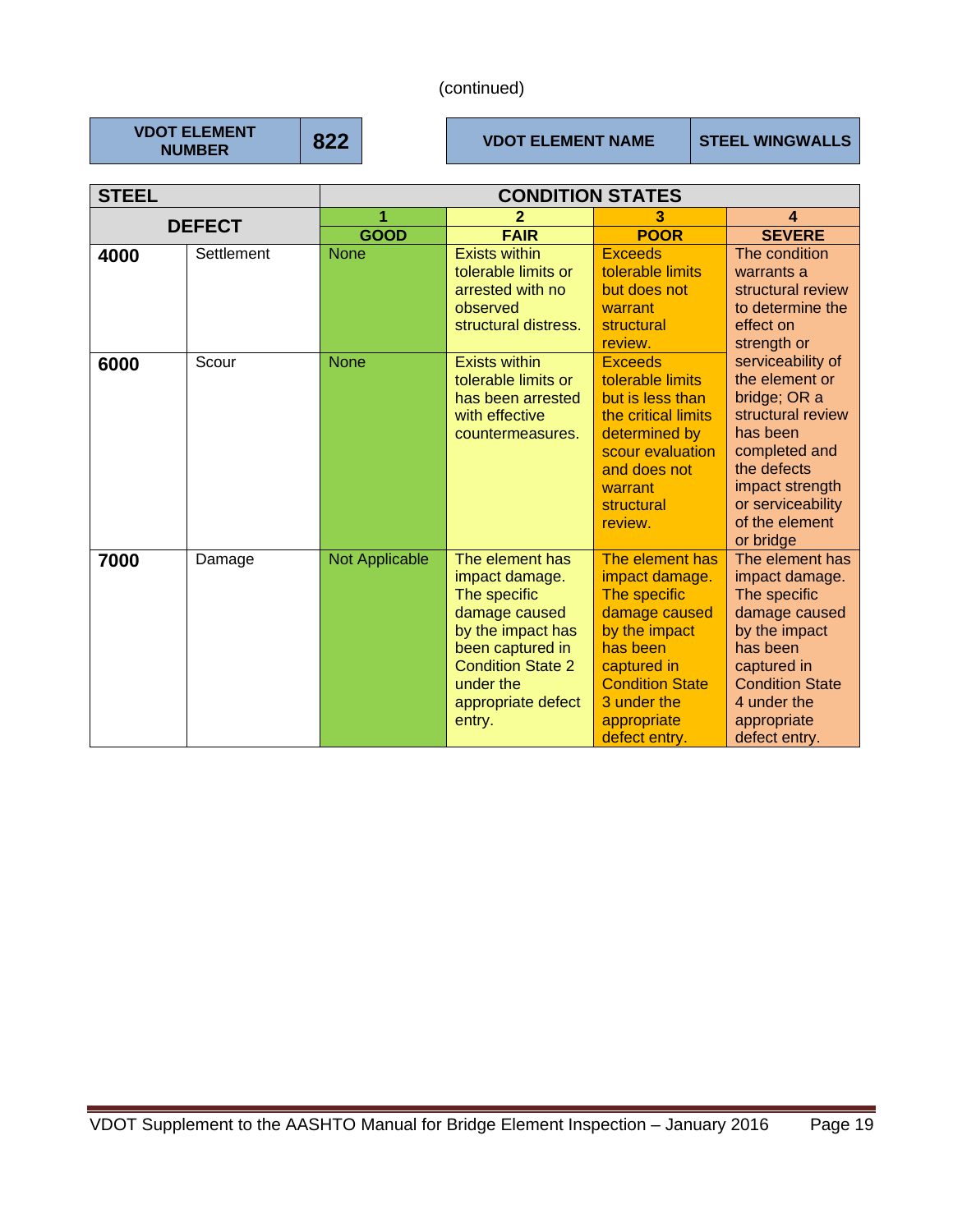(continued)

| VDOT ELEMENT NUMBER | 822 | VDOT ELEMENT NAME | STEEL WINGWALLS |
|---|---|---|---|

| STEEL | | CONDITION STATES | | | |
|---|---|---|---|---|---|
| DEFECT | | 1 GOOD | 2 FAIR | 3 POOR | 4 SEVERE |
| **4000** | Settlement | None | Exists within tolerable limits or arrested with no observed structural distress. | Exceeds tolerable limits but does not warrant structural review. | The condition warrants a structural review to determine the effect on strength or serviceability of the element or bridge; OR a structural review has been completed and the defects impact strength or serviceability of the element or bridge |
| **6000** | Scour | None | Exists within tolerable limits or has been arrested with effective countermeasures. | Exceeds tolerable limits but is less than the critical limits determined by scour evaluation and does not warrant structural review. | |
| **7000** | Damage | Not Applicable | The element has impact damage. The specific damage caused by the impact has been captured in Condition State 2 under the appropriate defect entry. | The element has impact damage. The specific damage caused by the impact has been captured in Condition State 3 under the appropriate defect entry. | The element has impact damage. The specific damage caused by the impact has been captured in Condition State 4 under the appropriate defect entry. |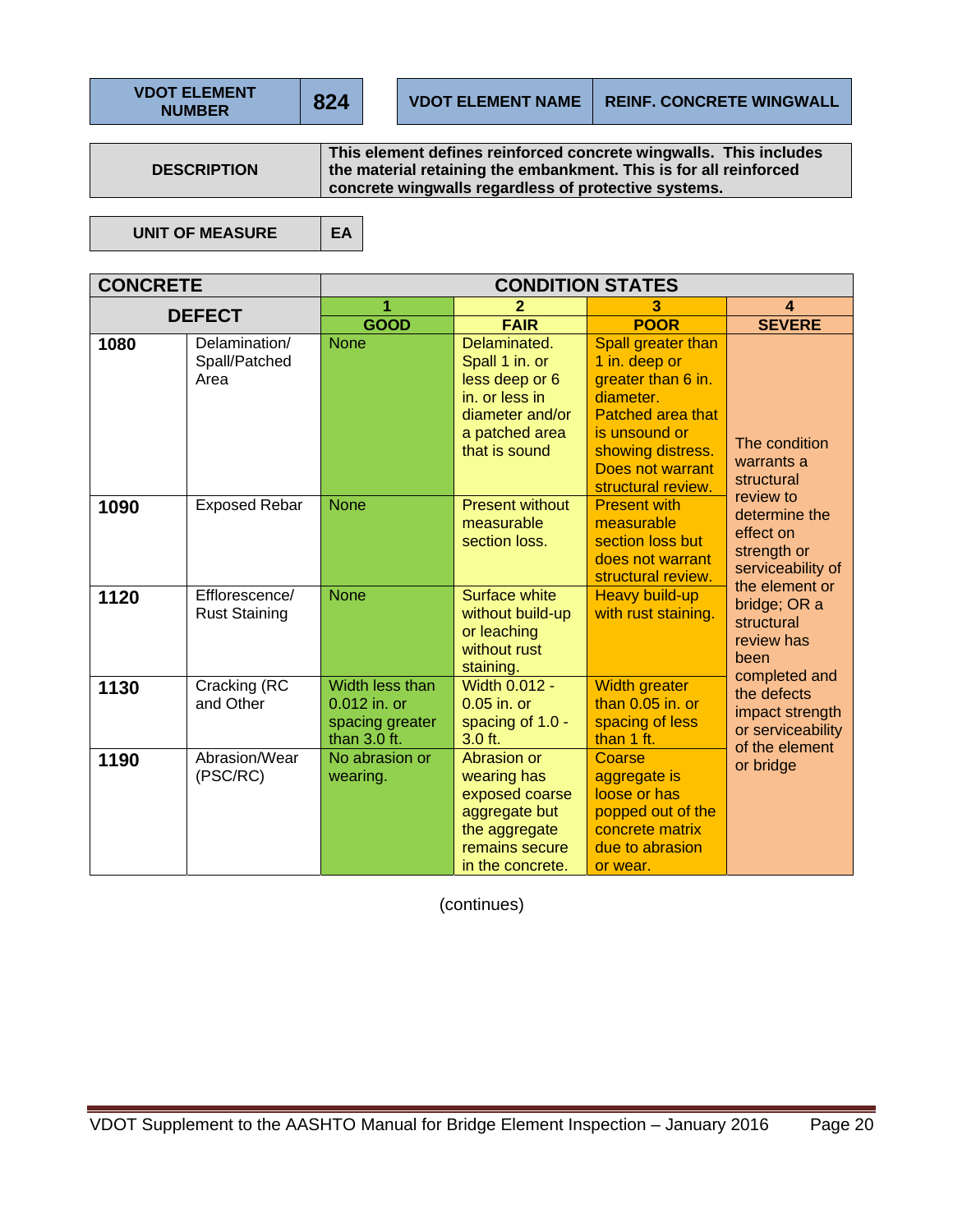| VDOT ELEMENT NUMBER | 824 |
|---|---|

| VDOT ELEMENT NAME | REINF. CONCRETE WINGWALL |
|---|---|

| DESCRIPTION | This element defines reinforced concrete wingwalls. This includes the material retaining the embankment. This is for all reinforced concrete wingwalls regardless of protective systems. |
|---|---|

| UNIT OF MEASURE | EA |
|---|---|

| CONCRETE | | CONDITION STATES | | | |
|---|---|---|---|---|---|
| DEFECT | | 1 GOOD | 2 FAIR | 3 POOR | 4 SEVERE |
| 1080 | Delamination/ Spall/Patched Area | None | Delaminated. Spall 1 in. or less deep or 6 in. or less in diameter and/or a patched area that is sound | Spall greater than 1 in. deep or greater than 6 in. diameter. Patched area that is unsound or showing distress. Does not warrant structural review. | The condition warrants a structural review to determine the effect on strength or serviceability of the element or bridge; OR a structural review has been completed and the defects impact strength or serviceability of the element or bridge |
| 1090 | Exposed Rebar | None | Present without measurable section loss. | Present with measurable section loss but does not warrant structural review. | |
| 1120 | Efflorescence/ Rust Staining | None | Surface white without build-up or leaching without rust staining. | Heavy build-up with rust staining. | |
| 1130 | Cracking (RC and Other | Width less than 0.012 in. or spacing greater than 3.0 ft. | Width 0.012 - 0.05 in. or spacing of 1.0 - 3.0 ft. | Width greater than 0.05 in. or spacing of less than 1 ft. | |
| 1190 | Abrasion/Wear (PSC/RC) | No abrasion or wearing. | Abrasion or wearing has exposed coarse aggregate but the aggregate remains secure in the concrete. | Coarse aggregate is loose or has popped out of the concrete matrix due to abrasion or wear. | |

(continues)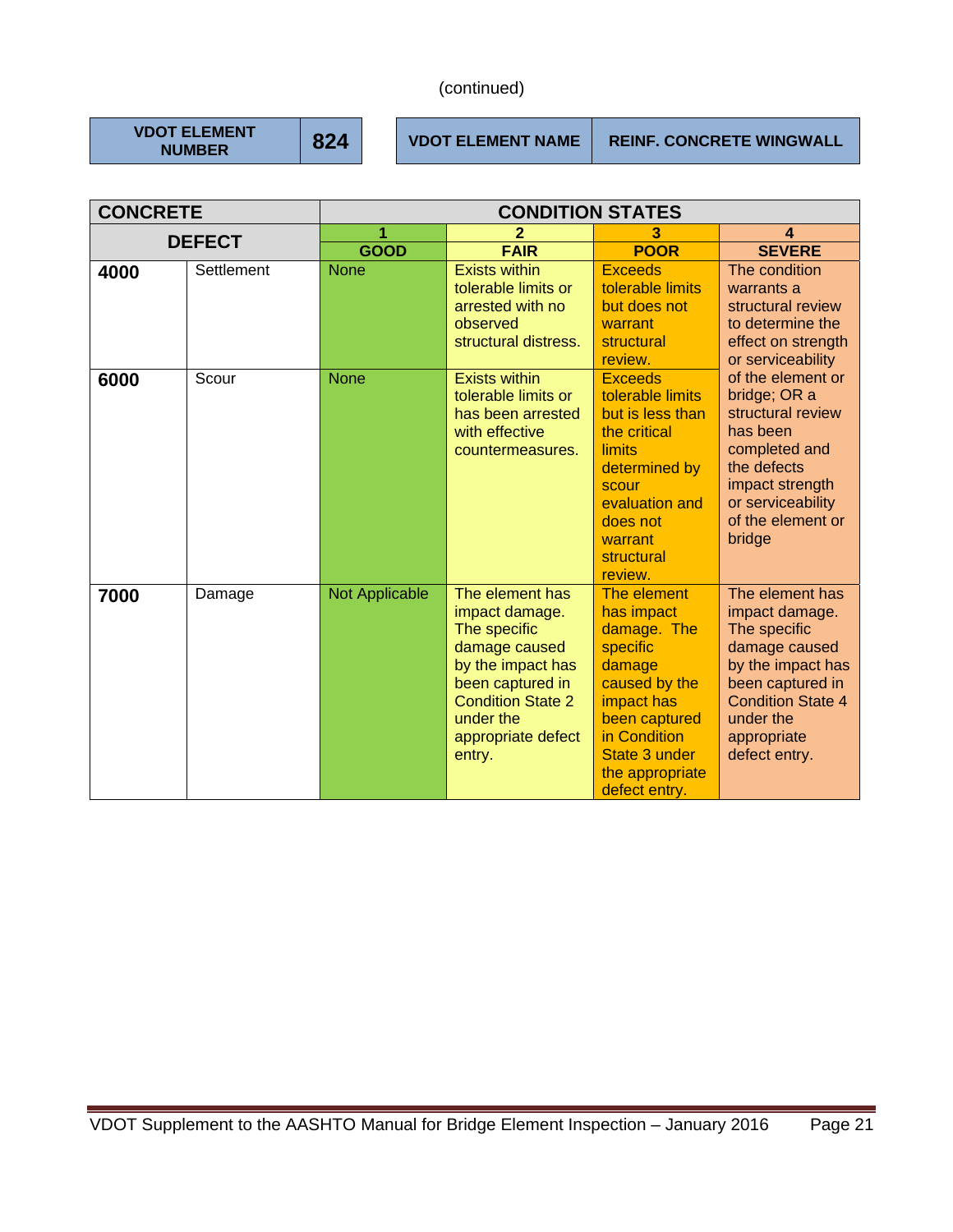(continued)

| VDOT ELEMENT NUMBER | 824 | VDOT ELEMENT NAME | REINF. CONCRETE WINGWALL |
|---|---|---|---|

| CONCRETE | | CONDITION STATES | | | |
|---|---|---|---|---|---|
| DEFECT | | 1 GOOD | 2 FAIR | 3 POOR | 4 SEVERE |
| **4000** | Settlement | None | Exists within tolerable limits or arrested with no observed structural distress. | Exceeds tolerable limits but does not warrant structural review. | The condition warrants a structural review to determine the effect on strength or serviceability of the element or bridge; OR a structural review has been completed and the defects impact strength or serviceability of the element or bridge |
| **6000** | Scour | None | Exists within tolerable limits or has been arrested with effective countermeasures. | Exceeds tolerable limits but is less than the critical limits determined by scour evaluation and does not warrant structural review. | |
| **7000** | Damage | Not Applicable | The element has impact damage. The specific damage caused by the impact has been captured in Condition State 2 under the appropriate defect entry. | The element has impact damage. The specific damage caused by the impact has been captured in Condition State 3 under the appropriate defect entry. | The element has impact damage. The specific damage caused by the impact has been captured in Condition State 4 under the appropriate defect entry. |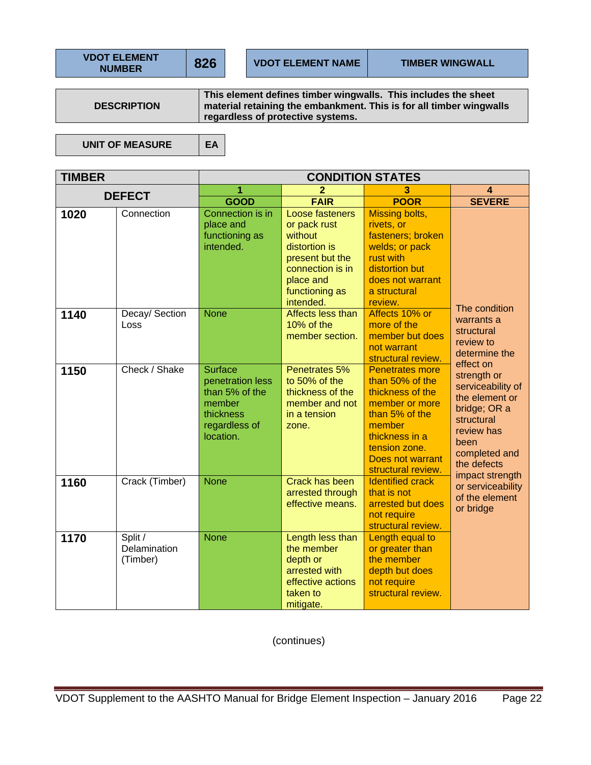| VDOT ELEMENT NUMBER | 826 | VDOT ELEMENT NAME | TIMBER WINGWALL |
|---|---|---|---|

| DESCRIPTION | This element defines timber wingwalls. This includes the sheet material retaining the embankment. This is for all timber wingwalls regardless of protective systems. |
|---|---|

| UNIT OF MEASURE | EA |
|---|---|

| TIMBER | | CONDITION STATES | | | |
|---|---|---|---|---|---|
| **DEFECT** | | **1** GOOD | **2** FAIR | **3** POOR | **4** SEVERE |
| **1020** | Connection | Connection is in place and functioning as intended. | Loose fasteners or pack rust without distortion is present but the connection is in place and functioning as intended. | Missing bolts, rivets, or fasteners; broken welds; or pack rust with distortion but does not warrant a structural review. | The condition warrants a structural review to determine the effect on strength or serviceability of the element or bridge; OR a structural review has been completed and the defects impact strength or serviceability of the element or bridge |
| **1140** | Decay/ Section Loss | None | Affects less than 10% of the member section. | Affects 10% or more of the member but does not warrant structural review. | |
| **1150** | Check / Shake | Surface penetration less than 5% of the member thickness regardless of location. | Penetrates 5% to 50% of the thickness of the member and not in a tension zone. | Penetrates more than 50% of the thickness of the member or more than 5% of the member thickness in a tension zone. Does not warrant structural review. | |
| **1160** | Crack (Timber) | None | Crack has been arrested through effective means. | Identified crack that is not arrested but does not require structural review. | |
| **1170** | Split / Delamination (Timber) | None | Length less than the member depth or arrested with effective actions taken to mitigate. | Length equal to or greater than the member depth but does not require structural review. | |

(continues)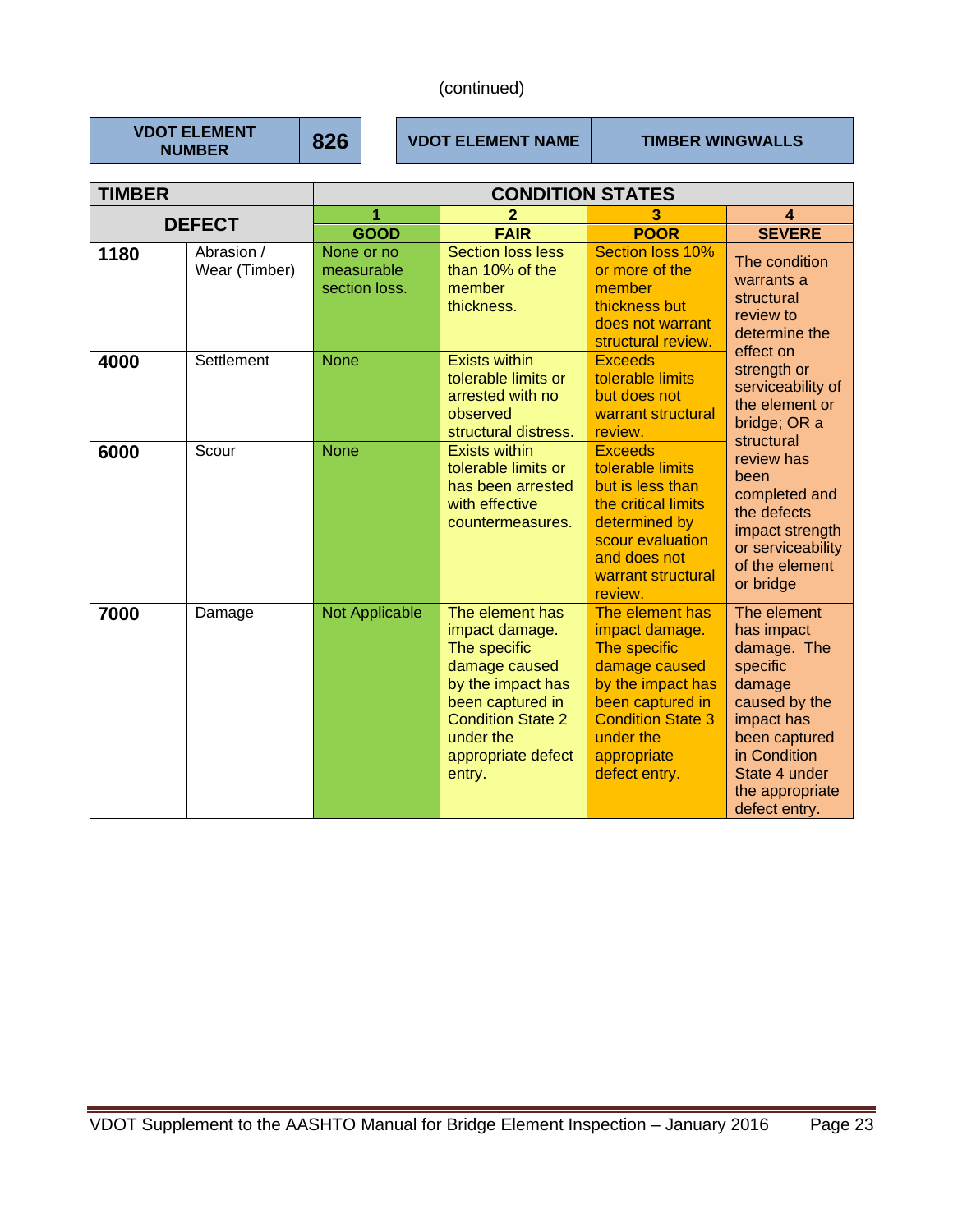(continued)

| VDOT ELEMENT NUMBER | 826 | VDOT ELEMENT NAME | TIMBER WINGWALLS |
|---|---|---|---|

| TIMBER | | CONDITION STATES | | | |
|---|---|---|---|---|---|
| DEFECT | | 1 GOOD | 2 FAIR | 3 POOR | 4 SEVERE |
| 1180 | Abrasion / Wear (Timber) | None or no measurable section loss. | Section loss less than 10% of the member thickness. | Section loss 10% or more of the member thickness but does not warrant structural review. | The condition warrants a structural review to determine the effect on strength or serviceability of the element or bridge; OR a structural review has been completed and the defects impact strength or serviceability of the element or bridge |
| 4000 | Settlement | None | Exists within tolerable limits or arrested with no observed structural distress. | Exceeds tolerable limits but does not warrant structural review. | |
| 6000 | Scour | None | Exists within tolerable limits or has been arrested with effective countermeasures. | Exceeds tolerable limits but is less than the critical limits determined by scour evaluation and does not warrant structural review. | |
| 7000 | Damage | Not Applicable | The element has impact damage. The specific damage caused by the impact has been captured in Condition State 2 under the appropriate defect entry. | The element has impact damage. The specific damage caused by the impact has been captured in Condition State 3 under the appropriate defect entry. | The element has impact damage. The specific damage caused by the impact has been captured in Condition State 4 under the appropriate defect entry. |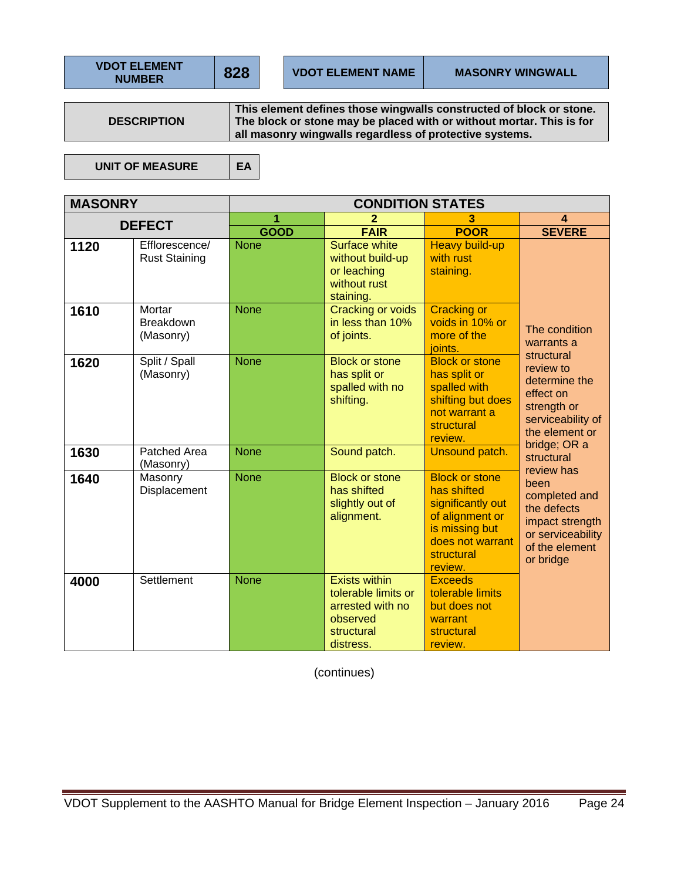| VDOT ELEMENT NUMBER | 828 | VDOT ELEMENT NAME | MASONRY WINGWALL |
|---|---|---|---|

| DESCRIPTION | This element defines those wingwalls constructed of block or stone. The block or stone may be placed with or without mortar. This is for all masonry wingwalls regardless of protective systems. |
|---|---|

| UNIT OF MEASURE | EA |
|---|---|

| MASONRY | | CONDITION STATES | | | |
|---|---|---|---|---|---|
| DEFECT | | 1 GOOD | 2 FAIR | 3 POOR | 4 SEVERE |
| 1120 | Efflorescence/ Rust Staining | None | Surface white without build-up or leaching without rust staining. | Heavy build-up with rust staining. | The condition warrants a structural review to determine the effect on strength or serviceability of the element or bridge; OR a structural review has been completed and the defects impact strength or serviceability of the element or bridge |
| 1610 | Mortar Breakdown (Masonry) | None | Cracking or voids in less than 10% of joints. | Cracking or voids in 10% or more of the joints. | |
| 1620 | Split / Spall (Masonry) | None | Block or stone has split or spalled with no shifting. | Block or stone has split or spalled with shifting but does not warrant a structural review. | |
| 1630 | Patched Area (Masonry) | None | Sound patch. | Unsound patch. | |
| 1640 | Masonry Displacement | None | Block or stone has shifted slightly out of alignment. | Block or stone has shifted significantly out of alignment or is missing but does not warrant structural review. | |
| 4000 | Settlement | None | Exists within tolerable limits or arrested with no observed structural distress. | Exceeds tolerable limits but does not warrant structural review. | |

(continues)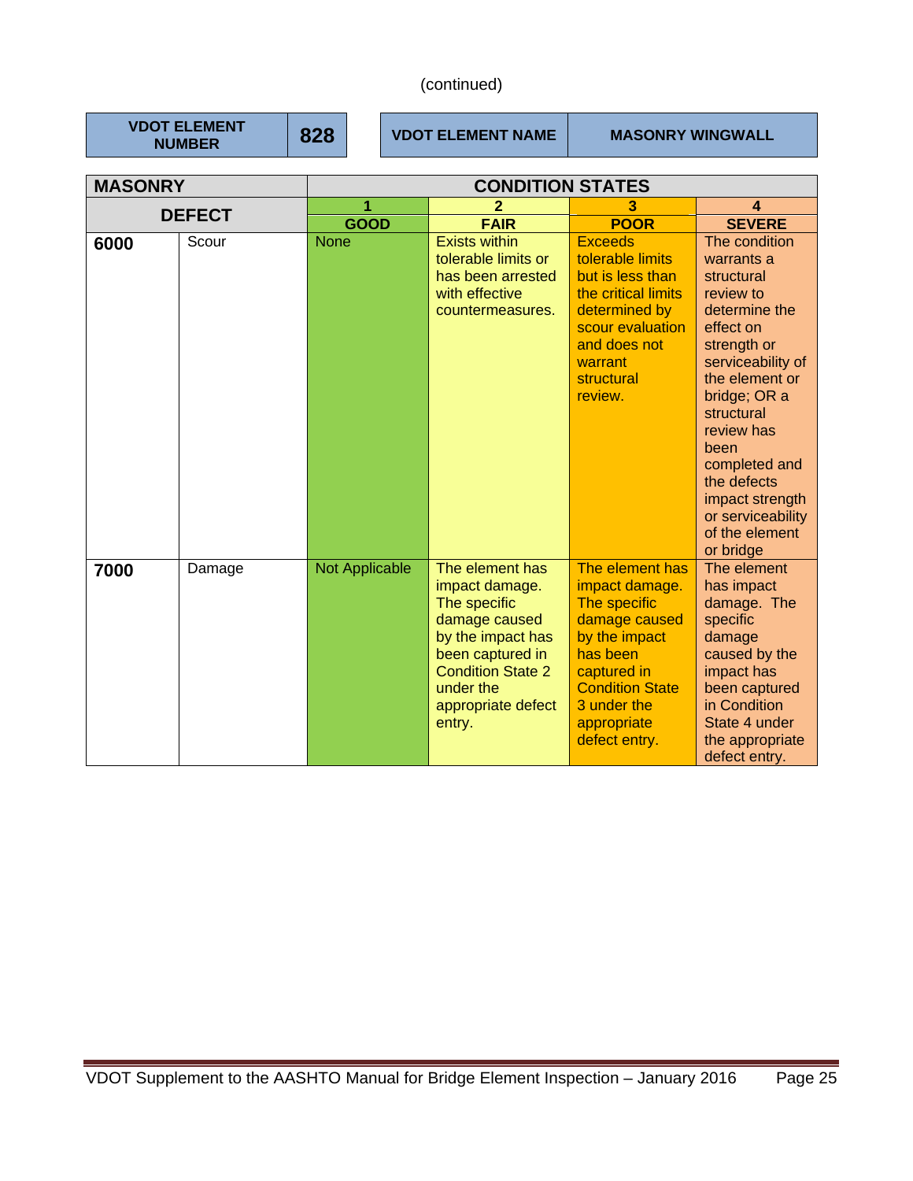(continued)

| VDOT ELEMENT NUMBER | 828 | VDOT ELEMENT NAME | MASONRY WINGWALL |
|---|---|---|---|

| MASONRY | | CONDITION STATES | | | |
|---|---|---|---|---|---|
| DEFECT | | 1 GOOD | 2 FAIR | 3 POOR | 4 SEVERE |
| **6000** | Scour | None | Exists within tolerable limits or has been arrested with effective countermeasures. | Exceeds tolerable limits but is less than the critical limits determined by scour evaluation and does not warrant structural review. | The condition warrants a structural review to determine the effect on strength or serviceability of the element or bridge; OR a structural review has been completed and the defects impact strength or serviceability of the element or bridge |
| **7000** | Damage | Not Applicable | The element has impact damage. The specific damage caused by the impact has been captured in Condition State 2 under the appropriate defect entry. | The element has impact damage. The specific damage caused by the impact has been captured in Condition State 3 under the appropriate defect entry. | The element has impact damage. The specific damage caused by the impact has been captured in Condition State 4 under the appropriate defect entry. |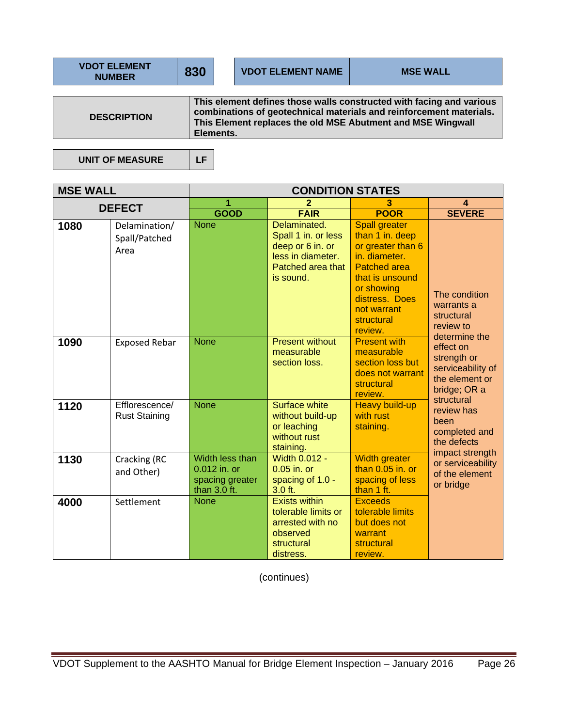| VDOT ELEMENT NUMBER | 830 | VDOT ELEMENT NAME | MSE WALL |
|---|---|---|---|

| DESCRIPTION | This element defines those walls constructed with facing and various combinations of geotechnical materials and reinforcement materials. This Element replaces the old MSE Abutment and MSE Wingwall Elements. |
|---|---|

| UNIT OF MEASURE | LF |
|---|---|

| MSE WALL | | CONDITION STATES | | | |
|---|---|---|---|---|---|
| DEFECT | | 1 GOOD | 2 FAIR | 3 POOR | 4 SEVERE |
| 1080 | Delamination/ Spall/Patched Area | None | Delaminated. Spall 1 in. or less deep or 6 in. or less in diameter. Patched area that is sound. | Spall greater than 1 in. deep or greater than 6 in. diameter. Patched area that is unsound or showing distress. Does not warrant structural review. | The condition warrants a structural review to determine the effect on strength or serviceability of the element or bridge; OR a structural review has been completed and the defects impact strength or serviceability of the element or bridge |
| 1090 | Exposed Rebar | None | Present without measurable section loss. | Present with measurable section loss but does not warrant structural review. | |
| 1120 | Efflorescence/ Rust Staining | None | Surface white without build-up or leaching without rust staining. | Heavy build-up with rust staining. | |
| 1130 | Cracking (RC and Other) | Width less than 0.012 in. or spacing greater than 3.0 ft. | Width 0.012 - 0.05 in. or spacing of 1.0 - 3.0 ft. | Width greater than 0.05 in. or spacing of less than 1 ft. | |
| 4000 | Settlement | None | Exists within tolerable limits or arrested with no observed structural distress. | Exceeds tolerable limits but does not warrant structural review. | |

(continues)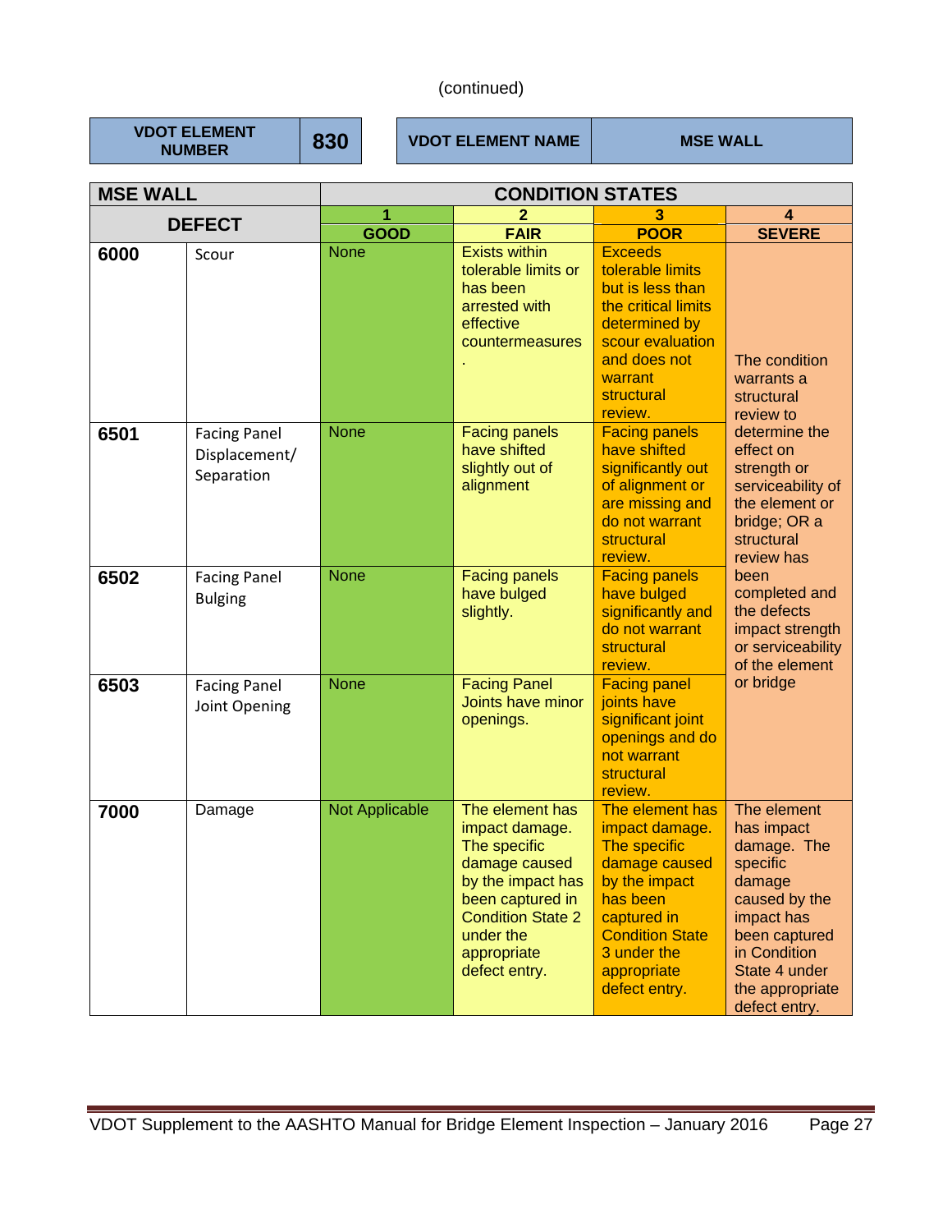(continued)

| VDOT ELEMENT NUMBER | 830 | VDOT ELEMENT NAME | MSE WALL |
|---|---|---|---|

| MSE WALL | | CONDITION STATES | | | |
|---|---|---|---|---|---|
| DEFECT | | 1<br>GOOD | 2<br>FAIR | 3<br>POOR | 4<br>SEVERE |
| 6000 | Scour | None | Exists within tolerable limits or has been arrested with effective countermeasures. | Exceeds tolerable limits but is less than the critical limits determined by scour evaluation and does not warrant structural review. | The condition warrants a structural review to determine the effect on strength or serviceability of the element or bridge; OR a structural review has been completed and the defects impact strength or serviceability of the element or bridge |
| 6501 | Facing Panel Displacement/ Separation | None | Facing panels have shifted slightly out of alignment | Facing panels have shifted significantly out of alignment or are missing and do not warrant structural review. | |
| 6502 | Facing Panel Bulging | None | Facing panels have bulged slightly. | Facing panels have bulged significantly and do not warrant structural review. | |
| 6503 | Facing Panel Joint Opening | None | Facing Panel Joints have minor openings. | Facing panel joints have significant joint openings and do not warrant structural review. | |
| 7000 | Damage | Not Applicable | The element has impact damage. The specific damage caused by the impact has been captured in Condition State 2 under the appropriate defect entry. | The element has impact damage. The specific damage caused by the impact has been captured in Condition State 3 under the appropriate defect entry. | The element has impact damage. The specific damage caused by the impact has been captured in Condition State 4 under the appropriate defect entry. |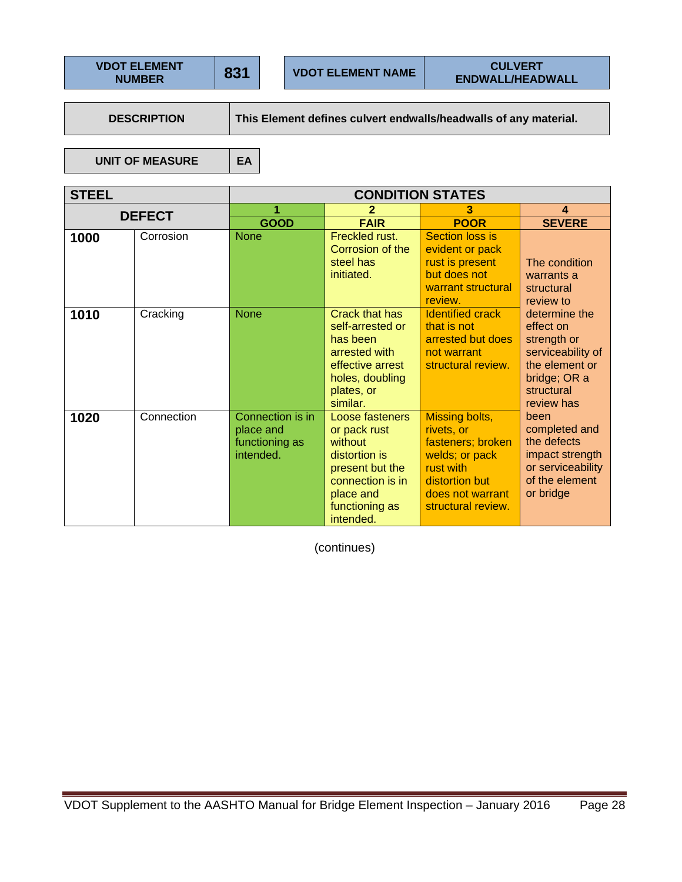| VDOT ELEMENT NUMBER | 831 | VDOT ELEMENT NAME | CULVERT ENDWALL/HEADWALL |
|---|---|---|---|

| DESCRIPTION | This Element defines culvert endwalls/headwalls of any material. |
|---|---|

| UNIT OF MEASURE | EA |
|---|---|

| STEEL | | CONDITION STATES | | | |
|---|---|---|---|---|---|
| DEFECT | | 1<br>GOOD | 2<br>FAIR | 3<br>POOR | 4<br>SEVERE |
| **1000** | Corrosion | None | Freckled rust. Corrosion of the steel has initiated. | Section loss is evident or pack rust is present but does not warrant structural review. | The condition warrants a structural review to determine the effect on strength or serviceability of the element or bridge; OR a structural review has been completed and the defects impact strength or serviceability of the element or bridge |
| **1010** | Cracking | None | Crack that has self-arrested or has been arrested with effective arrest holes, doubling plates, or similar. | Identified crack that is not arrested but does not warrant structural review. | |
| **1020** | Connection | Connection is in place and functioning as intended. | Loose fasteners or pack rust without distortion is present but the connection is in place and functioning as intended. | Missing bolts, rivets, or fasteners; broken welds; or pack rust with distortion but does not warrant structural review. | |

(continues)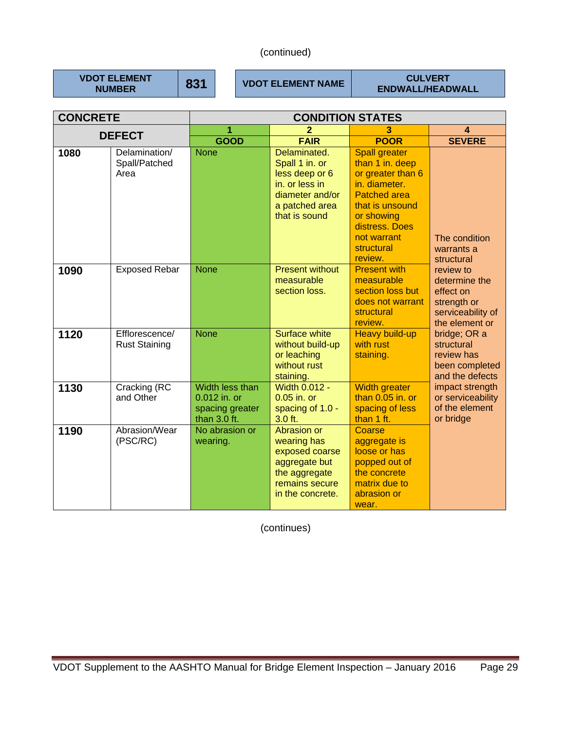(continued)

| VDOT ELEMENT NUMBER | 831 | VDOT ELEMENT NAME | CULVERT ENDWALL/HEADWALL |
|---|---|---|---|

| CONCRETE | | CONDITION STATES | | | |
|---|---|---|---|---|---|
| DEFECT | | 1 GOOD | 2 FAIR | 3 POOR | 4 SEVERE |
| 1080 | Delamination/ Spall/Patched Area | None | Delaminated. Spall 1 in. or less deep or 6 in. or less in diameter and/or a patched area that is sound | Spall greater than 1 in. deep or greater than 6 in. diameter. Patched area that is unsound or showing distress. Does not warrant structural review. | The condition warrants a structural review to determine the effect on strength or serviceability of the element or bridge; OR a structural review has been completed and the defects impact strength or serviceability of the element or bridge |
| 1090 | Exposed Rebar | None | Present without measurable section loss. | Present with measurable section loss but does not warrant structural review. | |
| 1120 | Efflorescence/ Rust Staining | None | Surface white without build-up or leaching without rust staining. | Heavy build-up with rust staining. | |
| 1130 | Cracking (RC and Other | Width less than 0.012 in. or spacing greater than 3.0 ft. | Width 0.012 - 0.05 in. or spacing of 1.0 - 3.0 ft. | Width greater than 0.05 in. or spacing of less than 1 ft. | |
| 1190 | Abrasion/Wear (PSC/RC) | No abrasion or wearing. | Abrasion or wearing has exposed coarse aggregate but the aggregate remains secure in the concrete. | Coarse aggregate is loose or has popped out of the concrete matrix due to abrasion or wear. | |

(continues)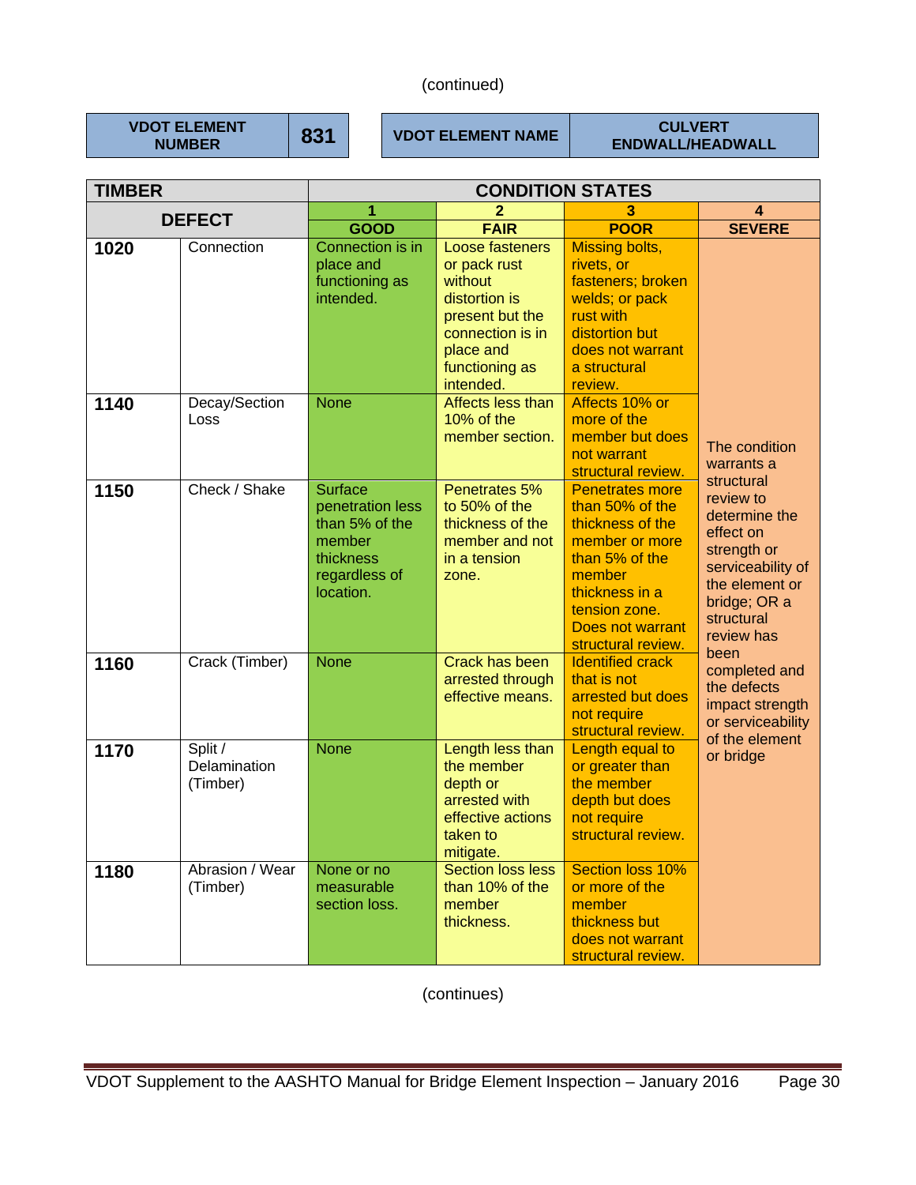(continued)

| VDOT ELEMENT NUMBER | 831 | VDOT ELEMENT NAME | CULVERT ENDWALL/HEADWALL |
|---|---|---|---|

| TIMBER | | CONDITION STATES | | | |
|---|---|---|---|---|---|
| **DEFECT** | | **1** | **2** | **3** | **4** |
| | | **GOOD** | **FAIR** | **POOR** | **SEVERE** |
| **1020** | Connection | Connection is in place and functioning as intended. | Loose fasteners or pack rust without distortion is present but the connection is in place and functioning as intended. | Missing bolts, rivets, or fasteners; broken welds; or pack rust with distortion but does not warrant a structural review. | The condition warrants a structural review to determine the effect on strength or serviceability of the element or bridge; OR a structural review has been completed and the defects impact strength or serviceability of the element or bridge |
| **1140** | Decay/Section Loss | None | Affects less than 10% of the member section. | Affects 10% or more of the member but does not warrant structural review. | |
| **1150** | Check / Shake | Surface penetration less than 5% of the member thickness regardless of location. | Penetrates 5% to 50% of the thickness of the member and not in a tension zone. | Penetrates more than 50% of the thickness of the member or more than 5% of the member thickness in a tension zone. Does not warrant structural review. | |
| **1160** | Crack (Timber) | None | Crack has been arrested through effective means. | Identified crack that is not arrested but does not require structural review. | |
| **1170** | Split / Delamination (Timber) | None | Length less than the member depth or arrested with effective actions taken to mitigate. | Length equal to or greater than the member depth but does not require structural review. | |
| **1180** | Abrasion / Wear (Timber) | None or no measurable section loss. | Section loss less than 10% of the member thickness. | Section loss 10% or more of the member thickness but does not warrant structural review. | |

(continues)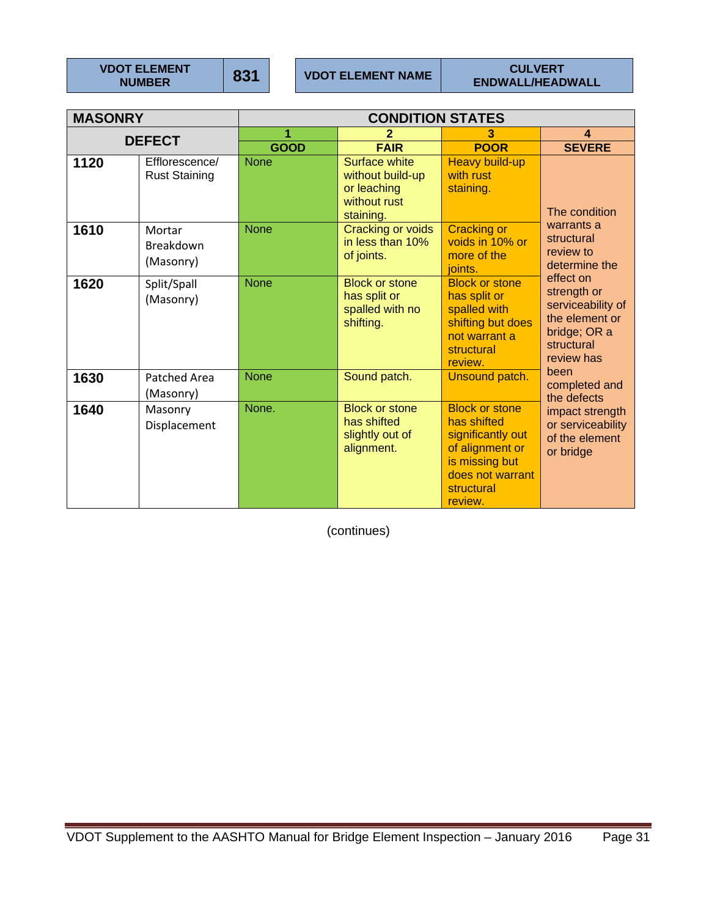| VDOT ELEMENT NUMBER | 831 | VDOT ELEMENT NAME | CULVERT ENDWALL/HEADWALL |
|---|---|---|---|

| MASONRY | | CONDITION STATES | | | |
|---|---|---|---|---|---|
| DEFECT | | 1 GOOD | 2 FAIR | 3 POOR | 4 SEVERE |
| **1120** | Efflorescence/ Rust Staining | None | Surface white without build-up or leaching without rust staining. | Heavy build-up with rust staining. | The condition warrants a structural review to determine the effect on strength or serviceability of the element or bridge; OR a structural review has been completed and the defects impact strength or serviceability of the element or bridge |
| **1610** | Mortar Breakdown (Masonry) | None | Cracking or voids in less than 10% of joints. | Cracking or voids in 10% or more of the joints. | |
| **1620** | Split/Spall (Masonry) | None | Block or stone has split or spalled with no shifting. | Block or stone has split or spalled with shifting but does not warrant a structural review. | |
| **1630** | Patched Area (Masonry) | None | Sound patch. | Unsound patch. | |
| **1640** | Masonry Displacement | None. | Block or stone has shifted slightly out of alignment. | Block or stone has shifted significantly out of alignment or is missing but does not warrant structural review. | |

(continues)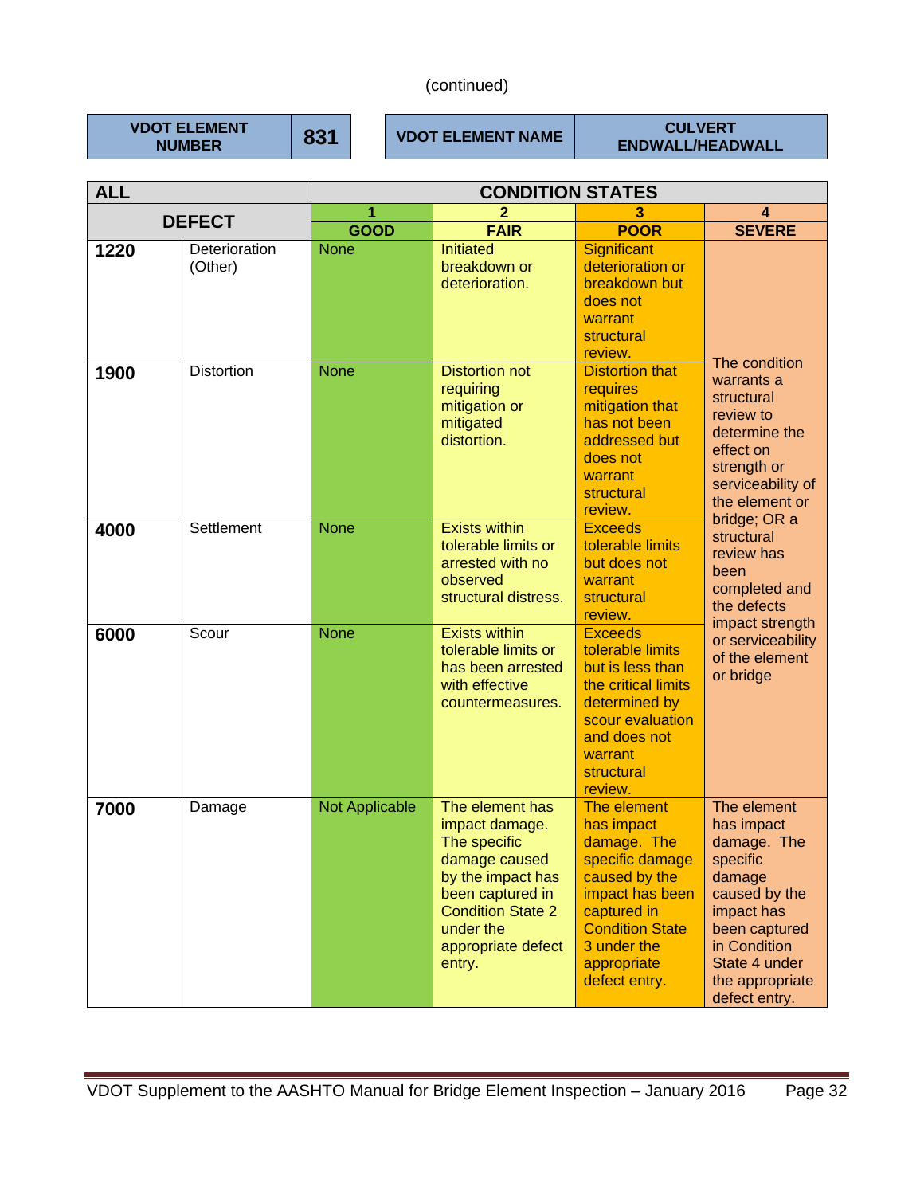(continued)

| VDOT ELEMENT NUMBER | 831 | VDOT ELEMENT NAME | CULVERT ENDWALL/HEADWALL |
|---|---|---|---|

| ALL | | CONDITION STATES | | | |
|---|---|---|---|---|---|
| **DEFECT** | | **1** | **2** | **3** | **4** |
| | | **GOOD** | **FAIR** | **POOR** | **SEVERE** |
| **1220** | Deterioration (Other) | None | Initiated breakdown or deterioration. | Significant deterioration or breakdown but does not warrant structural review. | The condition warrants a structural review to determine the effect on strength or serviceability of the element or bridge; OR a structural review has been completed and the defects impact strength or serviceability of the element or bridge |
| **1900** | Distortion | None | Distortion not requiring mitigation or mitigated distortion. | Distortion that requires mitigation that has not been addressed but does not warrant structural review. | |
| **4000** | Settlement | None | Exists within tolerable limits or arrested with no observed structural distress. | Exceeds tolerable limits but does not warrant structural review. | |
| **6000** | Scour | None | Exists within tolerable limits or has been arrested with effective countermeasures. | Exceeds tolerable limits but is less than the critical limits determined by scour evaluation and does not warrant structural review. | |
| **7000** | Damage | Not Applicable | The element has impact damage. The specific damage caused by the impact has been captured in Condition State 2 under the appropriate defect entry. | The element has impact damage. The specific damage caused by the impact has been captured in Condition State 3 under the appropriate defect entry. | The element has impact damage. The specific damage caused by the impact has been captured in Condition State 4 under the appropriate defect entry. |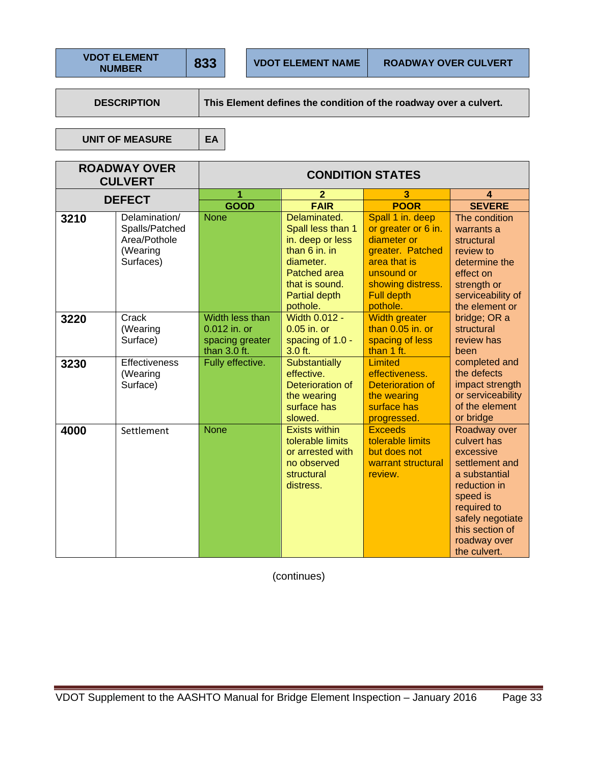| VDOT ELEMENT NUMBER | 833 | VDOT ELEMENT NAME | ROADWAY OVER CULVERT |
|---|---|---|---|

| DESCRIPTION | This Element defines the condition of the roadway over a culvert. |
|---|---|

| UNIT OF MEASURE | EA |
|---|---|

| ROADWAY OVER CULVERT | | CONDITION STATES | | | |
|---|---|---|---|---|---|
| DEFECT | | 1 GOOD | 2 FAIR | 3 POOR | 4 SEVERE |
| 3210 | Delamination/ Spalls/Patched Area/Pothole (Wearing Surfaces) | None | Delaminated. Spall less than 1 in. deep or less than 6 in. in diameter. Patched area that is sound. Partial depth pothole. | Spall 1 in. deep or greater or 6 in. diameter or greater. Patched area that is unsound or showing distress. Full depth pothole. | The condition warrants a structural review to determine the effect on strength or serviceability of the element or bridge; OR a structural review has been completed and the defects impact strength or serviceability of the element or bridge |
| 3220 | Crack (Wearing Surface) | Width less than 0.012 in. or spacing greater than 3.0 ft. | Width 0.012 - 0.05 in. or spacing of 1.0 - 3.0 ft. | Width greater than 0.05 in. or spacing of less than 1 ft. | |
| 3230 | Effectiveness (Wearing Surface) | Fully effective. | Substantially effective. Deterioration of the wearing surface has slowed. | Limited effectiveness. Deterioration of the wearing surface has progressed. | |
| 4000 | Settlement | None | Exists within tolerable limits or arrested with no observed structural distress. | Exceeds tolerable limits but does not warrant structural review. | Roadway over culvert has excessive settlement and a substantial reduction in speed is required to safely negotiate this section of roadway over the culvert. |

(continues)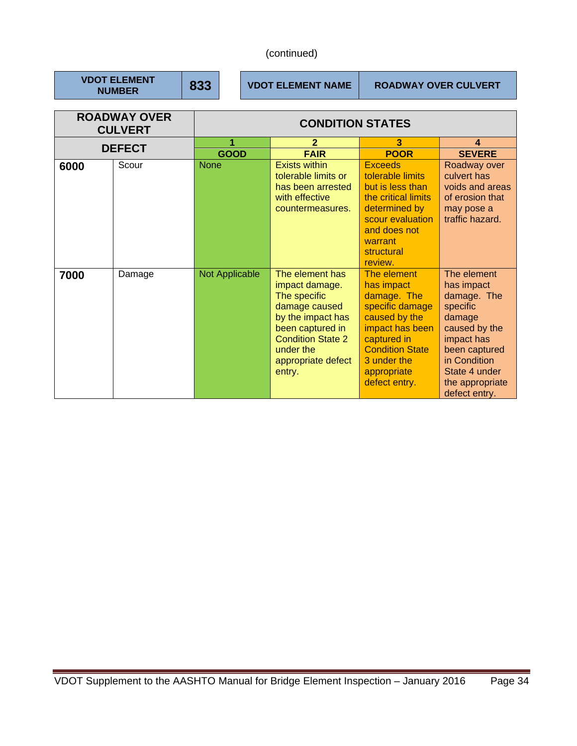(continued)

| VDOT ELEMENT NUMBER | 833 | VDOT ELEMENT NAME | ROADWAY OVER CULVERT |
|---|---|---|---|

| ROADWAY OVER CULVERT | | CONDITION STATES | | | |
|---|---|---|---|---|---|
| DEFECT | | 1 GOOD | 2 FAIR | 3 POOR | 4 SEVERE |
| **6000** | Scour | None | Exists within tolerable limits or has been arrested with effective countermeasures. | Exceeds tolerable limits but is less than the critical limits determined by scour evaluation and does not warrant structural review. | Roadway over culvert has voids and areas of erosion that may pose a traffic hazard. |
| **7000** | Damage | Not Applicable | The element has impact damage. The specific damage caused by the impact has been captured in Condition State 2 under the appropriate defect entry. | The element has impact damage. The specific damage caused by the impact has been captured in Condition State 3 under the appropriate defect entry. | The element has impact damage. The specific damage caused by the impact has been captured in Condition State 4 under the appropriate defect entry. |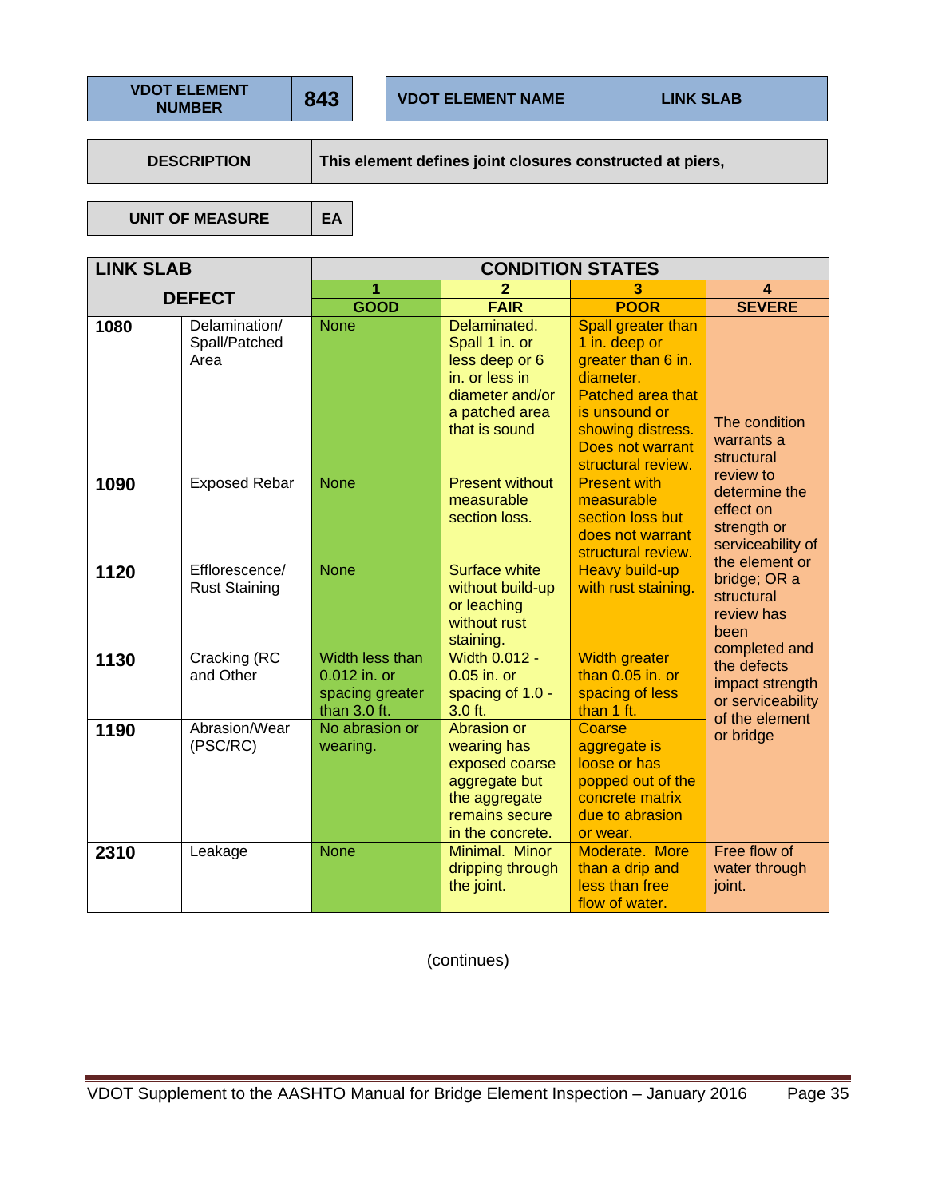| VDOT ELEMENT NUMBER | 843 | VDOT ELEMENT NAME | LINK SLAB |
|---|---|---|---|

| DESCRIPTION | This element defines joint closures constructed at piers, |
|---|---|

| UNIT OF MEASURE | EA |
|---|---|

| LINK SLAB | | CONDITION STATES | | | |
|---|---|---|---|---|---|
| DEFECT | | 1 GOOD | 2 FAIR | 3 POOR | 4 SEVERE |
| 1080 | Delamination/ Spall/Patched Area | None | Delaminated. Spall 1 in. or less deep or 6 in. or less in diameter and/or a patched area that is sound | Spall greater than 1 in. deep or greater than 6 in. diameter. Patched area that is unsound or showing distress. Does not warrant structural review. | The condition warrants a structural review to determine the effect on strength or serviceability of the element or bridge; OR a structural review has been completed and the defects impact strength or serviceability of the element or bridge |
| 1090 | Exposed Rebar | None | Present without measurable section loss. | Present with measurable section loss but does not warrant structural review. | |
| 1120 | Efflorescence/ Rust Staining | None | Surface white without build-up or leaching without rust staining. | Heavy build-up with rust staining. | |
| 1130 | Cracking (RC and Other | Width less than 0.012 in. or spacing greater than 3.0 ft. | Width 0.012 - 0.05 in. or spacing of 1.0 - 3.0 ft. | Width greater than 0.05 in. or spacing of less than 1 ft. | |
| 1190 | Abrasion/Wear (PSC/RC) | No abrasion or wearing. | Abrasion or wearing has exposed coarse aggregate but the aggregate remains secure in the concrete. | Coarse aggregate is loose or has popped out of the concrete matrix due to abrasion or wear. | |
| 2310 | Leakage | None | Minimal. Minor dripping through the joint. | Moderate. More than a drip and less than free flow of water. | Free flow of water through joint. |

(continues)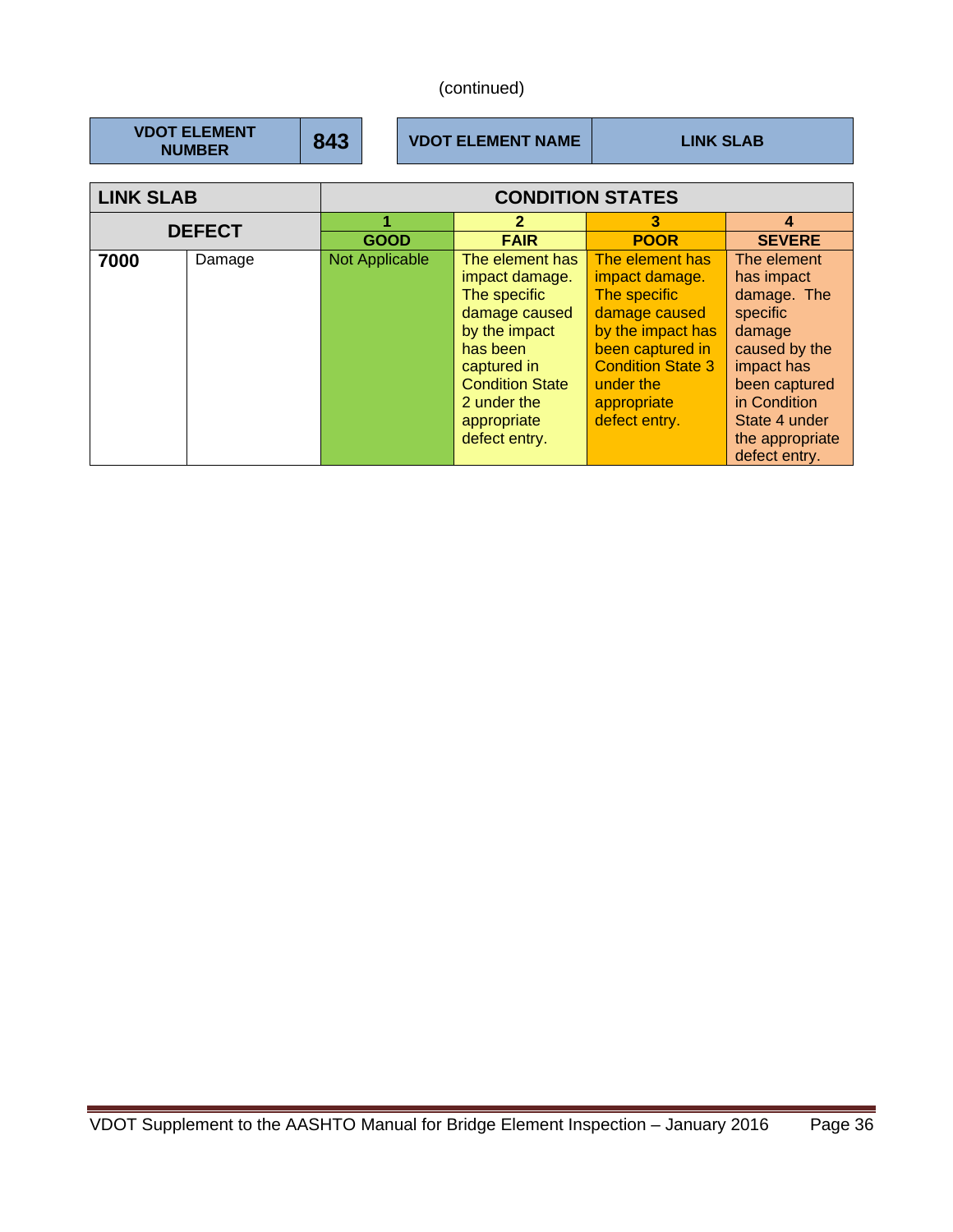(continued)

| VDOT ELEMENT NUMBER | 843 | VDOT ELEMENT NAME | LINK SLAB |
|---|---|---|---|

| LINK SLAB | | CONDITION STATES | | | |
|---|---|---|---|---|---|
| DEFECT | | 1 | 2 | 3 | 4 |
| | | GOOD | FAIR | POOR | SEVERE |
| **7000** | Damage | Not Applicable | The element has impact damage. The specific damage caused by the impact has been captured in Condition State 2 under the appropriate defect entry. | The element has impact damage. The specific damage caused by the impact has been captured in Condition State 3 under the appropriate defect entry. | The element has impact damage. The specific damage caused by the impact has been captured in Condition State 4 under the appropriate defect entry. |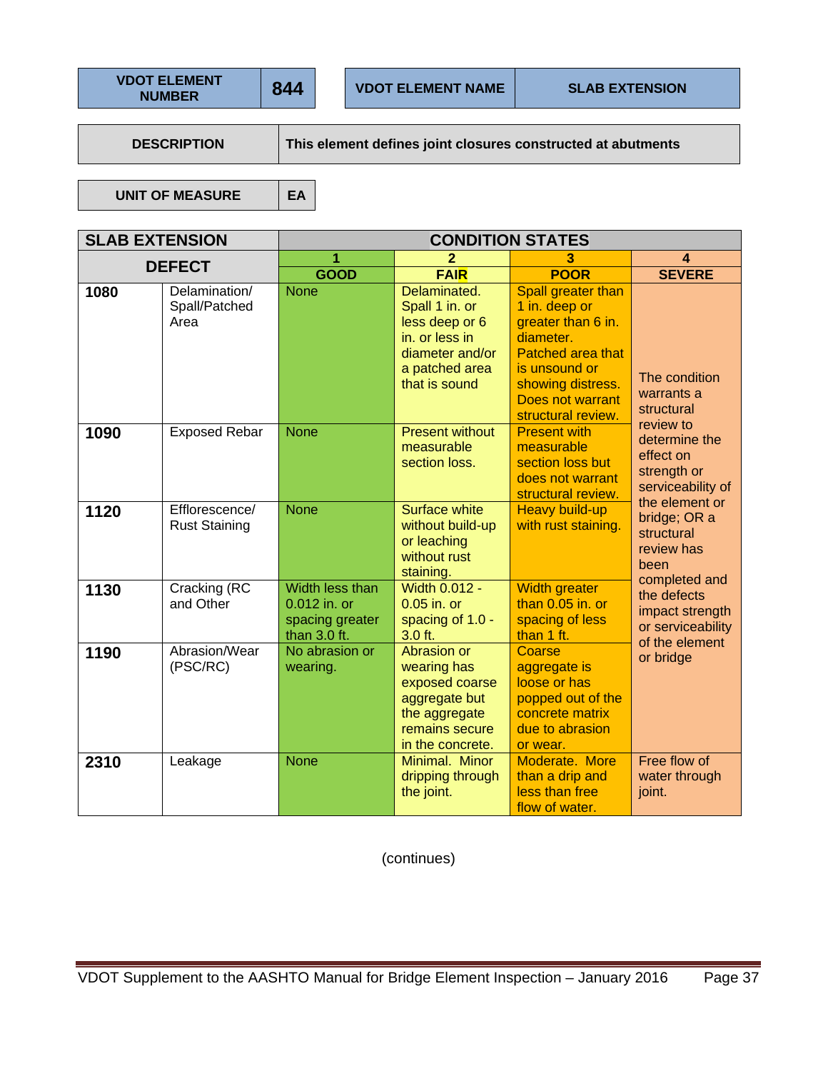| VDOT ELEMENT NUMBER | 844 | VDOT ELEMENT NAME | SLAB EXTENSION |
|---|---|---|---|

| DESCRIPTION | This element defines joint closures constructed at abutments |
|---|---|

| UNIT OF MEASURE | EA |
|---|---|

| SLAB EXTENSION | | CONDITION STATES | | | |
|---|---|---|---|---|---|
| DEFECT | | 1 GOOD | 2 FAIR | 3 POOR | 4 SEVERE |
| 1080 | Delamination/ Spall/Patched Area | None | Delaminated. Spall 1 in. or less deep or 6 in. or less in diameter and/or a patched area that is sound | Spall greater than 1 in. deep or greater than 6 in. diameter. Patched area that is unsound or showing distress. Does not warrant structural review. | The condition warrants a structural review to determine the effect on strength or serviceability of the element or bridge; OR a structural review has been completed and the defects impact strength or serviceability of the element or bridge |
| 1090 | Exposed Rebar | None | Present without measurable section loss. | Present with measurable section loss but does not warrant structural review. | |
| 1120 | Efflorescence/ Rust Staining | None | Surface white without build-up or leaching without rust staining. | Heavy build-up with rust staining. | |
| 1130 | Cracking (RC and Other | Width less than 0.012 in. or spacing greater than 3.0 ft. | Width 0.012 - 0.05 in. or spacing of 1.0 - 3.0 ft. | Width greater than 0.05 in. or spacing of less than 1 ft. | |
| 1190 | Abrasion/Wear (PSC/RC) | No abrasion or wearing. | Abrasion or wearing has exposed coarse aggregate but the aggregate remains secure in the concrete. | Coarse aggregate is loose or has popped out of the concrete matrix due to abrasion or wear. | |
| 2310 | Leakage | None | Minimal. Minor dripping through the joint. | Moderate. More than a drip and less than free flow of water. | Free flow of water through joint. |

(continues)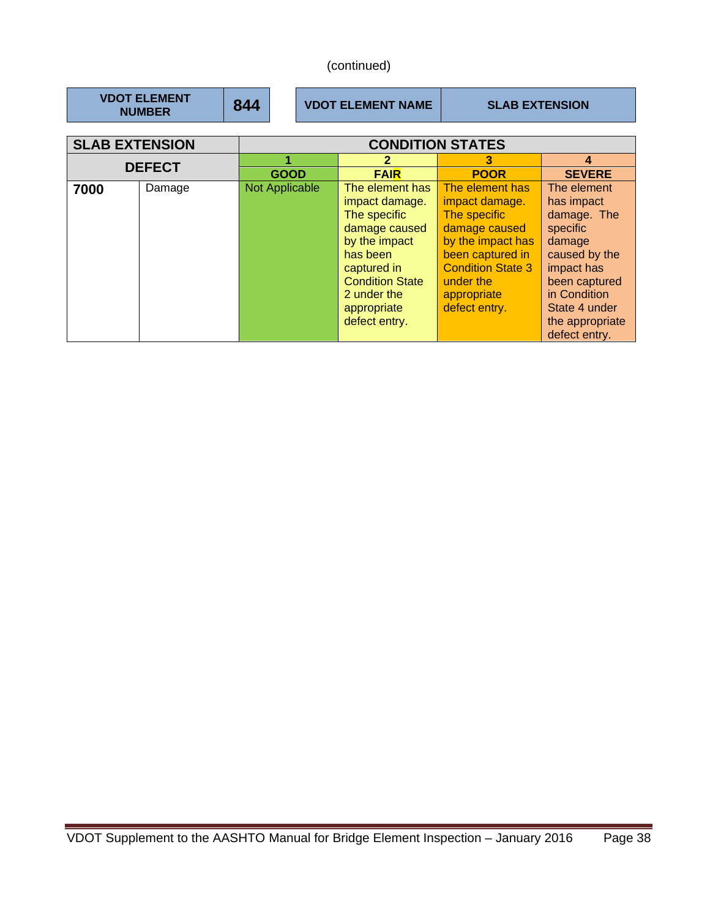(continued)

| VDOT ELEMENT NUMBER | 844 | VDOT ELEMENT NAME | SLAB EXTENSION |
|---|---|---|---|

| SLAB EXTENSION | | CONDITION STATES | | | |
|---|---|---|---|---|---|
| DEFECT | | 1 GOOD | 2 FAIR | 3 POOR | 4 SEVERE |
| **7000** | Damage | Not Applicable | The element has impact damage. The specific damage caused by the impact has been captured in Condition State 2 under the appropriate defect entry. | The element has impact damage. The specific damage caused by the impact has been captured in Condition State 3 under the appropriate defect entry. | The element has impact damage. The specific damage caused by the impact has been captured in Condition State 4 under the appropriate defect entry. |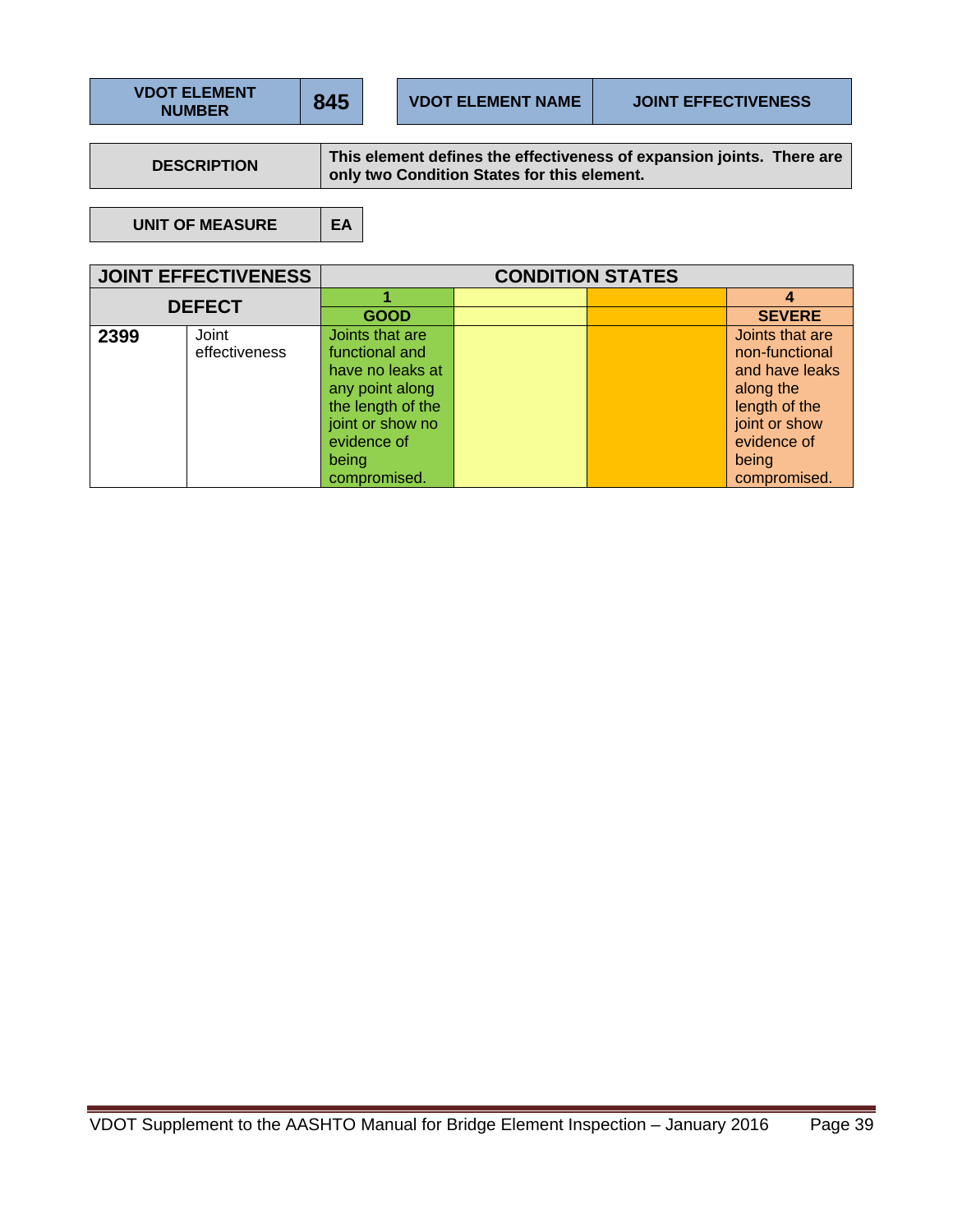| VDOT ELEMENT NUMBER | 845 | VDOT ELEMENT NAME | JOINT EFFECTIVENESS |
|---|---|---|---|

| DESCRIPTION | This element defines the effectiveness of expansion joints. There are only two Condition States for this element. |
|---|---|

| UNIT OF MEASURE | EA |
|---|---|

| JOINT EFFECTIVENESS | | CONDITION STATES | | | |
|---|---|---|---|---|---|
| DEFECT | | 1 | | | 4 |
| | | GOOD | | | SEVERE |
| 2399 | Joint effectiveness | Joints that are functional and have no leaks at any point along the length of the joint or show no evidence of being compromised. | | | Joints that are non-functional and have leaks along the length of the joint or show evidence of being compromised. |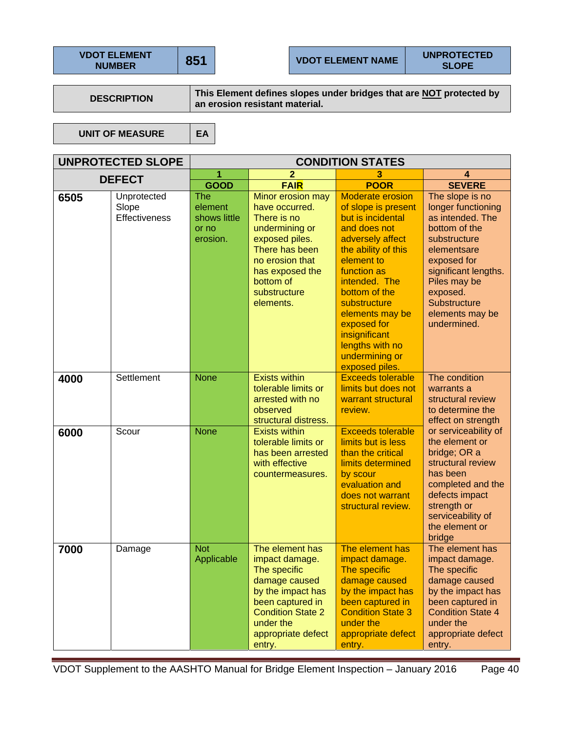| VDOT ELEMENT NUMBER | 851 | VDOT ELEMENT NAME | UNPROTECTED SLOPE |
|---|---|---|---|

| DESCRIPTION | This Element defines slopes under bridges that are NOT protected by an erosion resistant material. |
|---|---|

| UNIT OF MEASURE | EA |
|---|---|

| UNPROTECTED SLOPE | | CONDITION STATES | | | |
|---|---|---|---|---|---|
| DEFECT | | 1 GOOD | 2 FAIR | 3 POOR | 4 SEVERE |
| **6505** | Unprotected Slope Effectiveness | The element shows little or no erosion. | Minor erosion may have occurred. There is no undermining or exposed piles. There has been no erosion that has exposed the bottom of substructure elements. | Moderate erosion of slope is present but is incidental and does not adversely affect the ability of this element to function as intended. The bottom of the substructure elements may be exposed for insignificant lengths with no undermining or exposed piles. | The slope is no longer functioning as intended. The bottom of the substructure elementsare exposed for significant lengths. Piles may be exposed. Substructure elements may be undermined. |
| **4000** | Settlement | None | Exists within tolerable limits or arrested with no observed structural distress. | Exceeds tolerable limits but does not warrant structural review. | The condition warrants a structural review to determine the effect on strength or serviceability of the element or bridge; OR a structural review has been completed and the defects impact strength or serviceability of the element or bridge |
| **6000** | Scour | None | Exists within tolerable limits or has been arrested with effective countermeasures. | Exceeds tolerable limits but is less than the critical limits determined by scour evaluation and does not warrant structural review. | |
| **7000** | Damage | Not Applicable | The element has impact damage. The specific damage caused by the impact has been captured in Condition State 2 under the appropriate defect entry. | The element has impact damage. The specific damage caused by the impact has been captured in Condition State 3 under the appropriate defect entry. | The element has impact damage. The specific damage caused by the impact has been captured in Condition State 4 under the appropriate defect entry. |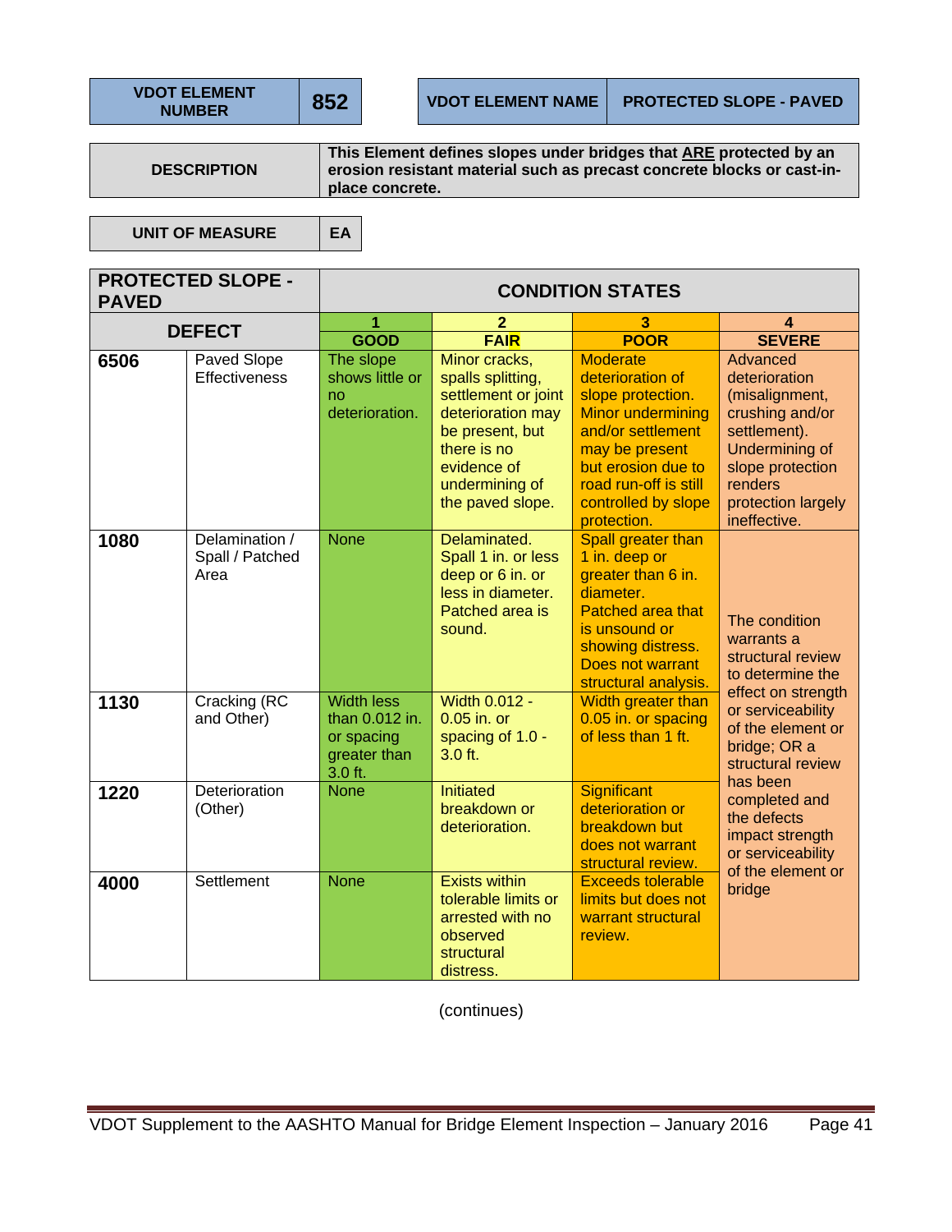| VDOT ELEMENT NUMBER | 852 | VDOT ELEMENT NAME | PROTECTED SLOPE - PAVED |
|---|---|---|---|

| DESCRIPTION | This Element defines slopes under bridges that ARE protected by an erosion resistant material such as precast concrete blocks or cast-in-place concrete. |
|---|---|

| UNIT OF MEASURE | EA |
|---|---|

| PROTECTED SLOPE - PAVED | | CONDITION STATES | | | |
|---|---|---|---|---|---|
| DEFECT | | 1<br>GOOD | 2<br>FAIR | 3<br>POOR | 4<br>SEVERE |
| 6506 | Paved Slope Effectiveness | The slope shows little or no deterioration. | Minor cracks, spalls splitting, settlement or joint deterioration may be present, but there is no evidence of undermining of the paved slope. | Moderate deterioration of slope protection. Minor undermining and/or settlement may be present but erosion due to road run-off is still controlled by slope protection. | Advanced deterioration (misalignment, crushing and/or settlement). Undermining of slope protection renders protection largely ineffective. |
| 1080 | Delamination / Spall / Patched Area | None | Delaminated. Spall 1 in. or less deep or 6 in. or less in diameter. Patched area is sound. | Spall greater than 1 in. deep or greater than 6 in. diameter. Patched area that is unsound or showing distress. Does not warrant structural analysis. | The condition warrants a structural review to determine the effect on strength or serviceability of the element or bridge; OR a structural review has been completed and the defects impact strength or serviceability of the element or bridge |
| 1130 | Cracking (RC and Other) | Width less than 0.012 in. or spacing greater than 3.0 ft. | Width 0.012 - 0.05 in. or spacing of 1.0 - 3.0 ft. | Width greater than 0.05 in. or spacing of less than 1 ft. | |
| 1220 | Deterioration (Other) | None | Initiated breakdown or deterioration. | Significant deterioration or breakdown but does not warrant structural review. | |
| 4000 | Settlement | None | Exists within tolerable limits or arrested with no observed structural distress. | Exceeds tolerable limits but does not warrant structural review. | |

(continues)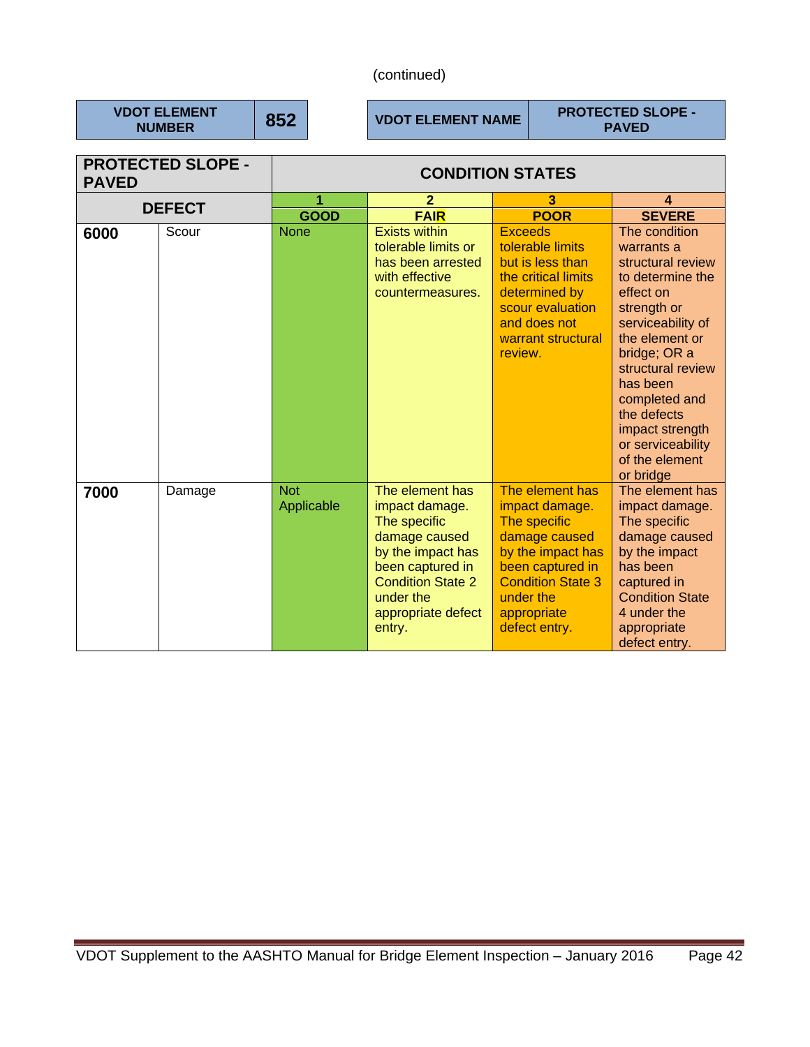(continued)

| VDOT ELEMENT NUMBER | 852 | VDOT ELEMENT NAME | PROTECTED SLOPE - PAVED |
|---|---|---|---|

| PROTECTED SLOPE - PAVED | | CONDITION STATES | | | |
|---|---|---|---|---|---|
| DEFECT | | 1 GOOD | 2 FAIR | 3 POOR | 4 SEVERE |
| **6000** | Scour | None | Exists within tolerable limits or has been arrested with effective countermeasures. | Exceeds tolerable limits but is less than the critical limits determined by scour evaluation and does not warrant structural review. | The condition warrants a structural review to determine the effect on strength or serviceability of the element or bridge; OR a structural review has been completed and the defects impact strength or serviceability of the element or bridge |
| **7000** | Damage | Not Applicable | The element has impact damage. The specific damage caused by the impact has been captured in Condition State 2 under the appropriate defect entry. | The element has impact damage. The specific damage caused by the impact has been captured in Condition State 3 under the appropriate defect entry. | The element has impact damage. The specific damage caused by the impact has been captured in Condition State 4 under the appropriate defect entry. |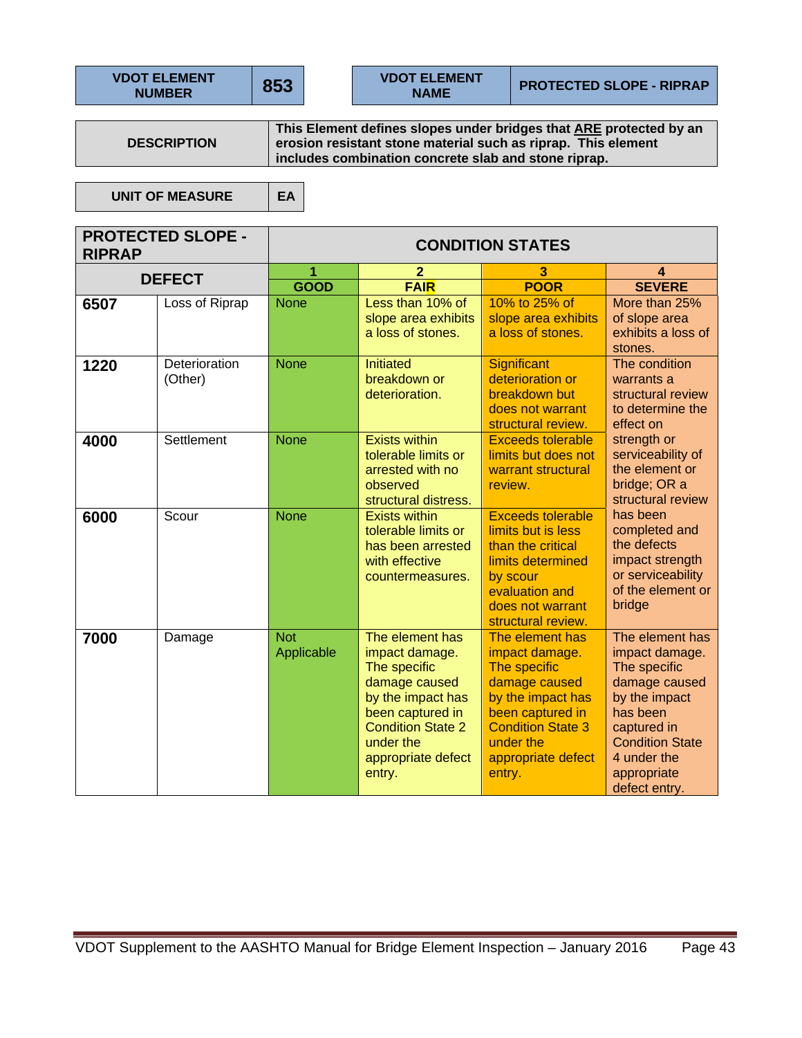| VDOT ELEMENT NUMBER | 853 |
|---|---|

| VDOT ELEMENT NAME | PROTECTED SLOPE - RIPRAP |
|---|---|

| DESCRIPTION | This Element defines slopes under bridges that ARE protected by an erosion resistant stone material such as riprap. This element includes combination concrete slab and stone riprap. |
|---|---|

| UNIT OF MEASURE | EA |
|---|---|

| PROTECTED SLOPE - RIPRAP | | CONDITION STATES | | | |
|---|---|---|---|---|---|
| DEFECT | | 1 GOOD | 2 FAIR | 3 POOR | 4 SEVERE |
| **6507** | Loss of Riprap | None | Less than 10% of slope area exhibits a loss of stones. | 10% to 25% of slope area exhibits a loss of stones. | More than 25% of slope area exhibits a loss of stones. |
| **1220** | Deterioration (Other) | None | Initiated breakdown or deterioration. | Significant deterioration or breakdown but does not warrant structural review. | The condition warrants a structural review to determine the effect on strength or serviceability of the element or bridge; OR a structural review has been completed and the defects impact strength or serviceability of the element or bridge |
| **4000** | Settlement | None | Exists within tolerable limits or arrested with no observed structural distress. | Exceeds tolerable limits but does not warrant structural review. | |
| **6000** | Scour | None | Exists within tolerable limits or has been arrested with effective countermeasures. | Exceeds tolerable limits but is less than the critical limits determined by scour evaluation and does not warrant structural review. | |
| **7000** | Damage | Not Applicable | The element has impact damage. The specific damage caused by the impact has been captured in Condition State 2 under the appropriate defect entry. | The element has impact damage. The specific damage caused by the impact has been captured in Condition State 3 under the appropriate defect entry. | The element has impact damage. The specific damage caused by the impact has been captured in Condition State 4 under the appropriate defect entry. |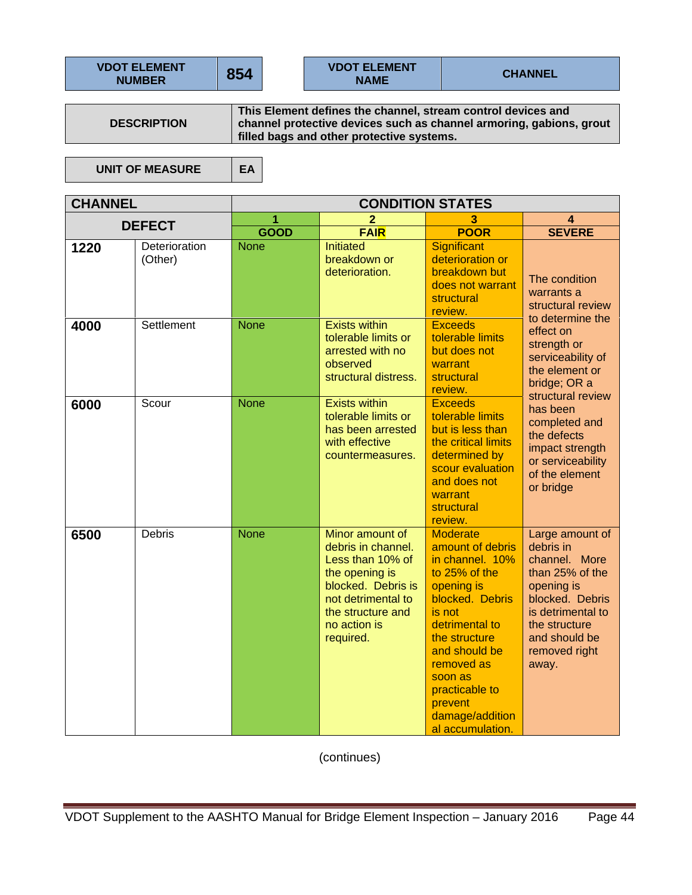| VDOT ELEMENT NUMBER | 854 | VDOT ELEMENT NAME | CHANNEL |
|---|---|---|---|

| DESCRIPTION | This Element defines the channel, stream control devices and channel protective devices such as channel armoring, gabions, grout filled bags and other protective systems. |
|---|---|

| UNIT OF MEASURE | EA |
|---|---|

| CHANNEL | | CONDITION STATES | | | |
|---|---|---|---|---|---|
| DEFECT | | 1 GOOD | 2 FAIR | 3 POOR | 4 SEVERE |
| 1220 | Deterioration (Other) | None | Initiated breakdown or deterioration. | Significant deterioration or breakdown but does not warrant structural review. | The condition warrants a structural review to determine the effect on strength or serviceability of the element or bridge; OR a structural review has been completed and the defects impact strength or serviceability of the element or bridge |
| 4000 | Settlement | None | Exists within tolerable limits or arrested with no observed structural distress. | Exceeds tolerable limits but does not warrant structural review. | The condition warrants a structural review to determine the effect on strength or serviceability of the element or bridge; OR a structural review has been completed and the defects impact strength or serviceability of the element or bridge |
| 6000 | Scour | None | Exists within tolerable limits or has been arrested with effective countermeasures. | Exceeds tolerable limits but is less than the critical limits determined by scour evaluation and does not warrant structural review. | The condition warrants a structural review to determine the effect on strength or serviceability of the element or bridge; OR a structural review has been completed and the defects impact strength or serviceability of the element or bridge |
| 6500 | Debris | None | Minor amount of debris in channel. Less than 10% of the opening is blocked. Debris is not detrimental to the structure and no action is required. | Moderate amount of debris in channel. 10% to 25% of the opening is blocked. Debris is not detrimental to the structure and should be removed as soon as practicable to prevent damage/additional accumulation. | Large amount of debris in channel. More than 25% of the opening is blocked. Debris is detrimental to the structure and should be removed right away. |

(continues)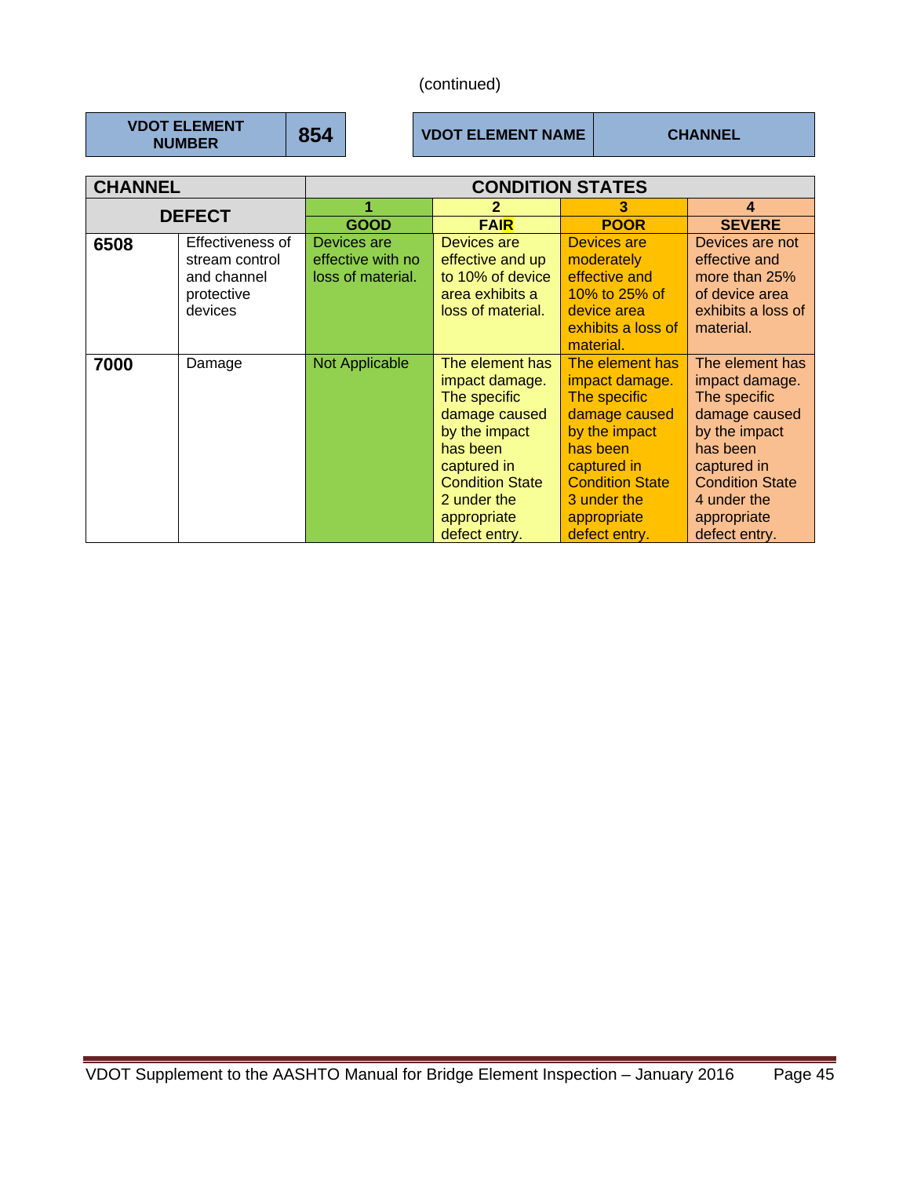(continued)

| VDOT ELEMENT NUMBER | 854 | VDOT ELEMENT NAME | CHANNEL |
|---|---|---|---|

| CHANNEL | | CONDITION STATES | | | |
|---|---|---|---|---|---|
| DEFECT | | 1 | 2 | 3 | 4 |
| | | GOOD | FAIR | POOR | SEVERE |
| **6508** | Effectiveness of stream control and channel protective devices | Devices are effective with no loss of material. | Devices are effective and up to 10% of device area exhibits a loss of material. | Devices are moderately effective and 10% to 25% of device area exhibits a loss of material. | Devices are not effective and more than 25% of device area exhibits a loss of material. |
| **7000** | Damage | Not Applicable | The element has impact damage. The specific damage caused by the impact has been captured in Condition State 2 under the appropriate defect entry. | The element has impact damage. The specific damage caused by the impact has been captured in Condition State 3 under the appropriate defect entry. | The element has impact damage. The specific damage caused by the impact has been captured in Condition State 4 under the appropriate defect entry. |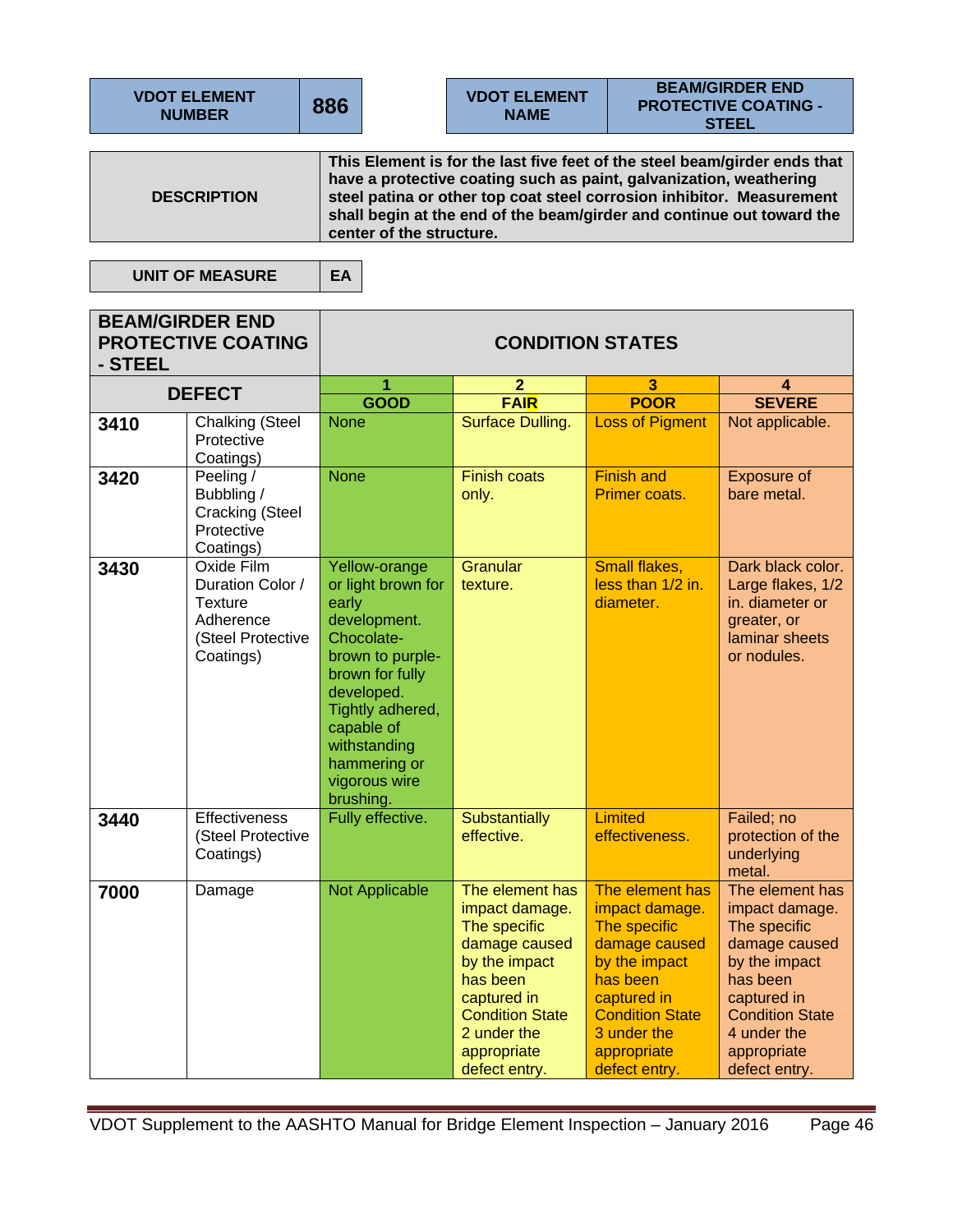| VDOT ELEMENT NUMBER | 886 | VDOT ELEMENT NAME | BEAM/GIRDER END PROTECTIVE COATING - STEEL |
|---|---|---|---|

| DESCRIPTION | This Element is for the last five feet of the steel beam/girder ends that have a protective coating such as paint, galvanization, weathering steel patina or other top coat steel corrosion inhibitor. Measurement shall begin at the end of the beam/girder and continue out toward the center of the structure. |
|---|---|

| UNIT OF MEASURE | EA |
|---|---|

| BEAM/GIRDER END PROTECTIVE COATING - STEEL | | CONDITION STATES | | | |
|---|---|---|---|---|---|
| DEFECT | | 1<br>GOOD | 2<br>FAIR | 3<br>POOR | 4<br>SEVERE |
| 3410 | Chalking (Steel Protective Coatings) | None | Surface Dulling. | Loss of Pigment | Not applicable. |
| 3420 | Peeling / Bubbling / Cracking (Steel Protective Coatings) | None | Finish coats only. | Finish and Primer coats. | Exposure of bare metal. |
| 3430 | Oxide Film Duration Color / Texture Adherence (Steel Protective Coatings) | Yellow-orange or light brown for early development. Chocolate-brown to purple-brown for fully developed. Tightly adhered, capable of withstanding hammering or vigorous wire brushing. | Granular texture. | Small flakes, less than 1/2 in. diameter. | Dark black color. Large flakes, 1/2 in. diameter or greater, or laminar sheets or nodules. |
| 3440 | Effectiveness (Steel Protective Coatings) | Fully effective. | Substantially effective. | Limited effectiveness. | Failed; no protection of the underlying metal. |
| 7000 | Damage | Not Applicable | The element has impact damage. The specific damage caused by the impact has been captured in Condition State 2 under the appropriate defect entry. | The element has impact damage. The specific damage caused by the impact has been captured in Condition State 3 under the appropriate defect entry. | The element has impact damage. The specific damage caused by the impact has been captured in Condition State 4 under the appropriate defect entry. |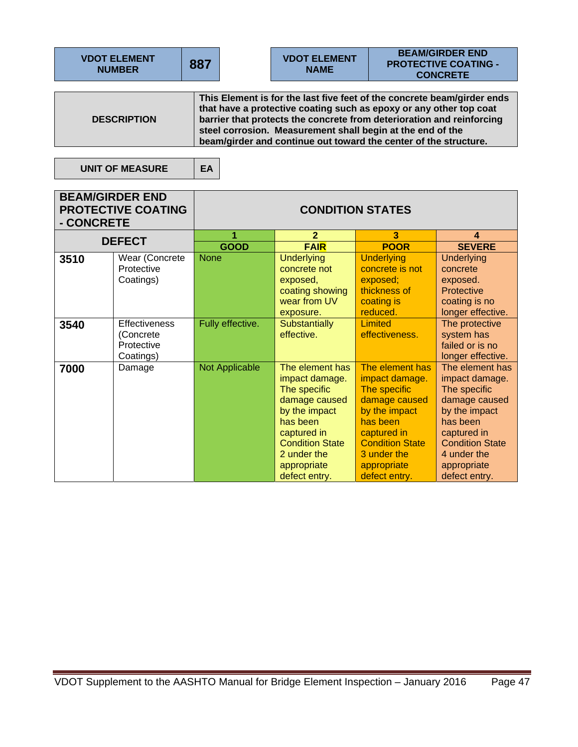| VDOT ELEMENT NUMBER | 887 |
|---|---|

| VDOT ELEMENT NAME | BEAM/GIRDER END PROTECTIVE COATING - CONCRETE |
|---|---|

| DESCRIPTION | This Element is for the last five feet of the concrete beam/girder ends that have a protective coating such as epoxy or any other top coat barrier that protects the concrete from deterioration and reinforcing steel corrosion. Measurement shall begin at the end of the beam/girder and continue out toward the center of the structure. |
|---|---|

| UNIT OF MEASURE | EA |
|---|---|

| BEAM/GIRDER END PROTECTIVE COATING - CONCRETE | | CONDITION STATES | | | |
|---|---|---|---|---|---|
| DEFECT | | 1<br>GOOD | 2<br>FAIR | 3<br>POOR | 4<br>SEVERE |
| 3510 | Wear (Concrete Protective Coatings) | None | Underlying concrete not exposed, coating showing wear from UV exposure. | Underlying concrete is not exposed; thickness of coating is reduced. | Underlying concrete exposed. Protective coating is no longer effective. |
| 3540 | Effectiveness (Concrete Protective Coatings) | Fully effective. | Substantially effective. | Limited effectiveness. | The protective system has failed or is no longer effective. |
| 7000 | Damage | Not Applicable | The element has impact damage. The specific damage caused by the impact has been captured in Condition State 2 under the appropriate defect entry. | The element has impact damage. The specific damage caused by the impact has been captured in Condition State 3 under the appropriate defect entry. | The element has impact damage. The specific damage caused by the impact has been captured in Condition State 4 under the appropriate defect entry. |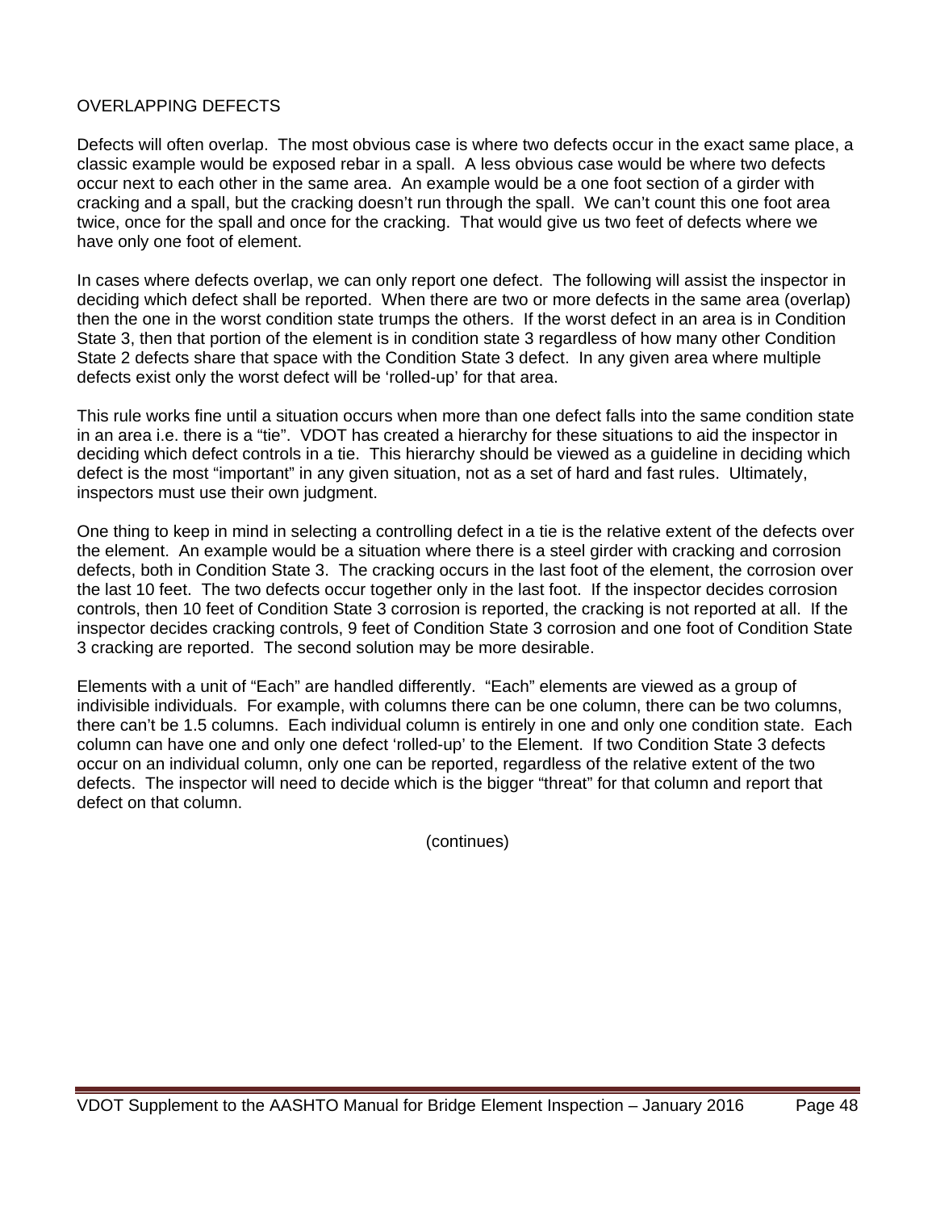## OVERLAPPING DEFECTS

Defects will often overlap. The most obvious case is where two defects occur in the exact same place, a classic example would be exposed rebar in a spall. A less obvious case would be where two defects occur next to each other in the same area. An example would be a one foot section of a girder with cracking and a spall, but the cracking doesn't run through the spall. We can't count this one foot area twice, once for the spall and once for the cracking. That would give us two feet of defects where we have only one foot of element.

In cases where defects overlap, we can only report one defect. The following will assist the inspector in deciding which defect shall be reported. When there are two or more defects in the same area (overlap) then the one in the worst condition state trumps the others. If the worst defect in an area is in Condition State 3, then that portion of the element is in condition state 3 regardless of how many other Condition State 2 defects share that space with the Condition State 3 defect. In any given area where multiple defects exist only the worst defect will be 'rolled-up' for that area.

This rule works fine until a situation occurs when more than one defect falls into the same condition state in an area i.e. there is a "tie". VDOT has created a hierarchy for these situations to aid the inspector in deciding which defect controls in a tie. This hierarchy should be viewed as a guideline in deciding which defect is the most "important" in any given situation, not as a set of hard and fast rules. Ultimately, inspectors must use their own judgment.

One thing to keep in mind in selecting a controlling defect in a tie is the relative extent of the defects over the element. An example would be a situation where there is a steel girder with cracking and corrosion defects, both in Condition State 3. The cracking occurs in the last foot of the element, the corrosion over the last 10 feet. The two defects occur together only in the last foot. If the inspector decides corrosion controls, then 10 feet of Condition State 3 corrosion is reported, the cracking is not reported at all. If the inspector decides cracking controls, 9 feet of Condition State 3 corrosion and one foot of Condition State 3 cracking are reported. The second solution may be more desirable.

Elements with a unit of "Each" are handled differently. "Each" elements are viewed as a group of indivisible individuals. For example, with columns there can be one column, there can be two columns, there can't be 1.5 columns. Each individual column is entirely in one and only one condition state. Each column can have one and only one defect 'rolled-up' to the Element. If two Condition State 3 defects occur on an individual column, only one can be reported, regardless of the relative extent of the two defects. The inspector will need to decide which is the bigger "threat" for that column and report that defect on that column.

(continues)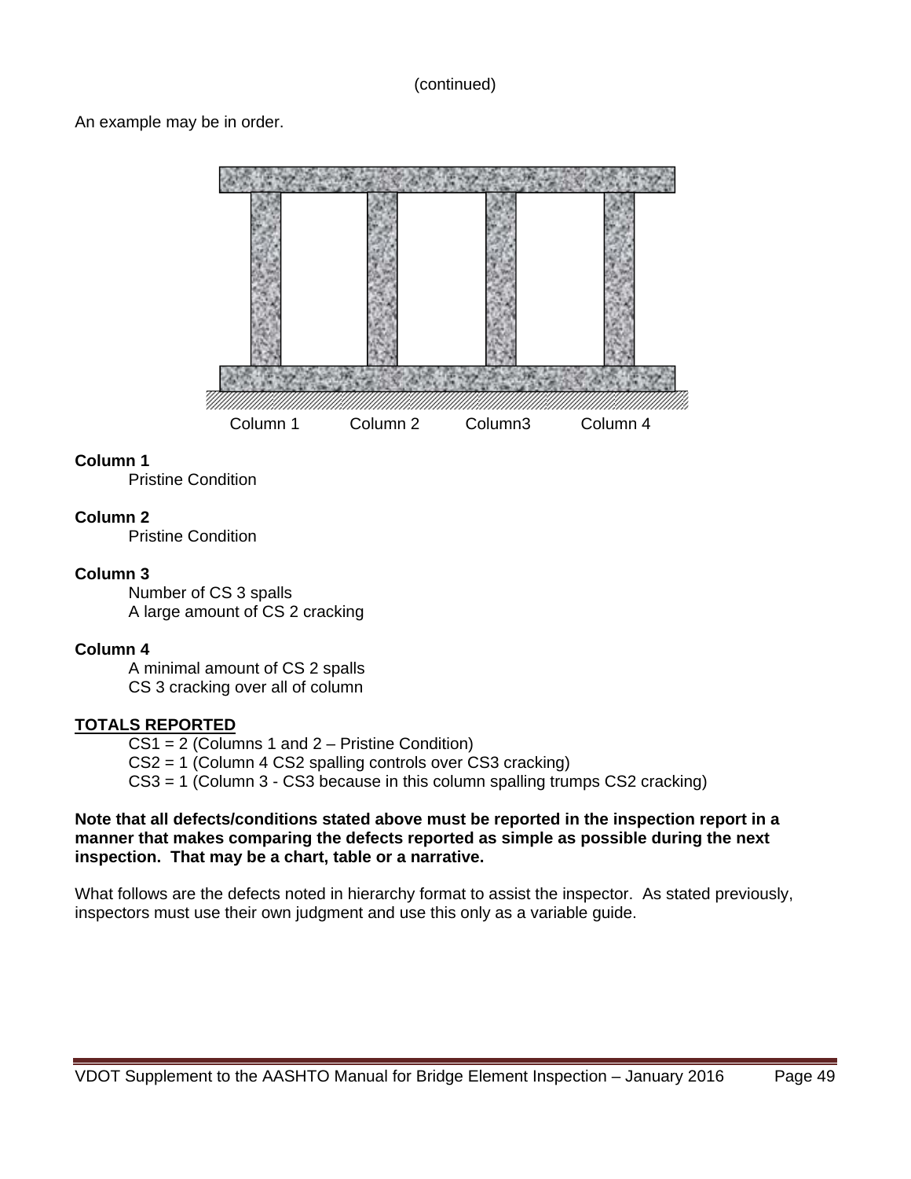(continued)

An example may be in order.

Column 1 Column 2 Column3 Column 4

**Column 1**

Pristine Condition

**Column 2**

Pristine Condition

**Column 3**

Number of CS 3 spalls
A large amount of CS 2 cracking

**Column 4**

A minimal amount of CS 2 spalls
CS 3 cracking over all of column

**TOTALS REPORTED**

CS1 = 2 (Columns 1 and 2 – Pristine Condition)
CS2 = 1 (Column 4 CS2 spalling controls over CS3 cracking)
CS3 = 1 (Column 3 - CS3 because in this column spalling trumps CS2 cracking)

**Note that all defects/conditions stated above must be reported in the inspection report in a manner that makes comparing the defects reported as simple as possible during the next inspection. That may be a chart, table or a narrative.**

What follows are the defects noted in hierarchy format to assist the inspector. As stated previously, inspectors must use their own judgment and use this only as a variable guide.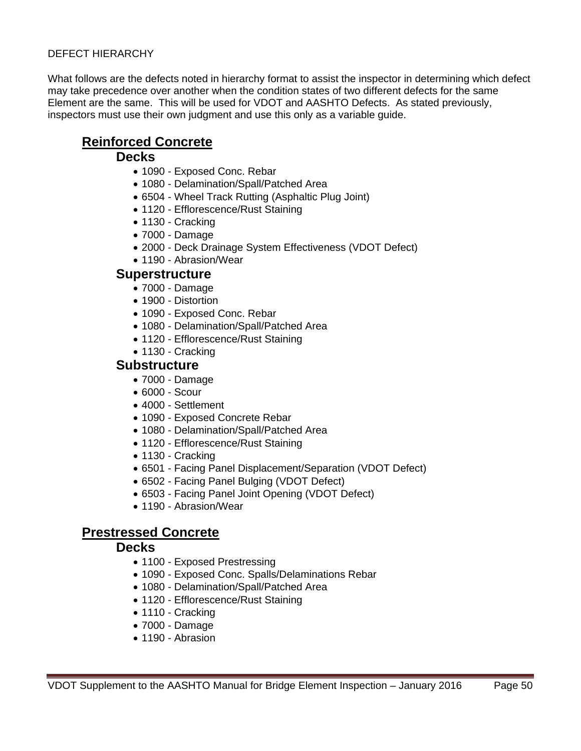DEFECT HIERARCHY

What follows are the defects noted in hierarchy format to assist the inspector in determining which defect may take precedence over another when the condition states of two different defects for the same Element are the same. This will be used for VDOT and AASHTO Defects. As stated previously, inspectors must use their own judgment and use this only as a variable guide.

## Reinforced Concrete

### Decks

- 1090 - Exposed Conc. Rebar
- 1080 - Delamination/Spall/Patched Area
- 6504 - Wheel Track Rutting (Asphaltic Plug Joint)
- 1120 - Efflorescence/Rust Staining
- 1130 - Cracking
- 7000 - Damage
- 2000 - Deck Drainage System Effectiveness (VDOT Defect)
- 1190 - Abrasion/Wear

### Superstructure

- 7000 - Damage
- 1900 - Distortion
- 1090 - Exposed Conc. Rebar
- 1080 - Delamination/Spall/Patched Area
- 1120 - Efflorescence/Rust Staining
- 1130 - Cracking

### Substructure

- 7000 - Damage
- 6000 - Scour
- 4000 - Settlement
- 1090 - Exposed Concrete Rebar
- 1080 - Delamination/Spall/Patched Area
- 1120 - Efflorescence/Rust Staining
- 1130 - Cracking
- 6501 - Facing Panel Displacement/Separation (VDOT Defect)
- 6502 - Facing Panel Bulging (VDOT Defect)
- 6503 - Facing Panel Joint Opening (VDOT Defect)
- 1190 - Abrasion/Wear

## Prestressed Concrete

### Decks

- 1100 - Exposed Prestressing
- 1090 - Exposed Conc. Spalls/Delaminations Rebar
- 1080 - Delamination/Spall/Patched Area
- 1120 - Efflorescence/Rust Staining
- 1110 - Cracking
- 7000 - Damage
- 1190 - Abrasion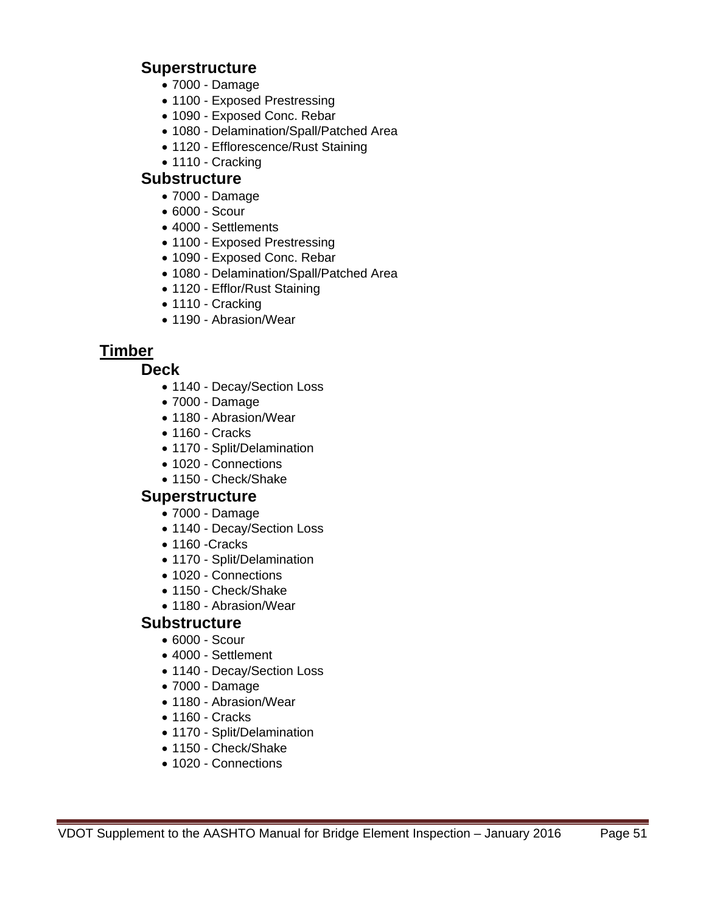### Superstructure

- 7000 - Damage
- 1100 - Exposed Prestressing
- 1090 - Exposed Conc. Rebar
- 1080 - Delamination/Spall/Patched Area
- 1120 - Efflorescence/Rust Staining
- 1110 - Cracking

### Substructure

- 7000 - Damage
- 6000 - Scour
- 4000 - Settlements
- 1100 - Exposed Prestressing
- 1090 - Exposed Conc. Rebar
- 1080 - Delamination/Spall/Patched Area
- 1120 - Efflor/Rust Staining
- 1110 - Cracking
- 1190 - Abrasion/Wear

## Timber

### Deck

- 1140 - Decay/Section Loss
- 7000 - Damage
- 1180 - Abrasion/Wear
- 1160 - Cracks
- 1170 - Split/Delamination
- 1020 - Connections
- 1150 - Check/Shake

### Superstructure

- 7000 - Damage
- 1140 - Decay/Section Loss
- 1160 -Cracks
- 1170 - Split/Delamination
- 1020 - Connections
- 1150 - Check/Shake
- 1180 - Abrasion/Wear

### Substructure

- 6000 - Scour
- 4000 - Settlement
- 1140 - Decay/Section Loss
- 7000 - Damage
- 1180 - Abrasion/Wear
- 1160 - Cracks
- 1170 - Split/Delamination
- 1150 - Check/Shake
- 1020 - Connections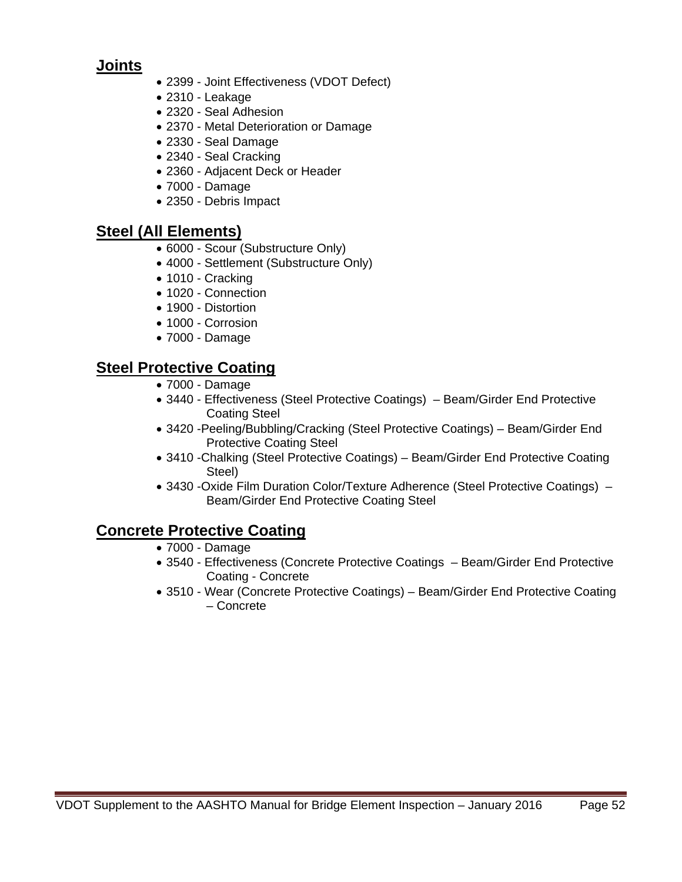## Joints

- 2399 - Joint Effectiveness (VDOT Defect)
- 2310 - Leakage
- 2320 - Seal Adhesion
- 2370 - Metal Deterioration or Damage
- 2330 - Seal Damage
- 2340 - Seal Cracking
- 2360 - Adjacent Deck or Header
- 7000 - Damage
- 2350 - Debris Impact

## Steel (All Elements)

- 6000 - Scour (Substructure Only)
- 4000 - Settlement (Substructure Only)
- 1010 - Cracking
- 1020 - Connection
- 1900 - Distortion
- 1000 - Corrosion
- 7000 - Damage

## Steel Protective Coating

- 7000 - Damage
- 3440 - Effectiveness (Steel Protective Coatings) – Beam/Girder End Protective Coating Steel
- 3420 -Peeling/Bubbling/Cracking (Steel Protective Coatings) – Beam/Girder End Protective Coating Steel
- 3410 -Chalking (Steel Protective Coatings) – Beam/Girder End Protective Coating Steel)
- 3430 -Oxide Film Duration Color/Texture Adherence (Steel Protective Coatings) – Beam/Girder End Protective Coating Steel

## Concrete Protective Coating

- 7000 - Damage
- 3540 - Effectiveness (Concrete Protective Coatings – Beam/Girder End Protective Coating - Concrete
- 3510 - Wear (Concrete Protective Coatings) – Beam/Girder End Protective Coating – Concrete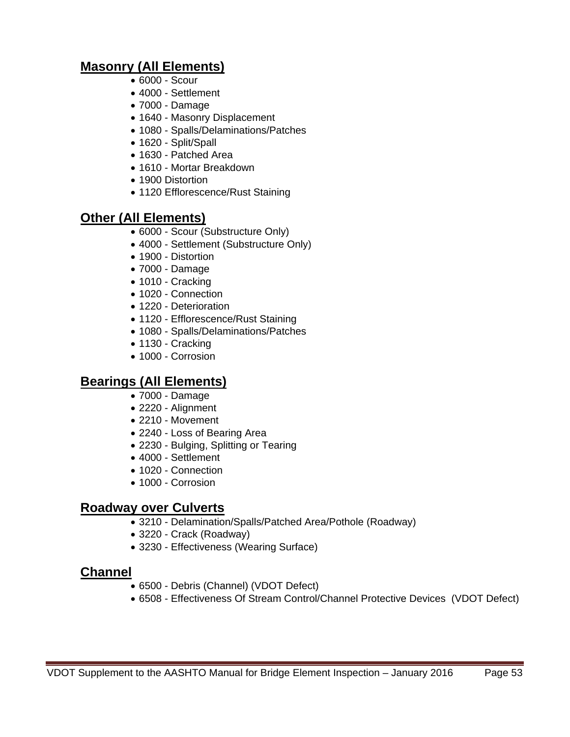## Masonry (All Elements)

- 6000 - Scour
- 4000 - Settlement
- 7000 - Damage
- 1640 - Masonry Displacement
- 1080 - Spalls/Delaminations/Patches
- 1620 - Split/Spall
- 1630 - Patched Area
- 1610 - Mortar Breakdown
- 1900 Distortion
- 1120 Efflorescence/Rust Staining

## Other (All Elements)

- 6000 - Scour (Substructure Only)
- 4000 - Settlement (Substructure Only)
- 1900 - Distortion
- 7000 - Damage
- 1010 - Cracking
- 1020 - Connection
- 1220 - Deterioration
- 1120 - Efflorescence/Rust Staining
- 1080 - Spalls/Delaminations/Patches
- 1130 - Cracking
- 1000 - Corrosion

## Bearings (All Elements)

- 7000 - Damage
- 2220 - Alignment
- 2210 - Movement
- 2240 - Loss of Bearing Area
- 2230 - Bulging, Splitting or Tearing
- 4000 - Settlement
- 1020 - Connection
- 1000 - Corrosion

## Roadway over Culverts

- 3210 - Delamination/Spalls/Patched Area/Pothole (Roadway)
- 3220 - Crack (Roadway)
- 3230 - Effectiveness (Wearing Surface)

## Channel

- 6500 - Debris (Channel) (VDOT Defect)
- 6508 - Effectiveness Of Stream Control/Channel Protective Devices (VDOT Defect)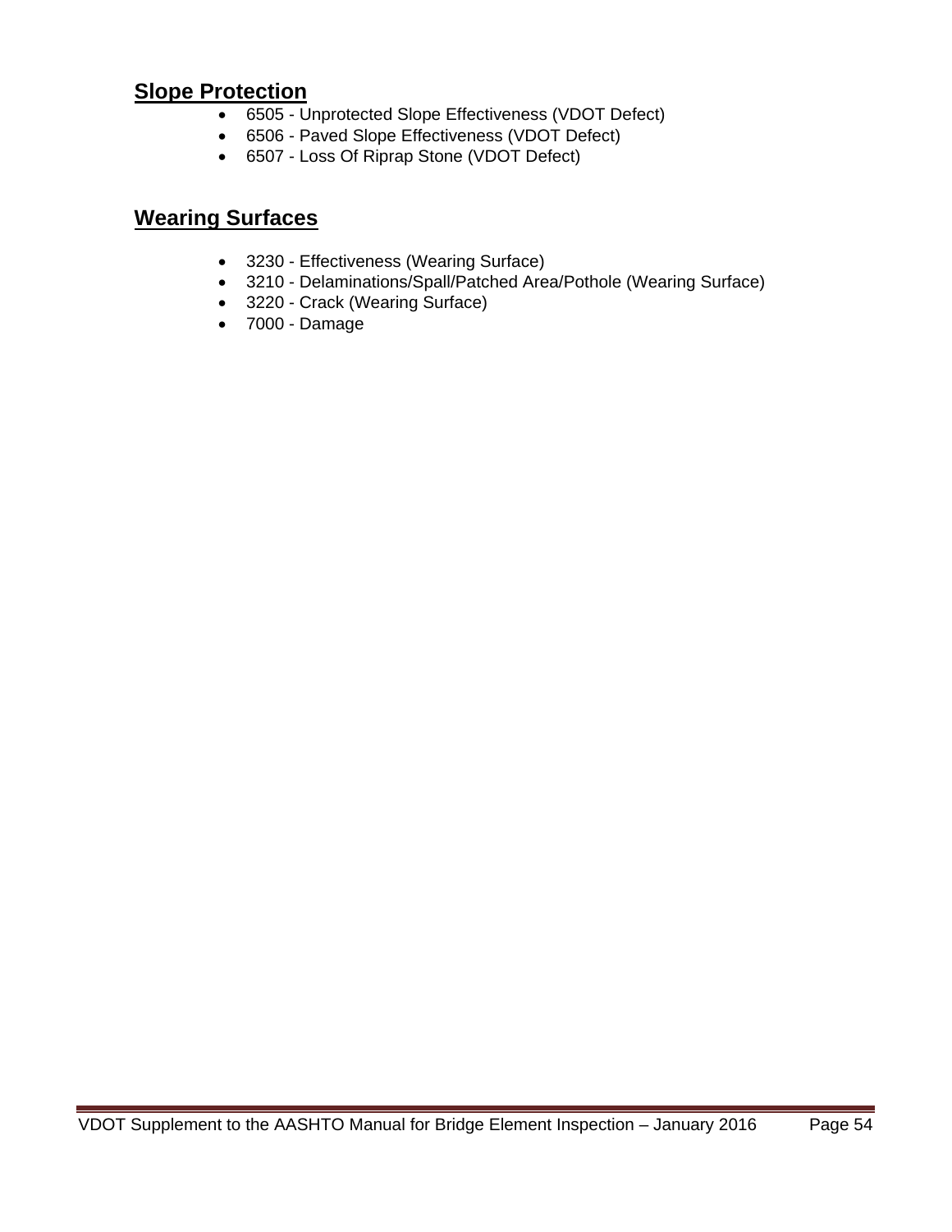## Slope Protection

- 6505 - Unprotected Slope Effectiveness (VDOT Defect)
- 6506 - Paved Slope Effectiveness (VDOT Defect)
- 6507 - Loss Of Riprap Stone (VDOT Defect)

## Wearing Surfaces

- 3230 - Effectiveness (Wearing Surface)
- 3210 - Delaminations/Spall/Patched Area/Pothole (Wearing Surface)
- 3220 - Crack (Wearing Surface)
- 7000 - Damage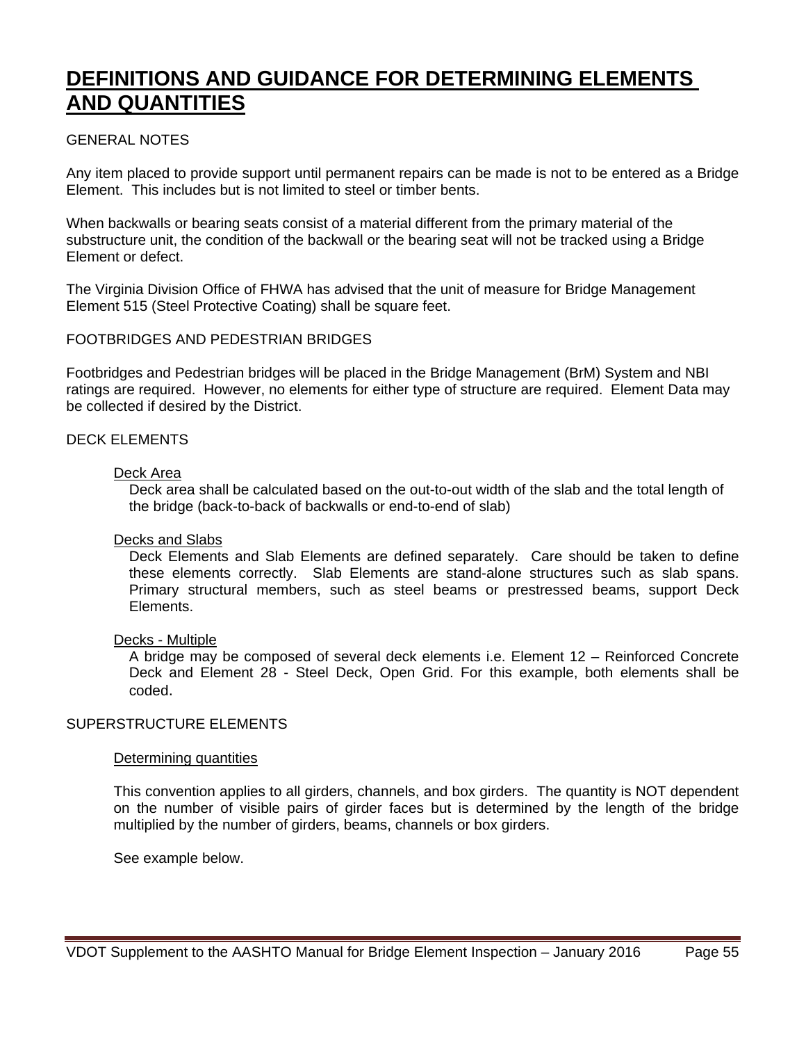# DEFINITIONS AND GUIDANCE FOR DETERMINING ELEMENTS AND QUANTITIES

GENERAL NOTES

Any item placed to provide support until permanent repairs can be made is not to be entered as a Bridge Element. This includes but is not limited to steel or timber bents.

When backwalls or bearing seats consist of a material different from the primary material of the substructure unit, the condition of the backwall or the bearing seat will not be tracked using a Bridge Element or defect.

The Virginia Division Office of FHWA has advised that the unit of measure for Bridge Management Element 515 (Steel Protective Coating) shall be square feet.

FOOTBRIDGES AND PEDESTRIAN BRIDGES

Footbridges and Pedestrian bridges will be placed in the Bridge Management (BrM) System and NBI ratings are required. However, no elements for either type of structure are required. Element Data may be collected if desired by the District.

DECK ELEMENTS

Deck Area

Deck area shall be calculated based on the out-to-out width of the slab and the total length of the bridge (back-to-back of backwalls or end-to-end of slab)

Decks and Slabs

Deck Elements and Slab Elements are defined separately. Care should be taken to define these elements correctly. Slab Elements are stand-alone structures such as slab spans. Primary structural members, such as steel beams or prestressed beams, support Deck Elements.

Decks - Multiple

A bridge may be composed of several deck elements i.e. Element 12 – Reinforced Concrete Deck and Element 28 - Steel Deck, Open Grid. For this example, both elements shall be coded.

SUPERSTRUCTURE ELEMENTS

Determining quantities

This convention applies to all girders, channels, and box girders. The quantity is NOT dependent on the number of visible pairs of girder faces but is determined by the length of the bridge multiplied by the number of girders, beams, channels or box girders.

See example below.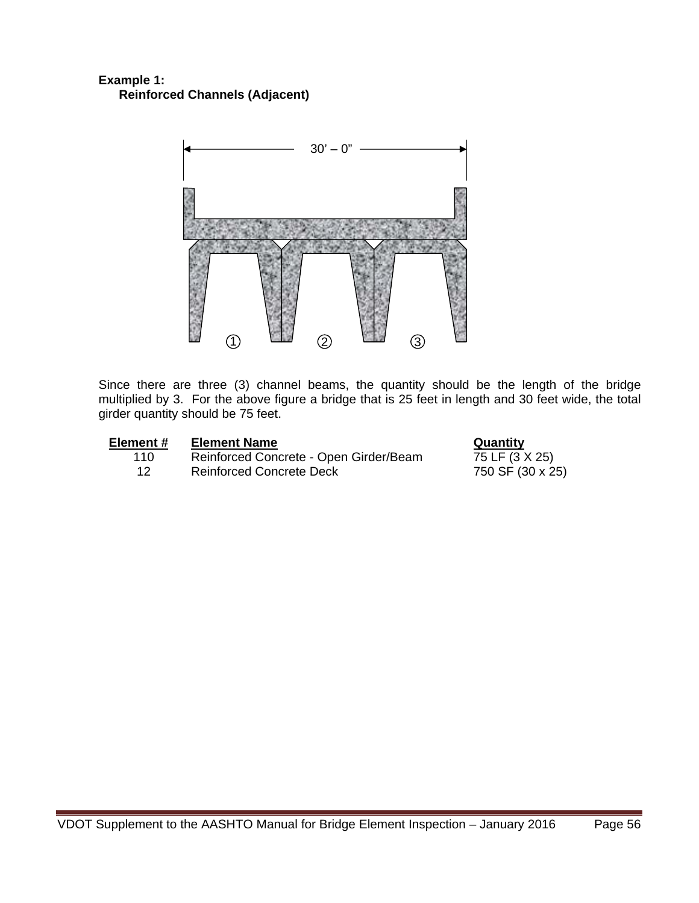**Example 1:**
**Reinforced Channels (Adjacent)**

30' – 0"

① ② ③

Since there are three (3) channel beams, the quantity should be the length of the bridge multiplied by 3. For the above figure a bridge that is 25 feet in length and 30 feet wide, the total girder quantity should be 75 feet.

| Element # | Element Name | Quantity |
|---|---|---|
| 110 | Reinforced Concrete - Open Girder/Beam | 75 LF (3 X 25) |
| 12 | Reinforced Concrete Deck | 750 SF (30 x 25) |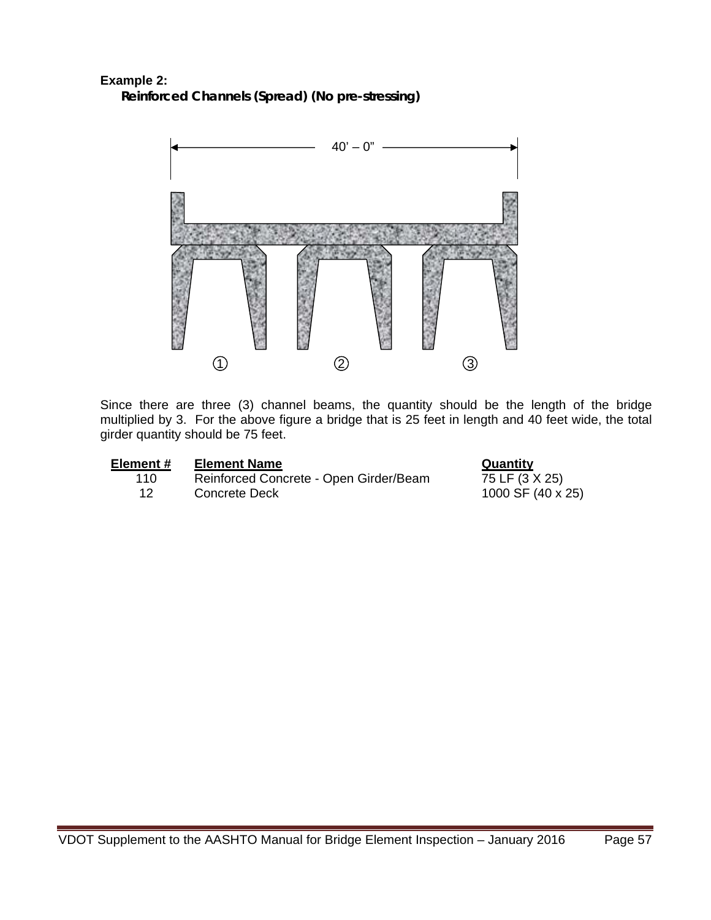**Example 2:**

***Reinforced Channels (Spread) (No pre-stressing)***

40' – 0"

① ② ③

Since there are three (3) channel beams, the quantity should be the length of the bridge multiplied by 3. For the above figure a bridge that is 25 feet in length and 40 feet wide, the total girder quantity should be 75 feet.

| Element # | Element Name | Quantity |
|---|---|---|
| 110 | Reinforced Concrete - Open Girder/Beam | 75 LF (3 X 25) |
| 12 | Concrete Deck | 1000 SF (40 x 25) |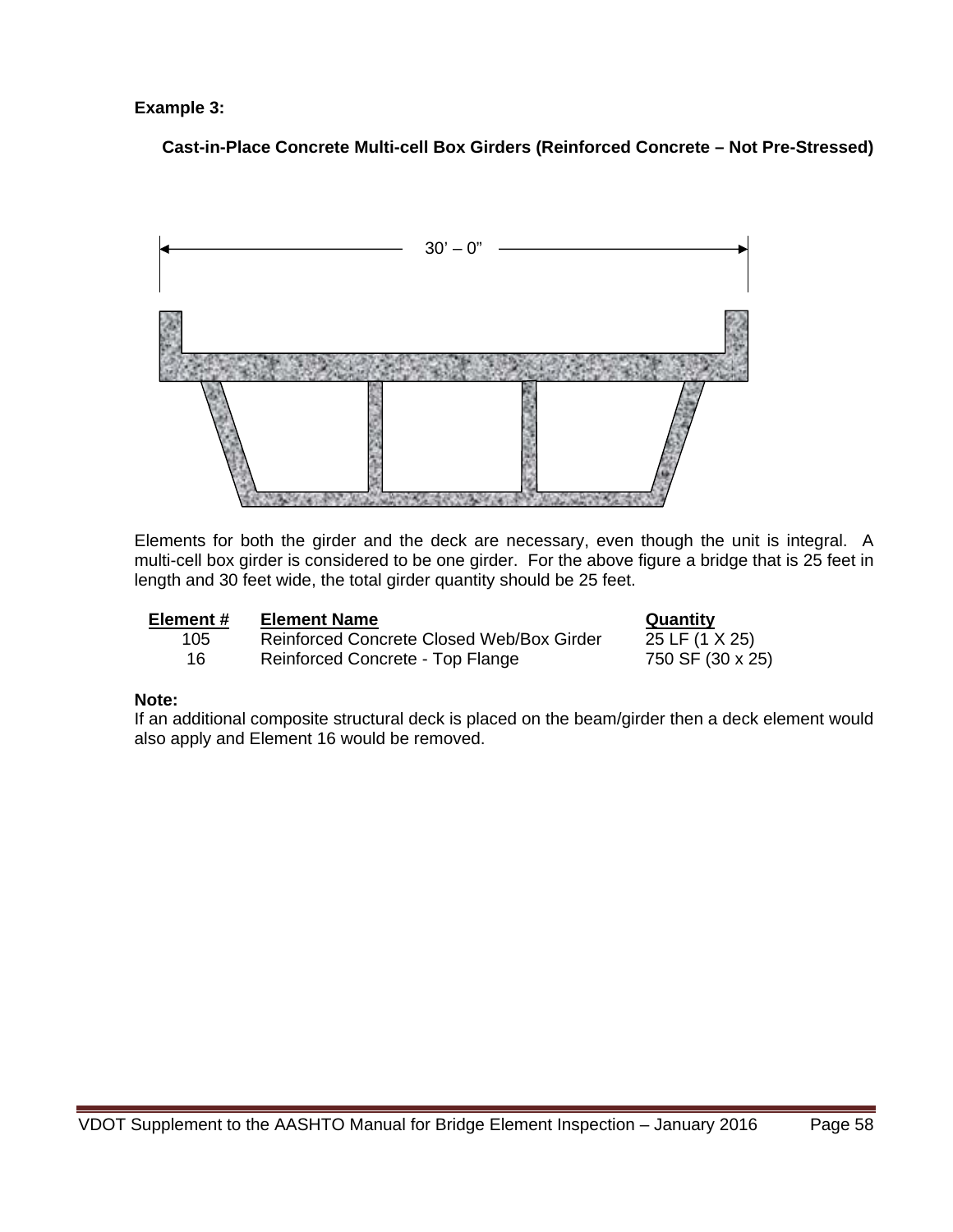**Example 3:**

**Cast-in-Place Concrete Multi-cell Box Girders (Reinforced Concrete – Not Pre-Stressed)**

30' – 0"

Elements for both the girder and the deck are necessary, even though the unit is integral. A multi-cell box girder is considered to be one girder. For the above figure a bridge that is 25 feet in length and 30 feet wide, the total girder quantity should be 25 feet.

| Element # | Element Name | Quantity |
|---|---|---|
| 105 | Reinforced Concrete Closed Web/Box Girder | 25 LF (1 X 25) |
| 16 | Reinforced Concrete - Top Flange | 750 SF (30 x 25) |

**Note:**
If an additional composite structural deck is placed on the beam/girder then a deck element would also apply and Element 16 would be removed.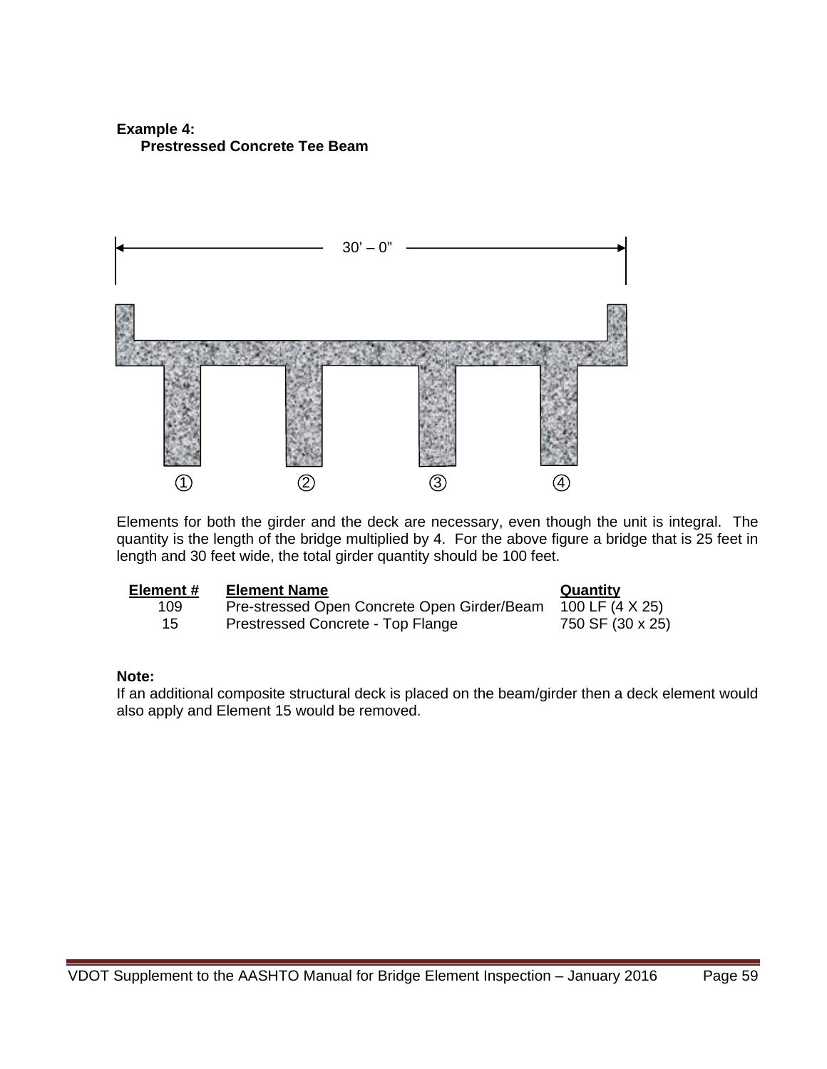**Example 4:**

**Prestressed Concrete Tee Beam**

30' – 0"

① ② ③ ④

Elements for both the girder and the deck are necessary, even though the unit is integral. The quantity is the length of the bridge multiplied by 4. For the above figure a bridge that is 25 feet in length and 30 feet wide, the total girder quantity should be 100 feet.

| Element # | Element Name | Quantity |
|---|---|---|
| 109 | Pre-stressed Open Concrete Open Girder/Beam | 100 LF (4 X 25) |
| 15 | Prestressed Concrete - Top Flange | 750 SF (30 x 25) |

**Note:**

If an additional composite structural deck is placed on the beam/girder then a deck element would also apply and Element 15 would be removed.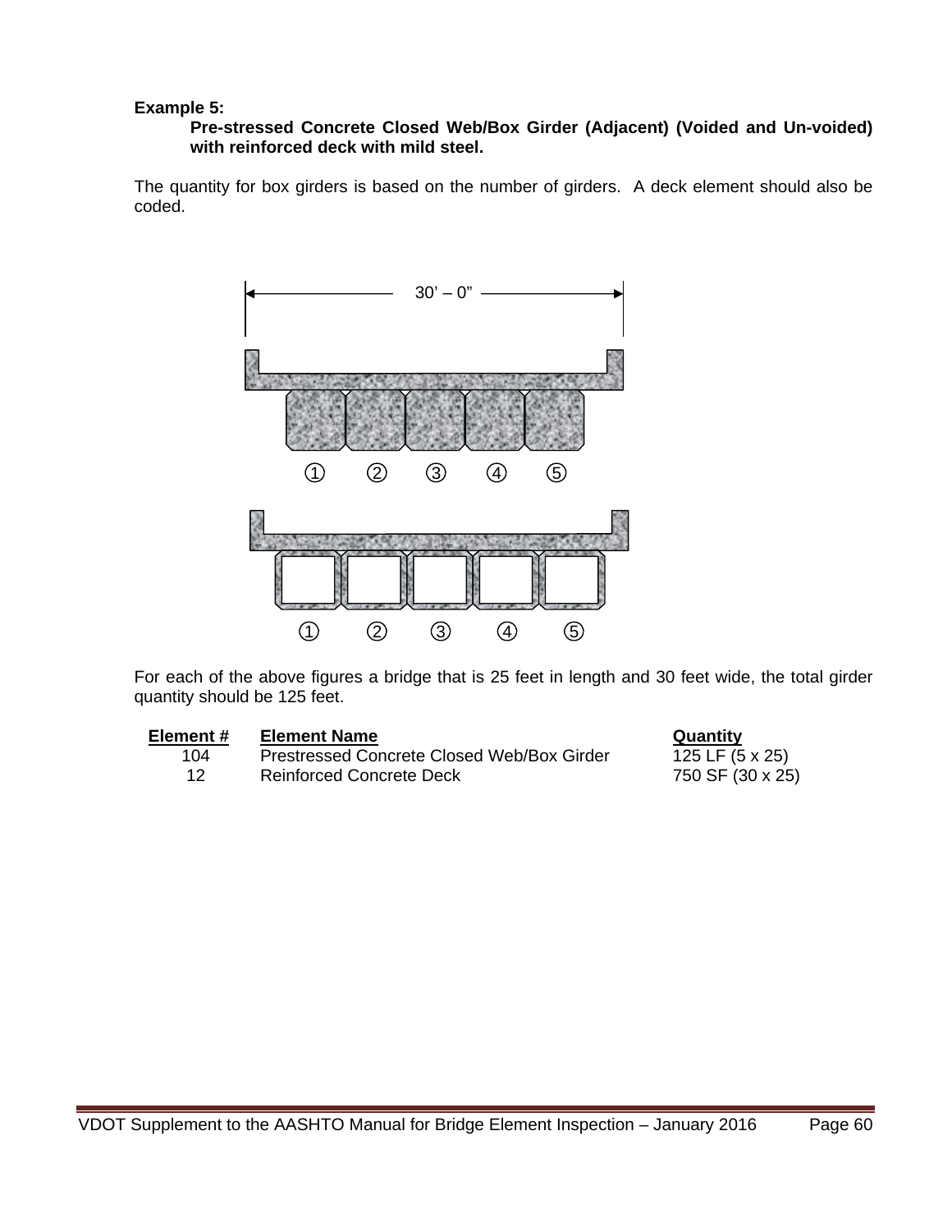**Example 5:**

**Pre-stressed Concrete Closed Web/Box Girder (Adjacent) (Voided and Un-voided) with reinforced deck with mild steel.**

The quantity for box girders is based on the number of girders. A deck element should also be coded.

30' – 0"

① ② ③ ④ ⑤

① ② ③ ④ ⑤

For each of the above figures a bridge that is 25 feet in length and 30 feet wide, the total girder quantity should be 125 feet.

| Element # | Element Name | Quantity |
|---|---|---|
| 104 | Prestressed Concrete Closed Web/Box Girder | 125 LF (5 x 25) |
| 12 | Reinforced Concrete Deck | 750 SF (30 x 25) |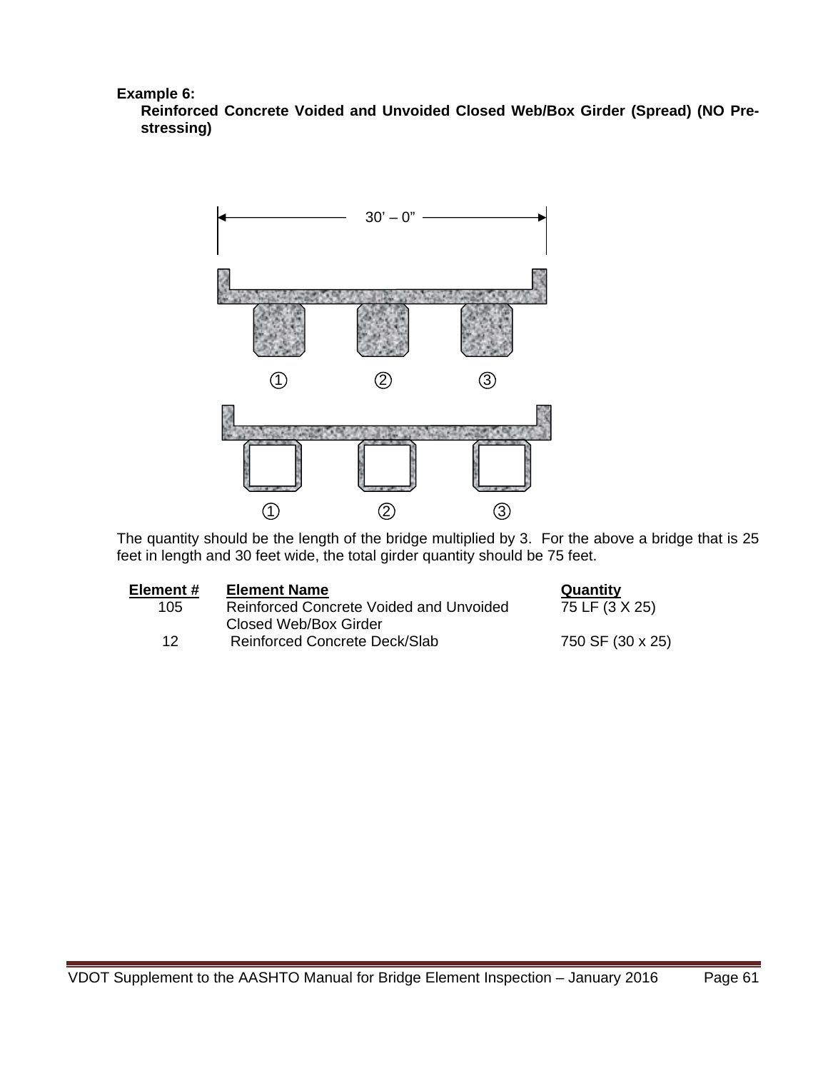**Example 6:**

**Reinforced Concrete Voided and Unvoided Closed Web/Box Girder (Spread) (NO Pre-stressing)**

30' – 0"

① ② ③

① ② ③

The quantity should be the length of the bridge multiplied by 3. For the above a bridge that is 25 feet in length and 30 feet wide, the total girder quantity should be 75 feet.

| Element # | Element Name | Quantity |
|---|---|---|
| 105 | Reinforced Concrete Voided and Unvoided Closed Web/Box Girder | 75 LF (3 X 25) |
| 12 | Reinforced Concrete Deck/Slab | 750 SF (30 x 25) |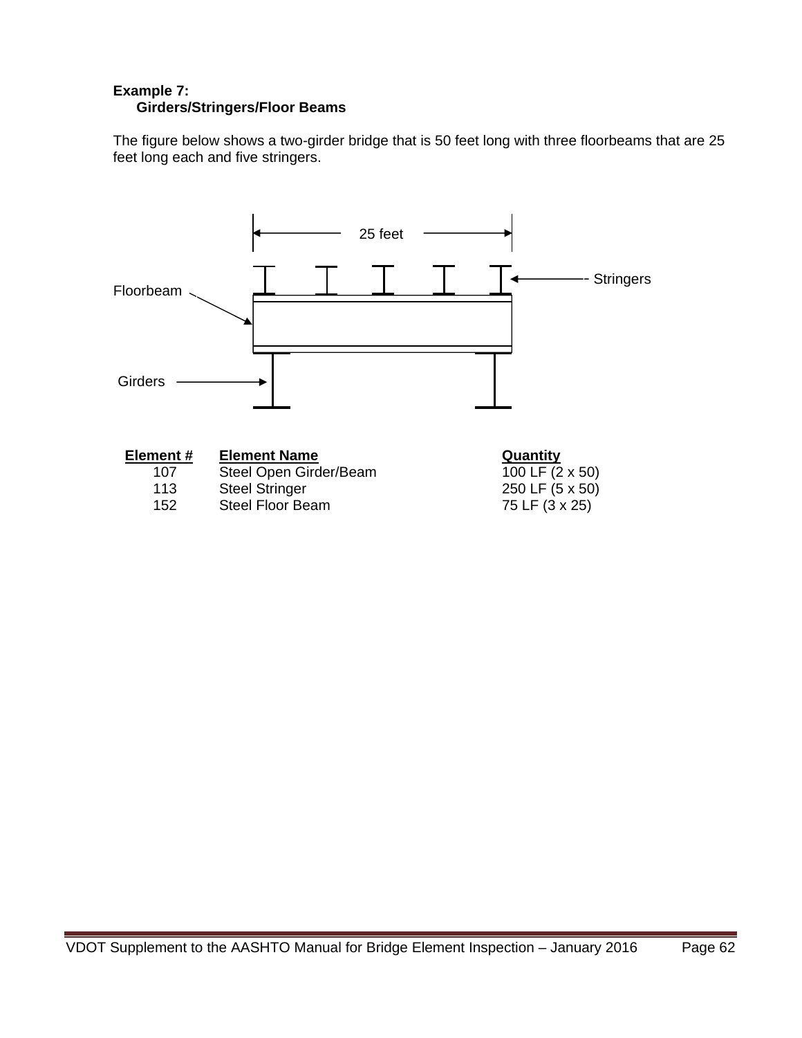**Example 7:**

**Girders/Stringers/Floor Beams**

The figure below shows a two-girder bridge that is 50 feet long with three floorbeams that are 25 feet long each and five stringers.

25 feet

Stringers

Floorbeam

Girders

| Element # | Element Name | Quantity |
|---|---|---|
| 107 | Steel Open Girder/Beam | 100 LF (2 x 50) |
| 113 | Steel Stringer | 250 LF (5 x 50) |
| 152 | Steel Floor Beam | 75 LF (3 x 25) |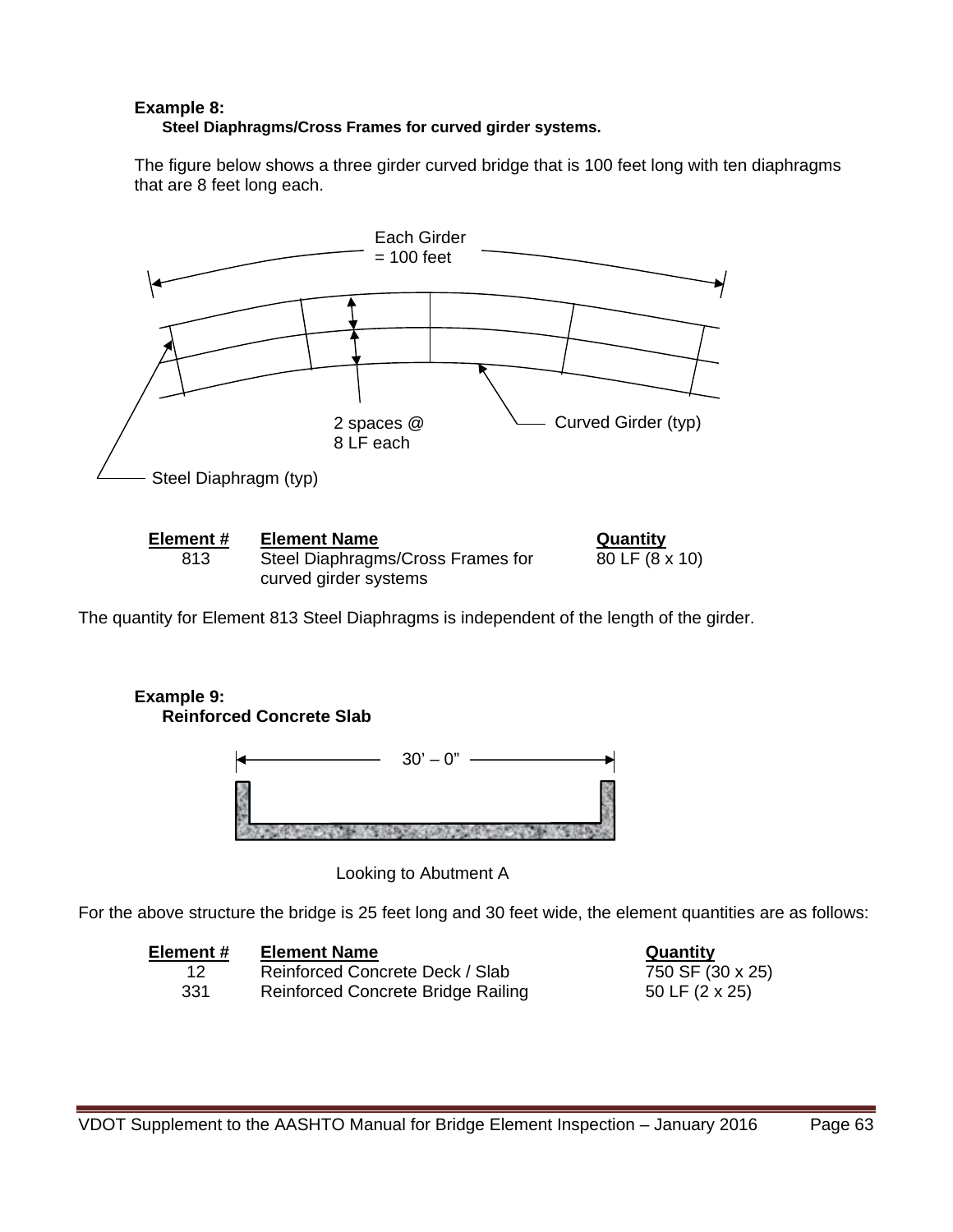**Example 8:**

**Steel Diaphragms/Cross Frames for curved girder systems.**

The figure below shows a three girder curved bridge that is 100 feet long with ten diaphragms that are 8 feet long each.

Each Girder = 100 feet

2 spaces @ 8 LF each

Curved Girder (typ)

Steel Diaphragm (typ)

| Element # | Element Name | Quantity |
|---|---|---|
| 813 | Steel Diaphragms/Cross Frames for curved girder systems | 80 LF (8 x 10) |

The quantity for Element 813 Steel Diaphragms is independent of the length of the girder.

**Example 9:**

**Reinforced Concrete Slab**

30' – 0"

Looking to Abutment A

For the above structure the bridge is 25 feet long and 30 feet wide, the element quantities are as follows:

| Element # | Element Name | Quantity |
|---|---|---|
| 12 | Reinforced Concrete Deck / Slab | 750 SF (30 x 25) |
| 331 | Reinforced Concrete Bridge Railing | 50 LF (2 x 25) |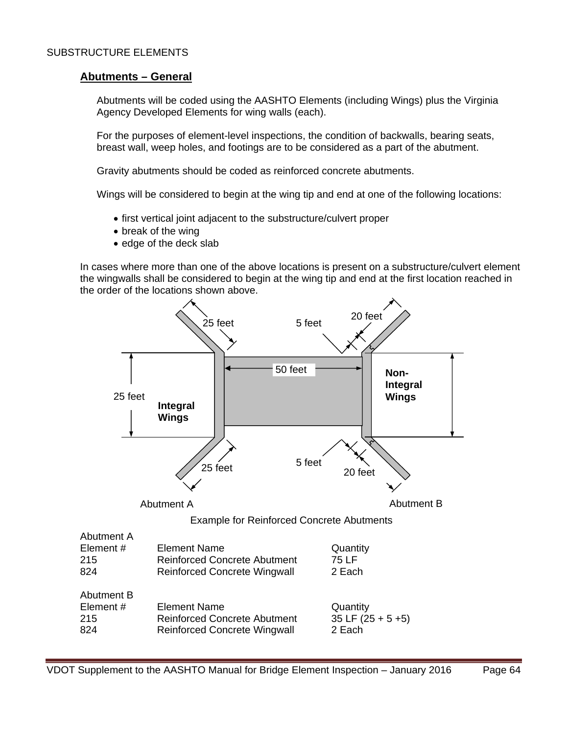SUBSTRUCTURE ELEMENTS

## Abutments – General

Abutments will be coded using the AASHTO Elements (including Wings) plus the Virginia Agency Developed Elements for wing walls (each).

For the purposes of element-level inspections, the condition of backwalls, bearing seats, breast wall, weep holes, and footings are to be considered as a part of the abutment.

Gravity abutments should be coded as reinforced concrete abutments.

Wings will be considered to begin at the wing tip and end at one of the following locations:

- first vertical joint adjacent to the substructure/culvert proper
- break of the wing
- edge of the deck slab

In cases where more than one of the above locations is present on a substructure/culvert element the wingwalls shall be considered to begin at the wing tip and end at the first location reached in the order of the locations shown above.

Example for Reinforced Concrete Abutments

Abutment A

| Element # | Element Name | Quantity |
|---|---|---|
| 215 | Reinforced Concrete Abutment | 75 LF |
| 824 | Reinforced Concrete Wingwall | 2 Each |

Abutment B

| Element # | Element Name | Quantity |
|---|---|---|
| 215 | Reinforced Concrete Abutment | 35 LF (25 + 5 +5) |
| 824 | Reinforced Concrete Wingwall | 2 Each |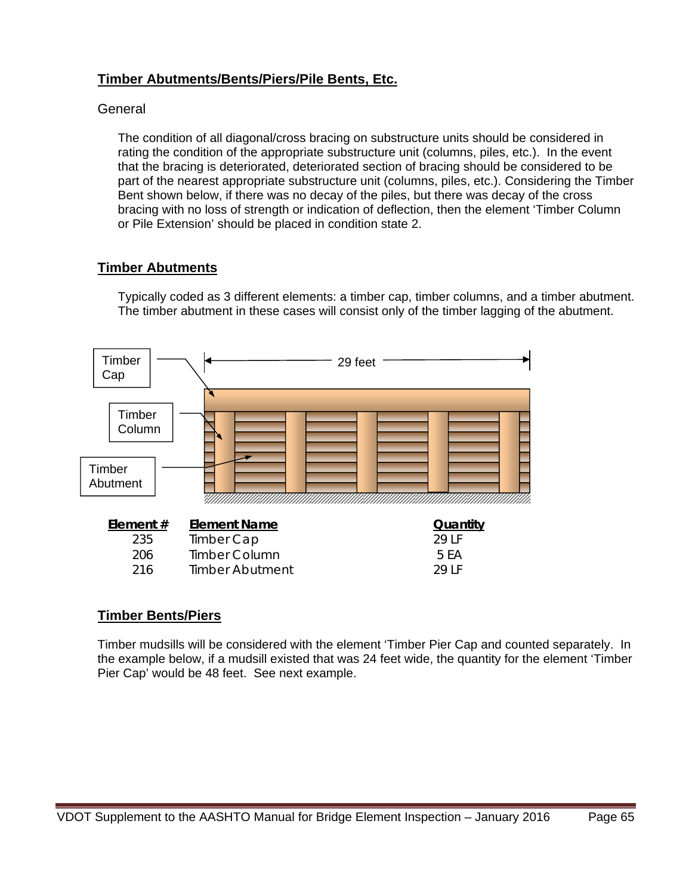## Timber Abutments/Bents/Piers/Pile Bents, Etc.

General

The condition of all diagonal/cross bracing on substructure units should be considered in rating the condition of the appropriate substructure unit (columns, piles, etc.). In the event that the bracing is deteriorated, deteriorated section of bracing should be considered to be part of the nearest appropriate substructure unit (columns, piles, etc.). Considering the Timber Bent shown below, if there was no decay of the piles, but there was decay of the cross bracing with no loss of strength or indication of deflection, then the element 'Timber Column or Pile Extension' should be placed in condition state 2.

## Timber Abutments

Typically coded as 3 different elements: a timber cap, timber columns, and a timber abutment. The timber abutment in these cases will consist only of the timber lagging of the abutment.

Timber Cap

Timber Column

Timber Abutment

29 feet

| Element # | Element Name | Quantity |
|---|---|---|
| 235 | Timber Cap | 29 LF |
| 206 | Timber Column | 5 EA |
| 216 | Timber Abutment | 29 LF |

## Timber Bents/Piers

Timber mudsills will be considered with the element 'Timber Pier Cap and counted separately. In the example below, if a mudsill existed that was 24 feet wide, the quantity for the element 'Timber Pier Cap' would be 48 feet. See next example.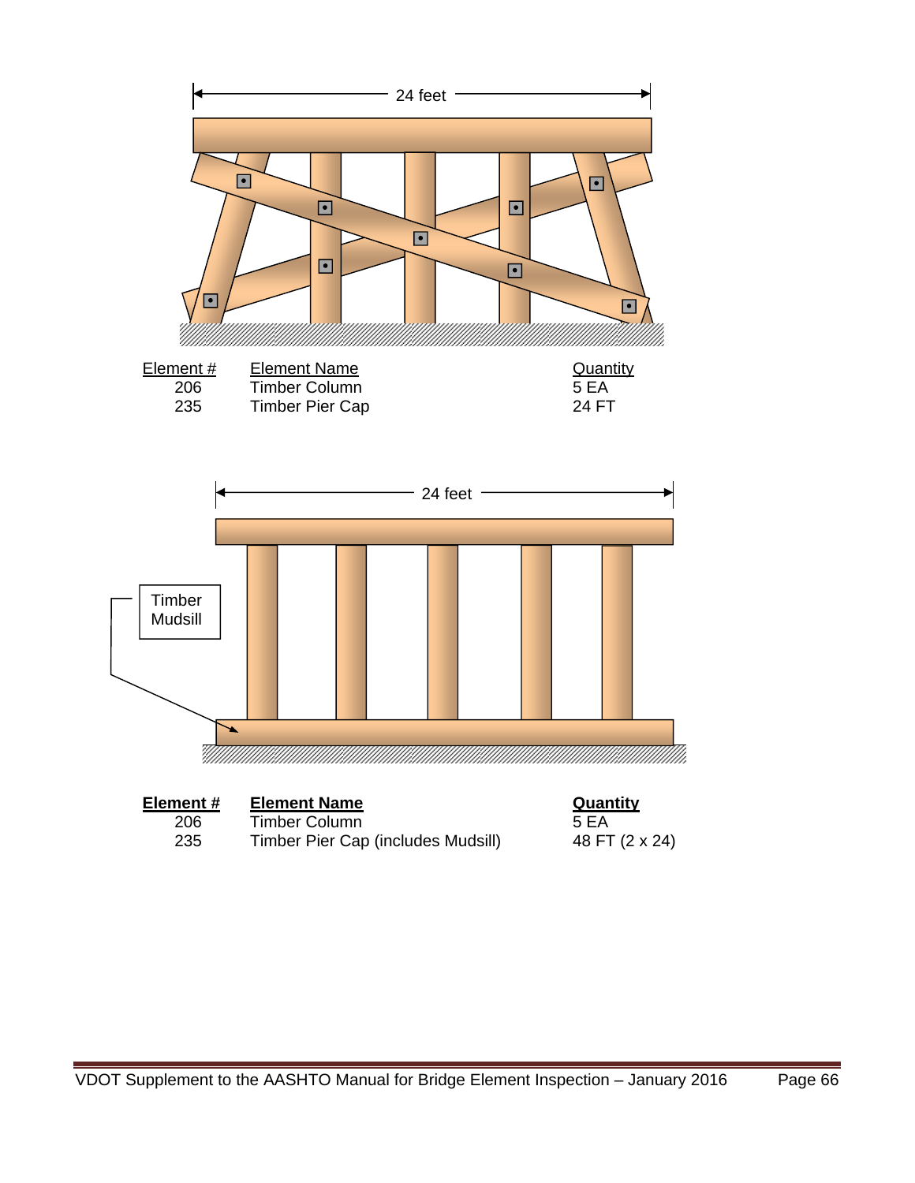24 feet

| Element # | Element Name | Quantity |
|---|---|---|
| 206 | Timber Column | 5 EA |
| 235 | Timber Pier Cap | 24 FT |

24 feet

Timber Mudsill

| **Element #** | **Element Name** | **Quantity** |
|---|---|---|
| 206 | Timber Column | 5 EA |
| 235 | Timber Pier Cap (includes Mudsill) | 48 FT (2 x 24) |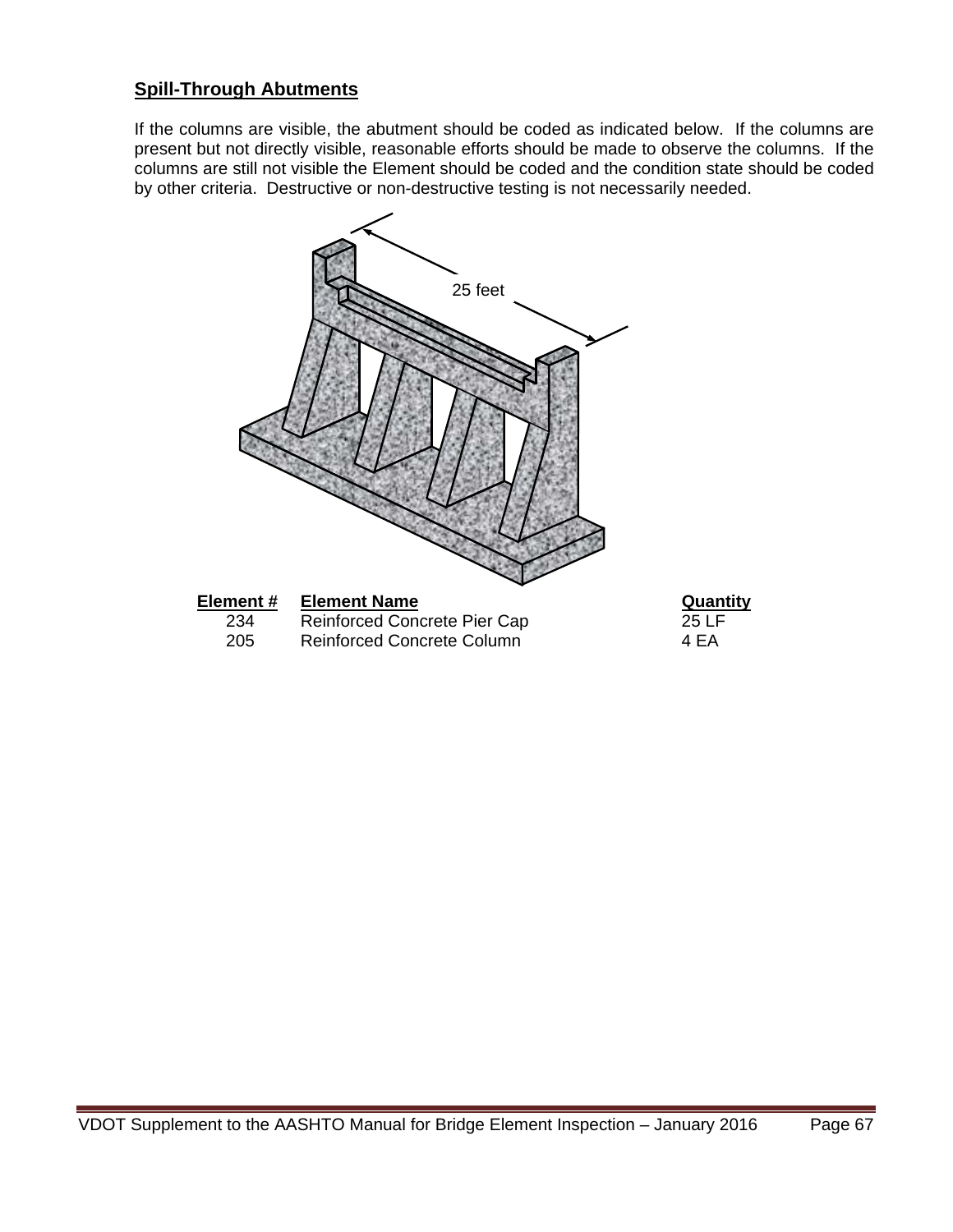## Spill-Through Abutments

If the columns are visible, the abutment should be coded as indicated below. If the columns are present but not directly visible, reasonable efforts should be made to observe the columns. If the columns are still not visible the Element should be coded and the condition state should be coded by other criteria. Destructive or non-destructive testing is not necessarily needed.

25 feet

| Element # | Element Name | Quantity |
|---|---|---|
| 234 | Reinforced Concrete Pier Cap | 25 LF |
| 205 | Reinforced Concrete Column | 4 EA |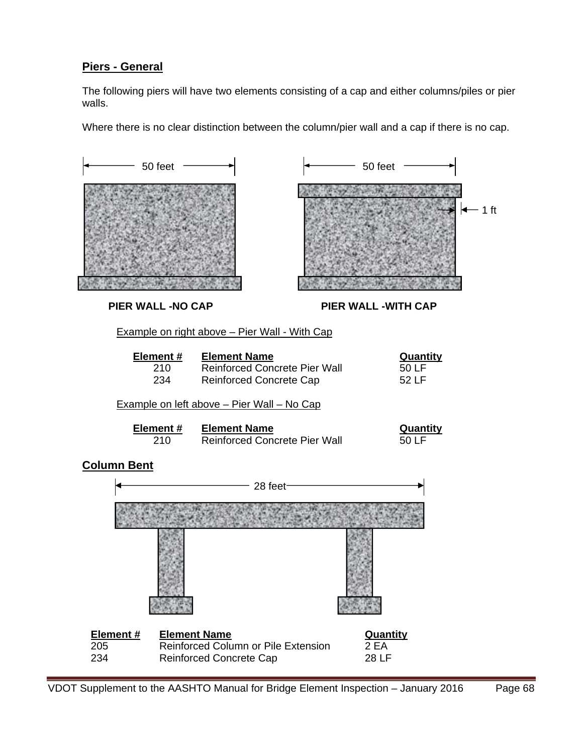## Piers - General

The following piers will have two elements consisting of a cap and either columns/piles or pier walls.

Where there is no clear distinction between the column/pier wall and a cap if there is no cap.

50 feet

50 feet

1 ft

**PIER WALL -NO CAP**

**PIER WALL -WITH CAP**

Example on right above – Pier Wall - With Cap

| Element # | Element Name | Quantity |
|---|---|---|
| 210 | Reinforced Concrete Pier Wall | 50 LF |
| 234 | Reinforced Concrete Cap | 52 LF |

Example on left above – Pier Wall – No Cap

| Element # | Element Name | Quantity |
|---|---|---|
| 210 | Reinforced Concrete Pier Wall | 50 LF |

## Column Bent

28 feet

| Element # | Element Name | Quantity |
|---|---|---|
| 205 | Reinforced Column or Pile Extension | 2 EA |
| 234 | Reinforced Concrete Cap | 28 LF |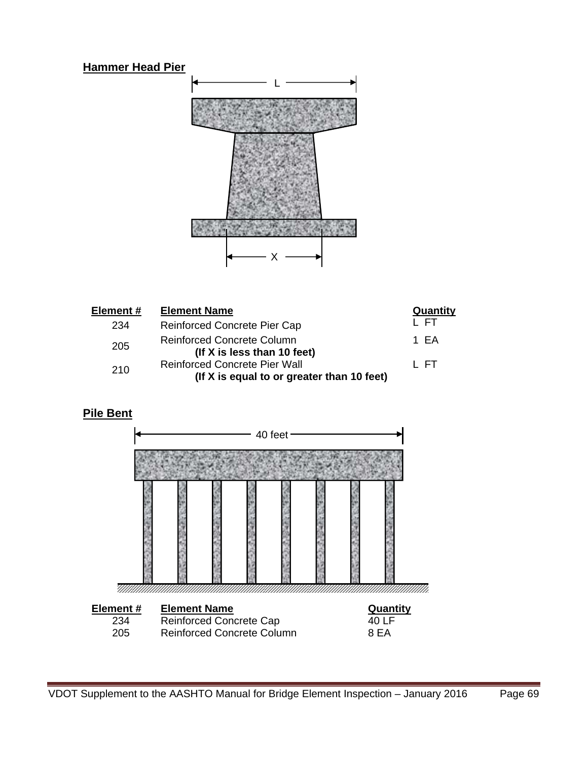**Hammer Head Pier**

| Element # | Element Name | Quantity |
|---|---|---|
| 234 | Reinforced Concrete Pier Cap | L FT |
| 205 | Reinforced Concrete Column **(If X is less than 10 feet)** | 1 EA |
| 210 | Reinforced Concrete Pier Wall **(If X is equal to or greater than 10 feet)** | L FT |

**Pile Bent**

| Element # | Element Name | Quantity |
|---|---|---|
| 234 | Reinforced Concrete Cap | 40 LF |
| 205 | Reinforced Concrete Column | 8 EA |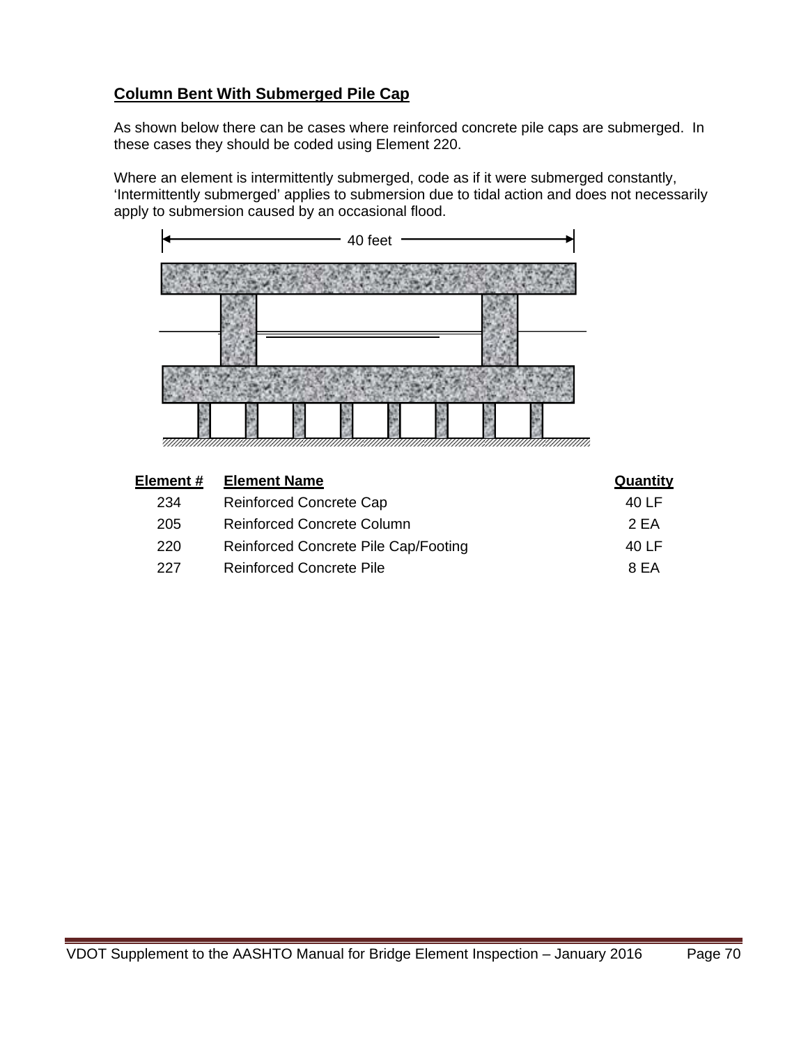## Column Bent With Submerged Pile Cap

As shown below there can be cases where reinforced concrete pile caps are submerged. In these cases they should be coded using Element 220.

Where an element is intermittently submerged, code as if it were submerged constantly, 'Intermittently submerged' applies to submersion due to tidal action and does not necessarily apply to submersion caused by an occasional flood.

40 feet

| Element # | Element Name | Quantity |
|---|---|---|
| 234 | Reinforced Concrete Cap | 40 LF |
| 205 | Reinforced Concrete Column | 2 EA |
| 220 | Reinforced Concrete Pile Cap/Footing | 40 LF |
| 227 | Reinforced Concrete Pile | 8 EA |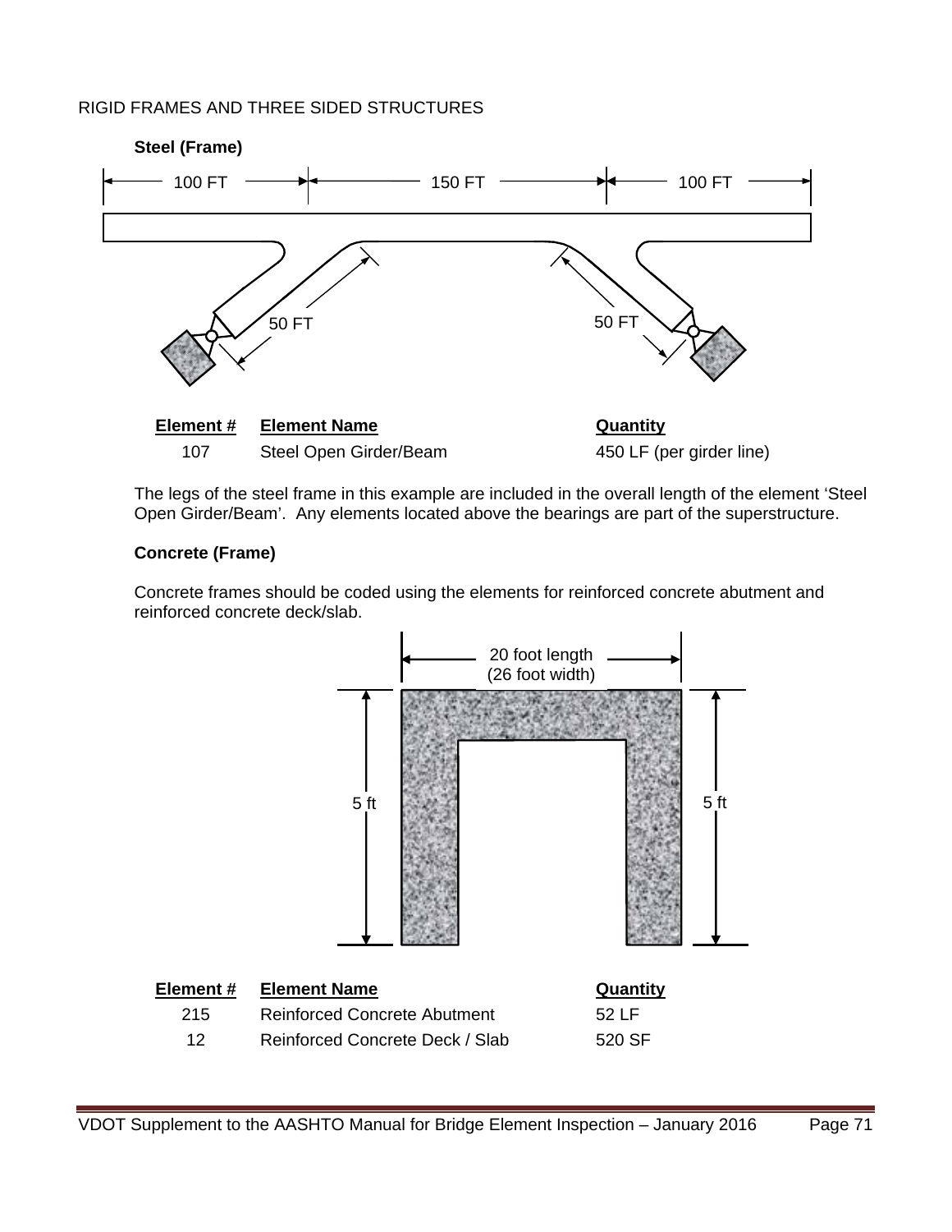RIGID FRAMES AND THREE SIDED STRUCTURES

**Steel (Frame)**

| Element # | Element Name | Quantity |
|---|---|---|
| 107 | Steel Open Girder/Beam | 450 LF (per girder line) |

The legs of the steel frame in this example are included in the overall length of the element 'Steel Open Girder/Beam'. Any elements located above the bearings are part of the superstructure.

**Concrete (Frame)**

Concrete frames should be coded using the elements for reinforced concrete abutment and reinforced concrete deck/slab.

| Element # | Element Name | Quantity |
|---|---|---|
| 215 | Reinforced Concrete Abutment | 52 LF |
| 12 | Reinforced Concrete Deck / Slab | 520 SF |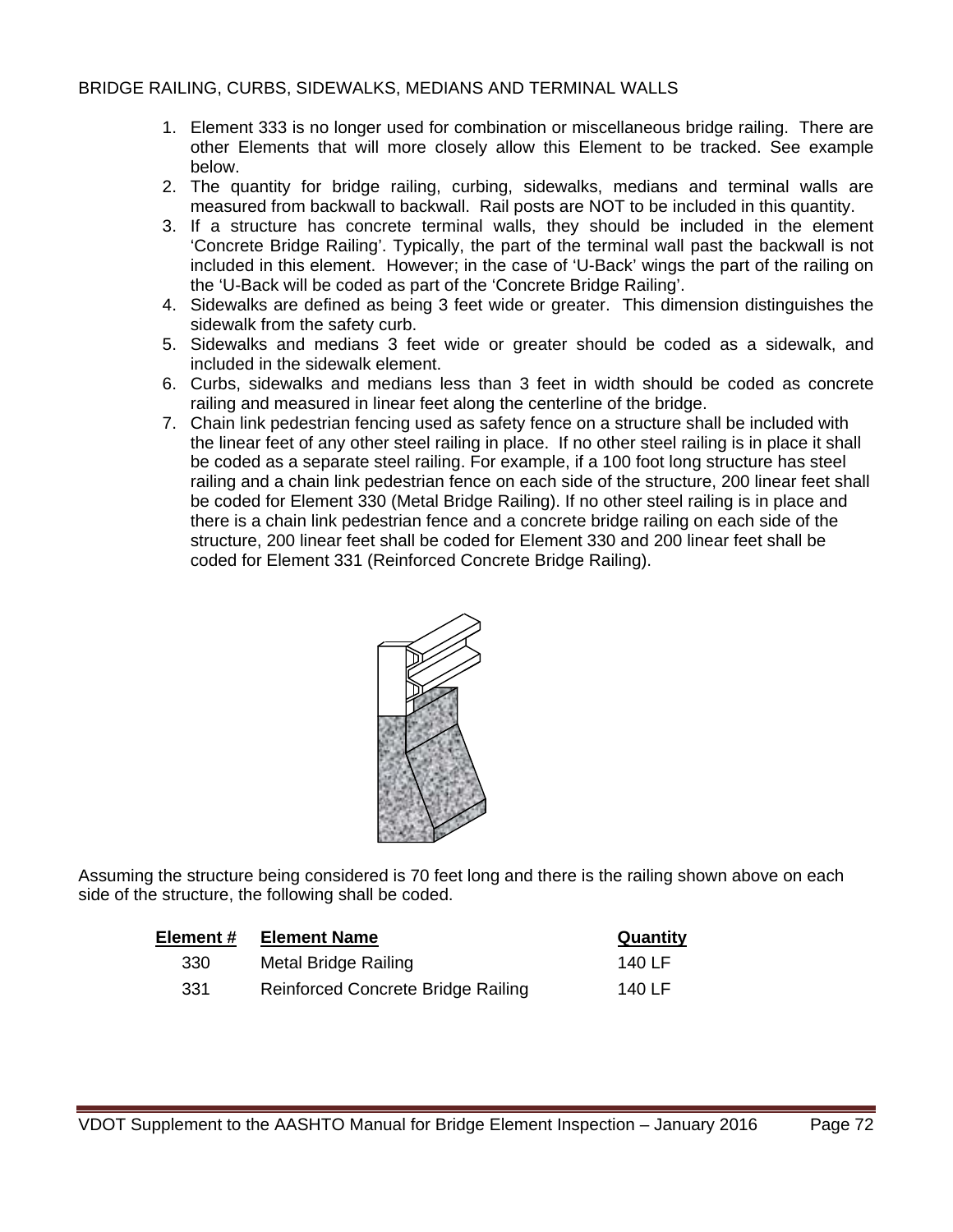BRIDGE RAILING, CURBS, SIDEWALKS, MEDIANS AND TERMINAL WALLS

1. Element 333 is no longer used for combination or miscellaneous bridge railing. There are other Elements that will more closely allow this Element to be tracked. See example below.
2. The quantity for bridge railing, curbing, sidewalks, medians and terminal walls are measured from backwall to backwall. Rail posts are NOT to be included in this quantity.
3. If a structure has concrete terminal walls, they should be included in the element 'Concrete Bridge Railing'. Typically, the part of the terminal wall past the backwall is not included in this element. However; in the case of 'U-Back' wings the part of the railing on the 'U-Back will be coded as part of the 'Concrete Bridge Railing'.
4. Sidewalks are defined as being 3 feet wide or greater. This dimension distinguishes the sidewalk from the safety curb.
5. Sidewalks and medians 3 feet wide or greater should be coded as a sidewalk, and included in the sidewalk element.
6. Curbs, sidewalks and medians less than 3 feet in width should be coded as concrete railing and measured in linear feet along the centerline of the bridge.
7. Chain link pedestrian fencing used as safety fence on a structure shall be included with the linear feet of any other steel railing in place. If no other steel railing is in place it shall be coded as a separate steel railing. For example, if a 100 foot long structure has steel railing and a chain link pedestrian fence on each side of the structure, 200 linear feet shall be coded for Element 330 (Metal Bridge Railing). If no other steel railing is in place and there is a chain link pedestrian fence and a concrete bridge railing on each side of the structure, 200 linear feet shall be coded for Element 330 and 200 linear feet shall be coded for Element 331 (Reinforced Concrete Bridge Railing).

Assuming the structure being considered is 70 feet long and there is the railing shown above on each side of the structure, the following shall be coded.

| Element # | Element Name | Quantity |
|---|---|---|
| 330 | Metal Bridge Railing | 140 LF |
| 331 | Reinforced Concrete Bridge Railing | 140 LF |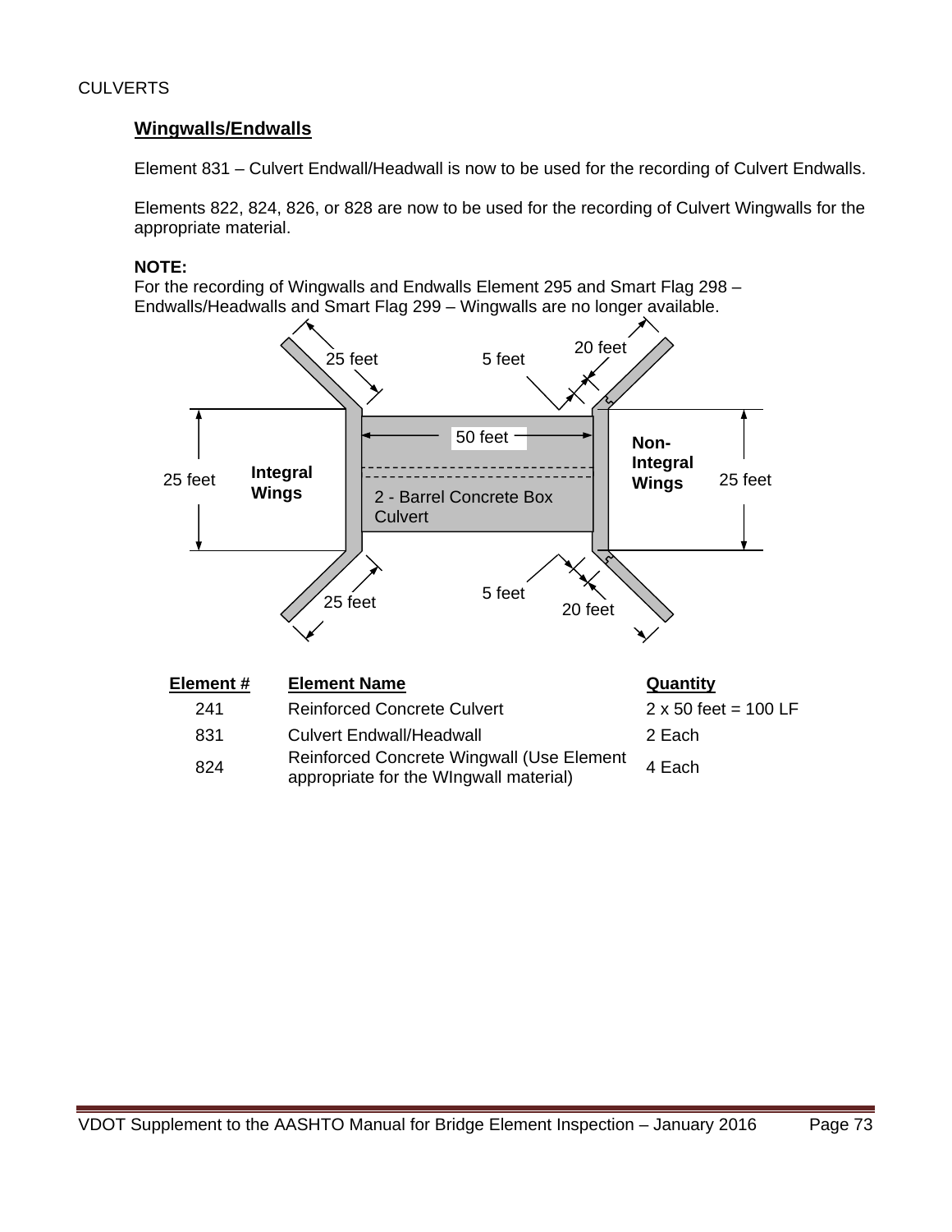CULVERTS

## Wingwalls/Endwalls

Element 831 – Culvert Endwall/Headwall is now to be used for the recording of Culvert Endwalls.

Elements 822, 824, 826, or 828 are now to be used for the recording of Culvert Wingwalls for the appropriate material.

**NOTE:**
For the recording of Wingwalls and Endwalls Element 295 and Smart Flag 298 – Endwalls/Headwalls and Smart Flag 299 – Wingwalls are no longer available.

25 feet | 5 feet | 20 feet | 50 feet | 25 feet | **Integral Wings** | 2 - Barrel Concrete Box Culvert | **Non-Integral Wings** | 25 feet | 25 feet | 5 feet | 20 feet

| Element # | Element Name | Quantity |
|---|---|---|
| 241 | Reinforced Concrete Culvert | 2 x 50 feet = 100 LF |
| 831 | Culvert Endwall/Headwall | 2 Each |
| 824 | Reinforced Concrete Wingwall (Use Element appropriate for the WIngwall material) | 4 Each |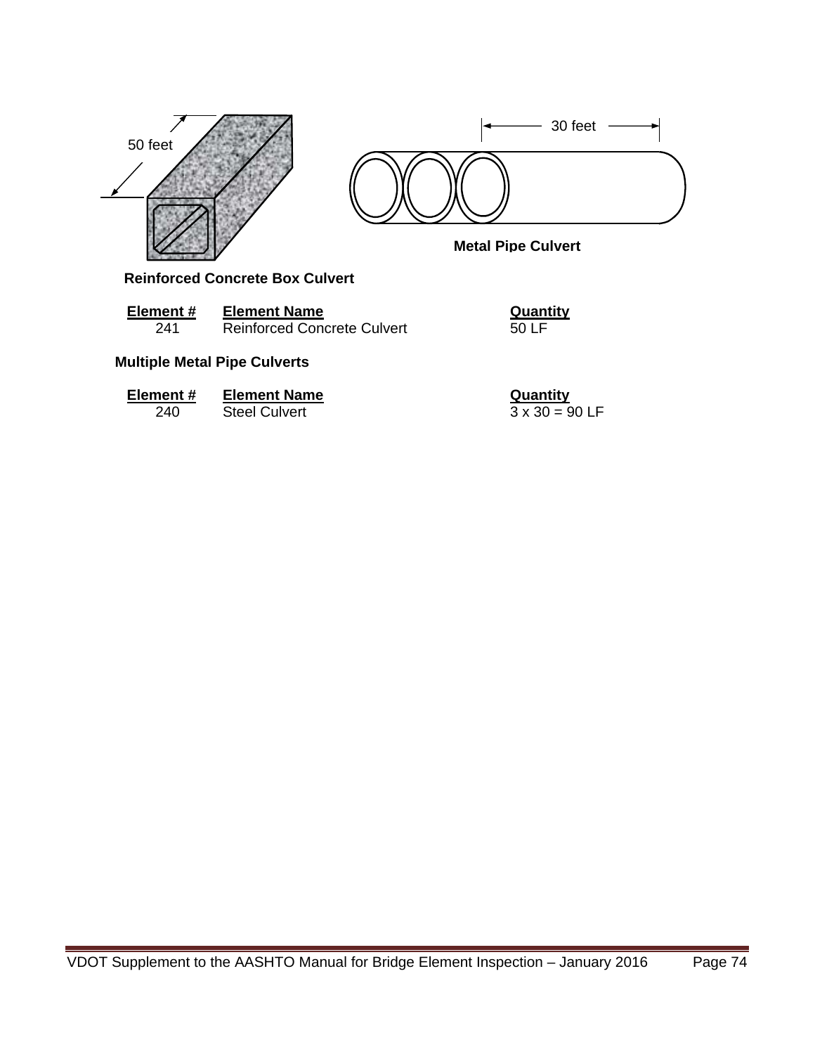50 feet

30 feet

**Metal Pipe Culvert**

**Reinforced Concrete Box Culvert**

| Element # | Element Name | Quantity |
|---|---|---|
| 241 | Reinforced Concrete Culvert | 50 LF |

**Multiple Metal Pipe Culverts**

| Element # | Element Name | Quantity |
|---|---|---|
| 240 | Steel Culvert | 3 x 30 = 90 LF |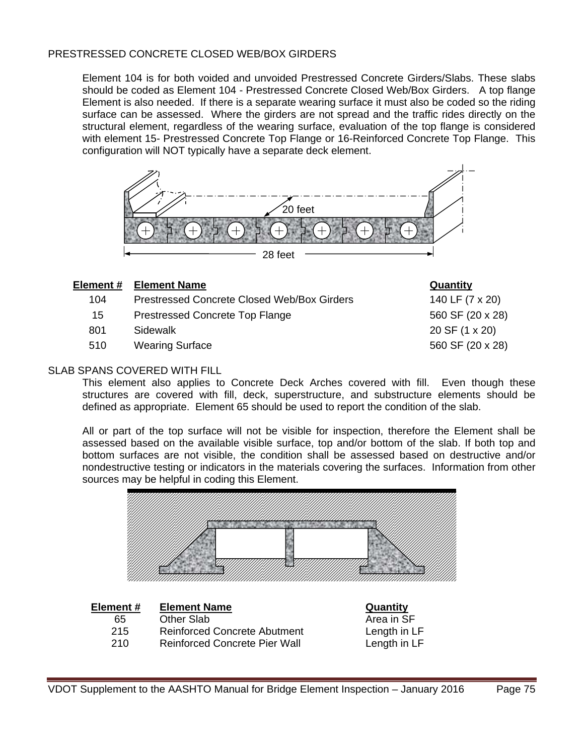## PRESTRESSED CONCRETE CLOSED WEB/BOX GIRDERS

Element 104 is for both voided and unvoided Prestressed Concrete Girders/Slabs. These slabs should be coded as Element 104 - Prestressed Concrete Closed Web/Box Girders. A top flange Element is also needed. If there is a separate wearing surface it must also be coded so the riding surface can be assessed. Where the girders are not spread and the traffic rides directly on the structural element, regardless of the wearing surface, evaluation of the top flange is considered with element 15- Prestressed Concrete Top Flange or 16-Reinforced Concrete Top Flange. This configuration will NOT typically have a separate deck element.

20 feet

28 feet

| Element # | Element Name | Quantity |
|---|---|---|
| 104 | Prestressed Concrete Closed Web/Box Girders | 140 LF (7 x 20) |
| 15 | Prestressed Concrete Top Flange | 560 SF (20 x 28) |
| 801 | Sidewalk | 20 SF (1 x 20) |
| 510 | Wearing Surface | 560 SF (20 x 28) |

## SLAB SPANS COVERED WITH FILL

This element also applies to Concrete Deck Arches covered with fill. Even though these structures are covered with fill, deck, superstructure, and substructure elements should be defined as appropriate. Element 65 should be used to report the condition of the slab.

All or part of the top surface will not be visible for inspection, therefore the Element shall be assessed based on the available visible surface, top and/or bottom of the slab. If both top and bottom surfaces are not visible, the condition shall be assessed based on destructive and/or nondestructive testing or indicators in the materials covering the surfaces. Information from other sources may be helpful in coding this Element.

| Element # | Element Name | Quantity |
|---|---|---|
| 65 | Other Slab | Area in SF |
| 215 | Reinforced Concrete Abutment | Length in LF |
| 210 | Reinforced Concrete Pier Wall | Length in LF |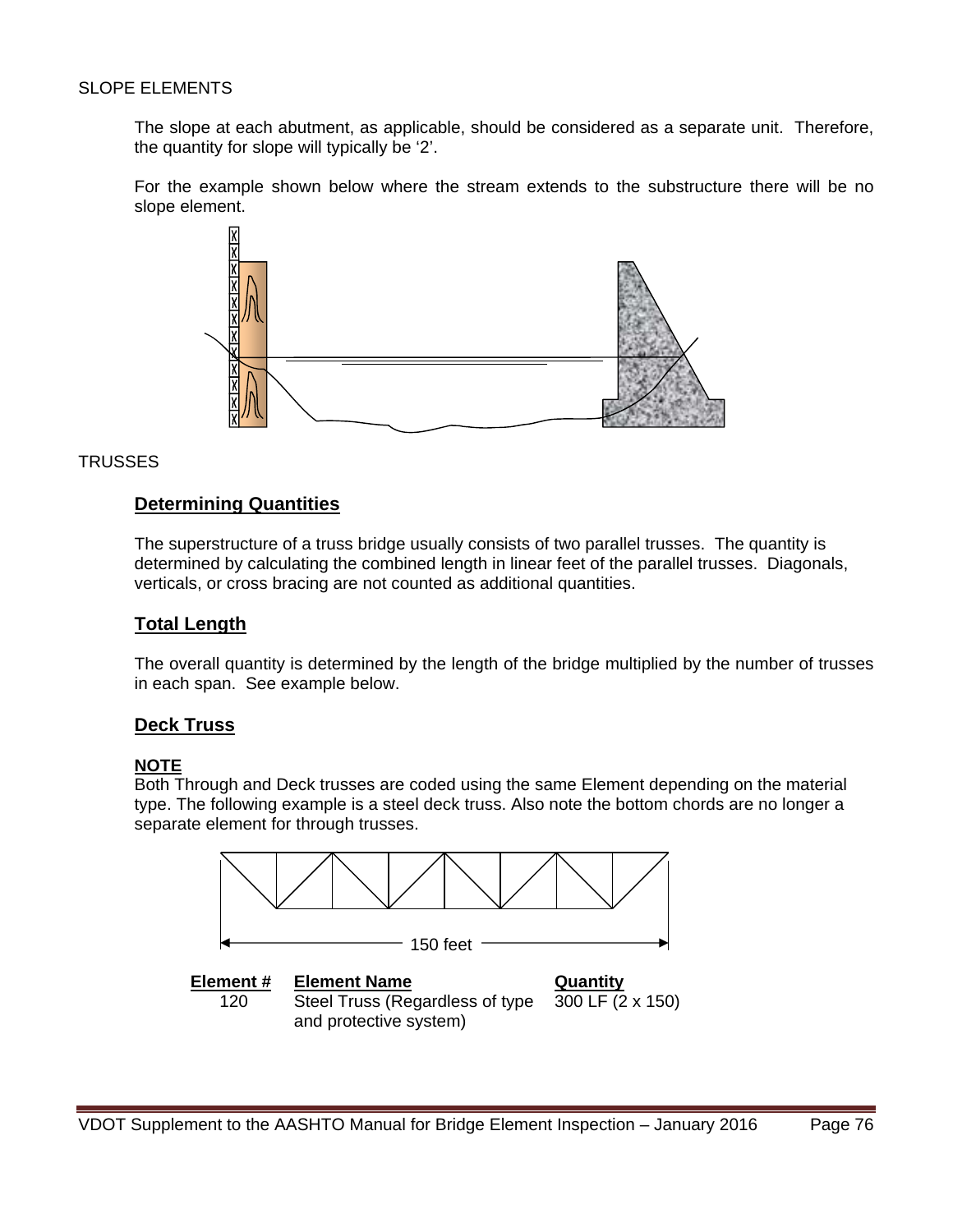SLOPE ELEMENTS

The slope at each abutment, as applicable, should be considered as a separate unit. Therefore, the quantity for slope will typically be '2'.

For the example shown below where the stream extends to the substructure there will be no slope element.

TRUSSES

## Determining Quantities

The superstructure of a truss bridge usually consists of two parallel trusses. The quantity is determined by calculating the combined length in linear feet of the parallel trusses. Diagonals, verticals, or cross bracing are not counted as additional quantities.

## Total Length

The overall quantity is determined by the length of the bridge multiplied by the number of trusses in each span. See example below.

## Deck Truss

**NOTE**
Both Through and Deck trusses are coded using the same Element depending on the material type. The following example is a steel deck truss. Also note the bottom chords are no longer a separate element for through trusses.

150 feet

| Element # | Element Name | Quantity |
|---|---|---|
| 120 | Steel Truss (Regardless of type and protective system) | 300 LF (2 x 150) |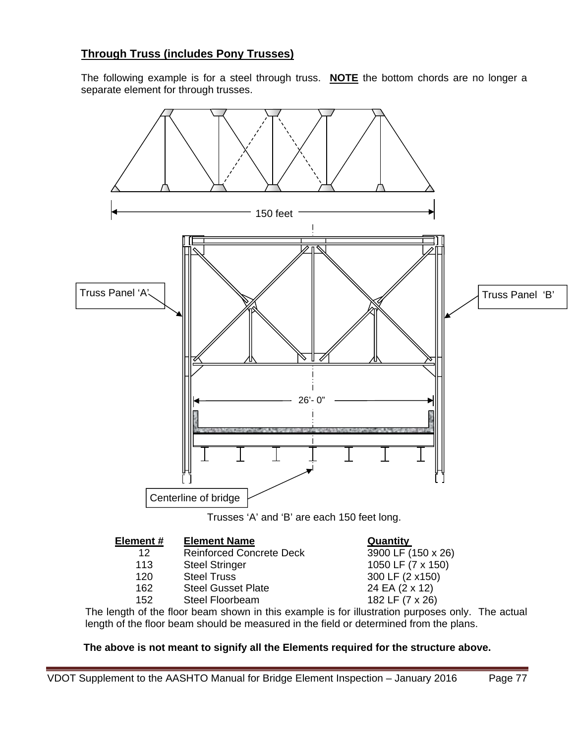## Through Truss (includes Pony Trusses)

The following example is for a steel through truss. **NOTE** the bottom chords are no longer a separate element for through trusses.

150 feet

Truss Panel 'A'

Truss Panel 'B'

26'- 0"

Centerline of bridge

Trusses 'A' and 'B' are each 150 feet long.

| Element # | Element Name | Quantity |
|---|---|---|
| 12 | Reinforced Concrete Deck | 3900 LF (150 x 26) |
| 113 | Steel Stringer | 1050 LF (7 x 150) |
| 120 | Steel Truss | 300 LF (2 x150) |
| 162 | Steel Gusset Plate | 24 EA (2 x 12) |
| 152 | Steel Floorbeam | 182 LF (7 x 26) |

The length of the floor beam shown in this example is for illustration purposes only. The actual length of the floor beam should be measured in the field or determined from the plans.

**The above is not meant to signify all the Elements required for the structure above.**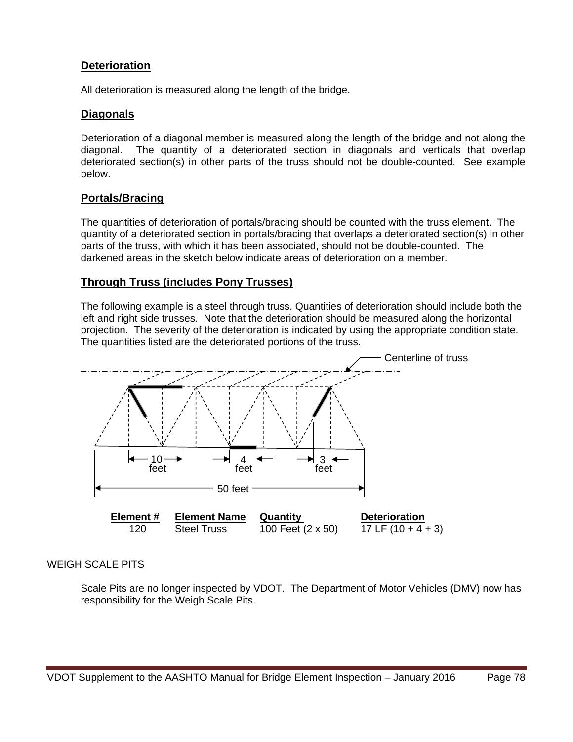### Deterioration

All deterioration is measured along the length of the bridge.

### Diagonals

Deterioration of a diagonal member is measured along the length of the bridge and not along the diagonal. The quantity of a deteriorated section in diagonals and verticals that overlap deteriorated section(s) in other parts of the truss should not be double-counted. See example below.

### Portals/Bracing

The quantities of deterioration of portals/bracing should be counted with the truss element. The quantity of a deteriorated section in portals/bracing that overlaps a deteriorated section(s) in other parts of the truss, with which it has been associated, should not be double-counted. The darkened areas in the sketch below indicate areas of deterioration on a member.

### Through Truss (includes Pony Trusses)

The following example is a steel through truss. Quantities of deterioration should include both the left and right side trusses. Note that the deterioration should be measured along the horizontal projection. The severity of the deterioration is indicated by using the appropriate condition state. The quantities listed are the deteriorated portions of the truss.

Centerline of truss

10 feet — 4 feet — 3 feet

50 feet

| Element # | Element Name | Quantity | Deterioration |
|---|---|---|---|
| 120 | Steel Truss | 100 Feet (2 x 50) | 17 LF (10 + 4 + 3) |

WEIGH SCALE PITS

Scale Pits are no longer inspected by VDOT. The Department of Motor Vehicles (DMV) now has responsibility for the Weigh Scale Pits.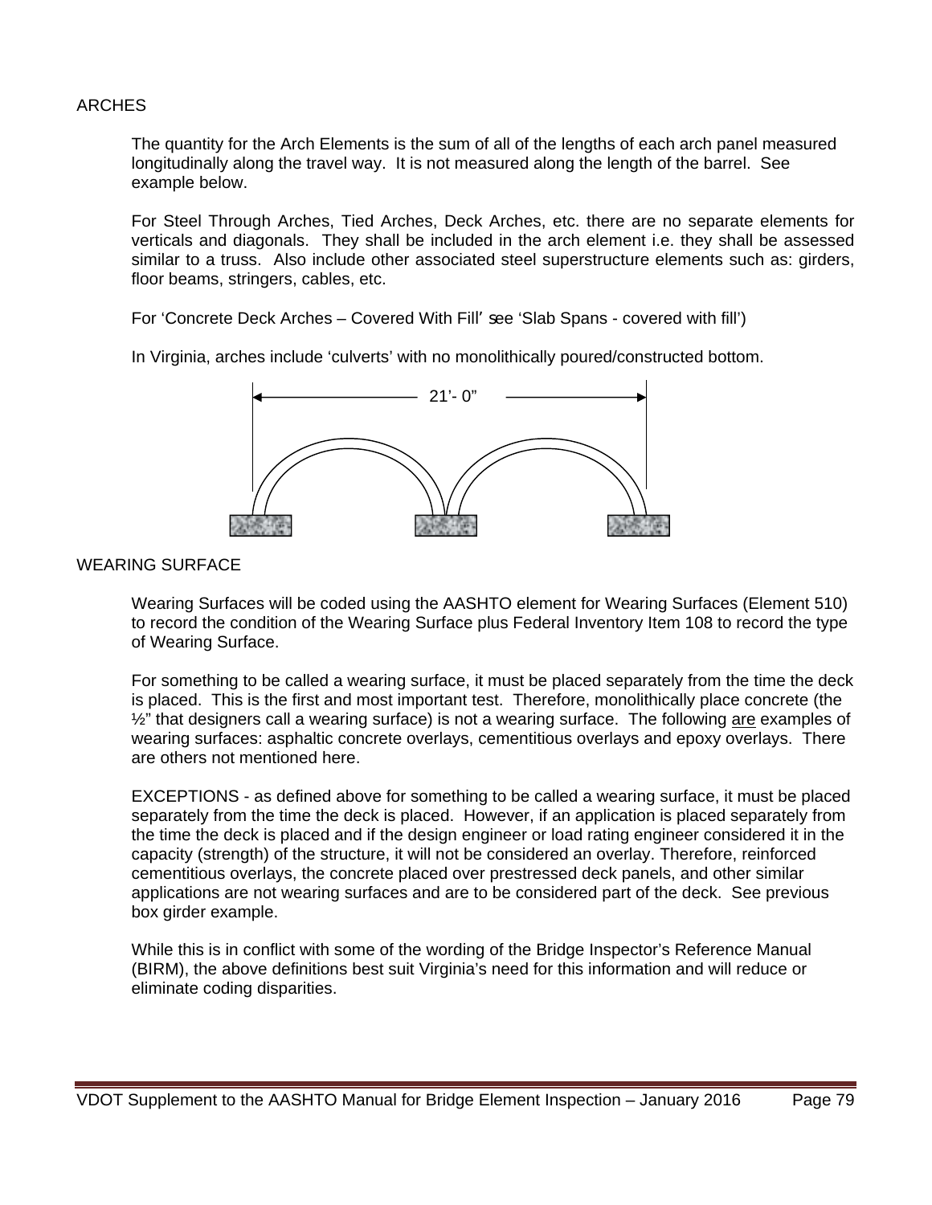## ARCHES

The quantity for the Arch Elements is the sum of all of the lengths of each arch panel measured longitudinally along the travel way. It is not measured along the length of the barrel. See example below.

For Steel Through Arches, Tied Arches, Deck Arches, etc. there are no separate elements for verticals and diagonals. They shall be included in the arch element i.e. they shall be assessed similar to a truss. Also include other associated steel superstructure elements such as: girders, floor beams, stringers, cables, etc.

For 'Concrete Deck Arches – Covered With Fill' see 'Slab Spans - covered with fill')

In Virginia, arches include 'culverts' with no monolithically poured/constructed bottom.

21'- 0"

## WEARING SURFACE

Wearing Surfaces will be coded using the AASHTO element for Wearing Surfaces (Element 510) to record the condition of the Wearing Surface plus Federal Inventory Item 108 to record the type of Wearing Surface.

For something to be called a wearing surface, it must be placed separately from the time the deck is placed. This is the first and most important test. Therefore, monolithically place concrete (the ½" that designers call a wearing surface) is not a wearing surface. The following are examples of wearing surfaces: asphaltic concrete overlays, cementitious overlays and epoxy overlays. There are others not mentioned here.

EXCEPTIONS - as defined above for something to be called a wearing surface, it must be placed separately from the time the deck is placed. However, if an application is placed separately from the time the deck is placed and if the design engineer or load rating engineer considered it in the capacity (strength) of the structure, it will not be considered an overlay. Therefore, reinforced cementitious overlays, the concrete placed over prestressed deck panels, and other similar applications are not wearing surfaces and are to be considered part of the deck. See previous box girder example.

While this is in conflict with some of the wording of the Bridge Inspector's Reference Manual (BIRM), the above definitions best suit Virginia's need for this information and will reduce or eliminate coding disparities.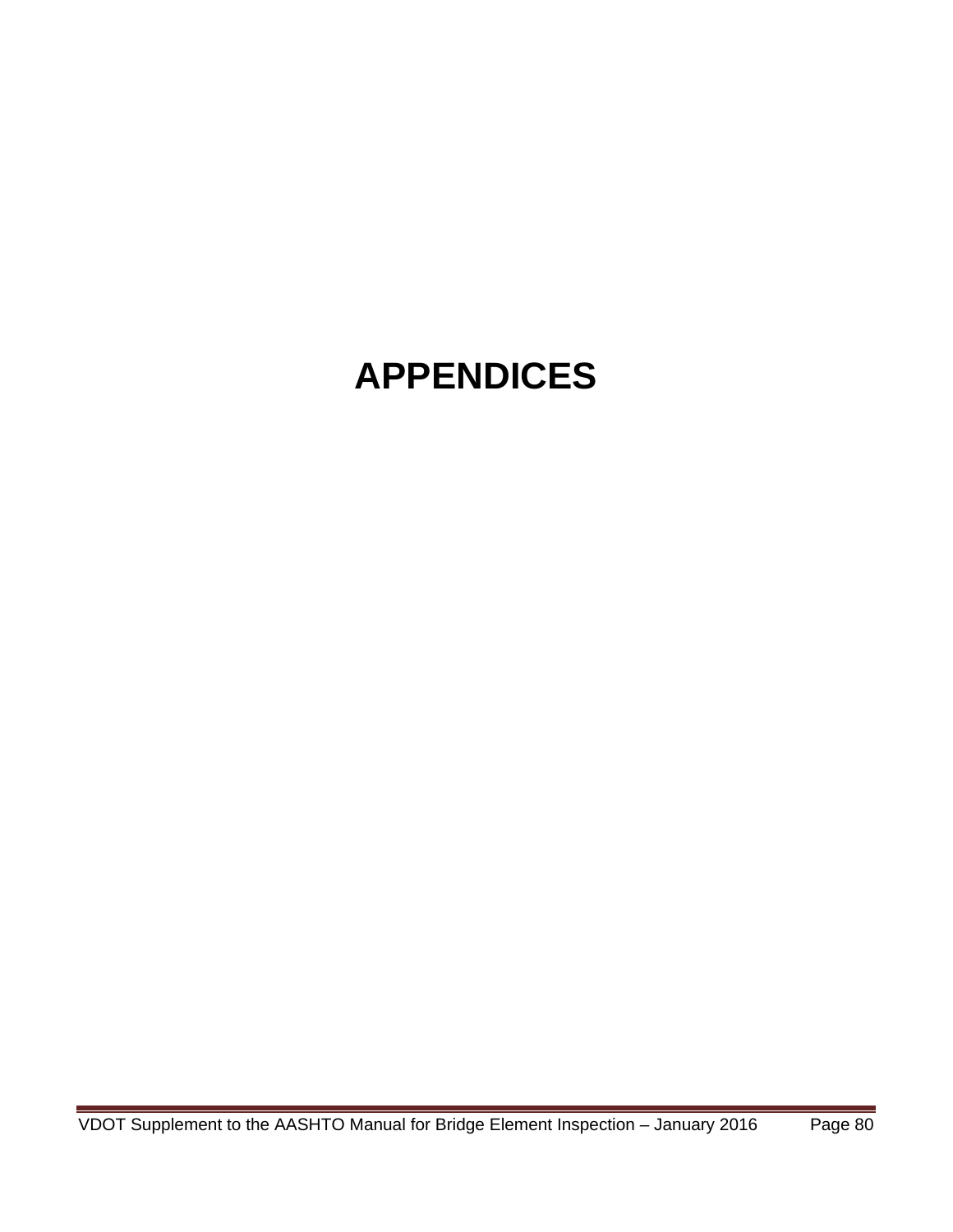# APPENDICES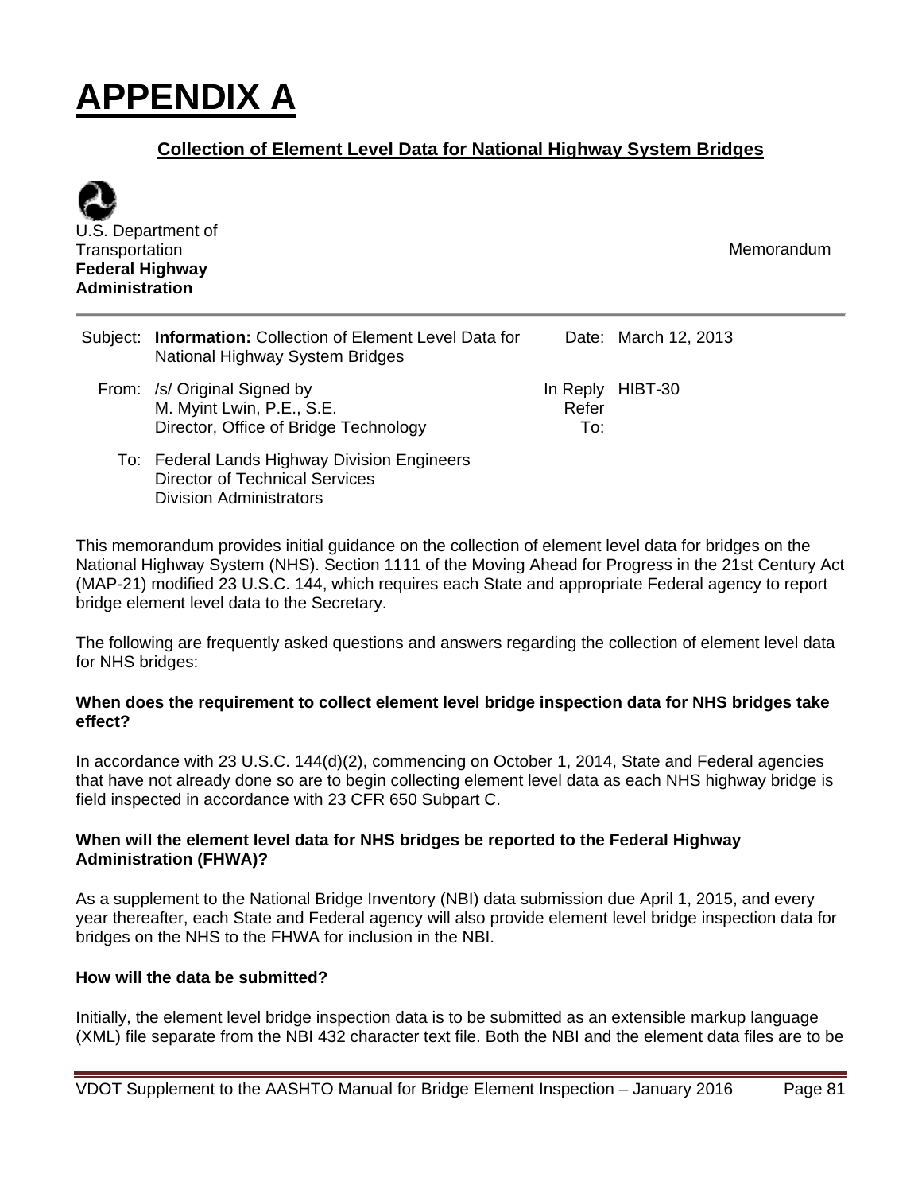# APPENDIX A

## Collection of Element Level Data for National Highway System Bridges

U.S. Department of Transportation
**Federal Highway Administration**

Memorandum

| | | | |
|---|---|---|---|
| Subject: | **Information:** Collection of Element Level Data for National Highway System Bridges | Date: | March 12, 2013 |
| From: | /s/ Original Signed by<br>M. Myint Lwin, P.E., S.E.<br>Director, Office of Bridge Technology | In Reply Refer To: | HIBT-30 |
| To: | Federal Lands Highway Division Engineers<br>Director of Technical Services<br>Division Administrators | | |

This memorandum provides initial guidance on the collection of element level data for bridges on the National Highway System (NHS). Section 1111 of the Moving Ahead for Progress in the 21st Century Act (MAP-21) modified 23 U.S.C. 144, which requires each State and appropriate Federal agency to report bridge element level data to the Secretary.

The following are frequently asked questions and answers regarding the collection of element level data for NHS bridges:

**When does the requirement to collect element level bridge inspection data for NHS bridges take effect?**

In accordance with 23 U.S.C. 144(d)(2), commencing on October 1, 2014, State and Federal agencies that have not already done so are to begin collecting element level data as each NHS highway bridge is field inspected in accordance with 23 CFR 650 Subpart C.

**When will the element level data for NHS bridges be reported to the Federal Highway Administration (FHWA)?**

As a supplement to the National Bridge Inventory (NBI) data submission due April 1, 2015, and every year thereafter, each State and Federal agency will also provide element level bridge inspection data for bridges on the NHS to the FHWA for inclusion in the NBI.

**How will the data be submitted?**

Initially, the element level bridge inspection data is to be submitted as an extensible markup language (XML) file separate from the NBI 432 character text file. Both the NBI and the element data files are to be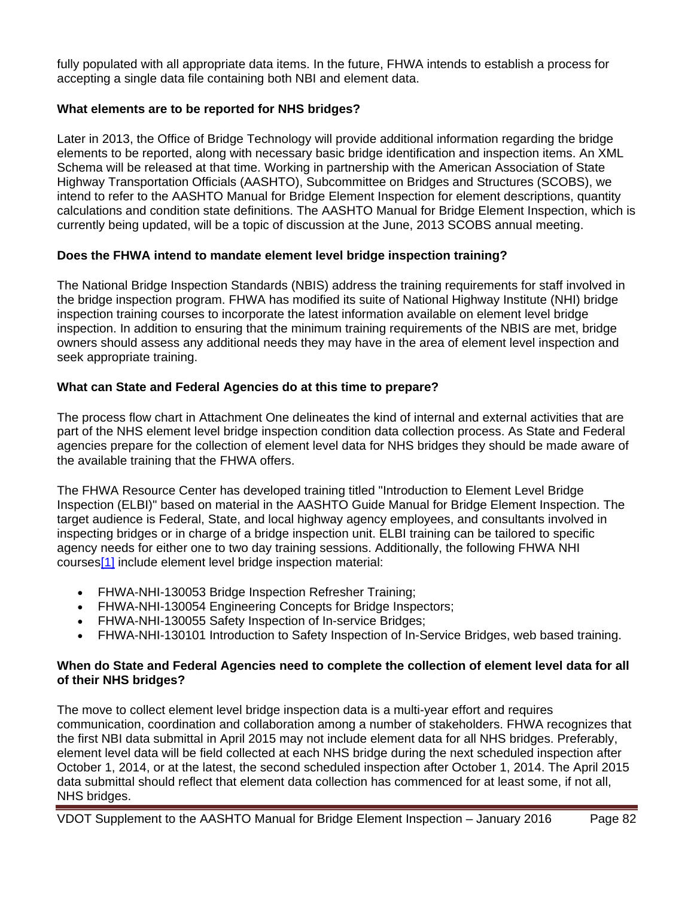fully populated with all appropriate data items. In the future, FHWA intends to establish a process for accepting a single data file containing both NBI and element data.

**What elements are to be reported for NHS bridges?**

Later in 2013, the Office of Bridge Technology will provide additional information regarding the bridge elements to be reported, along with necessary basic bridge identification and inspection items. An XML Schema will be released at that time. Working in partnership with the American Association of State Highway Transportation Officials (AASHTO), Subcommittee on Bridges and Structures (SCOBS), we intend to refer to the AASHTO Manual for Bridge Element Inspection for element descriptions, quantity calculations and condition state definitions. The AASHTO Manual for Bridge Element Inspection, which is currently being updated, will be a topic of discussion at the June, 2013 SCOBS annual meeting.

**Does the FHWA intend to mandate element level bridge inspection training?**

The National Bridge Inspection Standards (NBIS) address the training requirements for staff involved in the bridge inspection program. FHWA has modified its suite of National Highway Institute (NHI) bridge inspection training courses to incorporate the latest information available on element level bridge inspection. In addition to ensuring that the minimum training requirements of the NBIS are met, bridge owners should assess any additional needs they may have in the area of element level inspection and seek appropriate training.

**What can State and Federal Agencies do at this time to prepare?**

The process flow chart in Attachment One delineates the kind of internal and external activities that are part of the NHS element level bridge inspection condition data collection process. As State and Federal agencies prepare for the collection of element level data for NHS bridges they should be made aware of the available training that the FHWA offers.

The FHWA Resource Center has developed training titled "Introduction to Element Level Bridge Inspection (ELBI)" based on material in the AASHTO Guide Manual for Bridge Element Inspection. The target audience is Federal, State, and local highway agency employees, and consultants involved in inspecting bridges or in charge of a bridge inspection unit. ELBI training can be tailored to specific agency needs for either one to two day training sessions. Additionally, the following FHWA NHI courses[1] include element level bridge inspection material:

- FHWA-NHI-130053 Bridge Inspection Refresher Training;
- FHWA-NHI-130054 Engineering Concepts for Bridge Inspectors;
- FHWA-NHI-130055 Safety Inspection of In-service Bridges;
- FHWA-NHI-130101 Introduction to Safety Inspection of In-Service Bridges, web based training.

**When do State and Federal Agencies need to complete the collection of element level data for all of their NHS bridges?**

The move to collect element level bridge inspection data is a multi-year effort and requires communication, coordination and collaboration among a number of stakeholders. FHWA recognizes that the first NBI data submittal in April 2015 may not include element data for all NHS bridges. Preferably, element level data will be field collected at each NHS bridge during the next scheduled inspection after October 1, 2014, or at the latest, the second scheduled inspection after October 1, 2014. The April 2015 data submittal should reflect that element data collection has commenced for at least some, if not all, NHS bridges.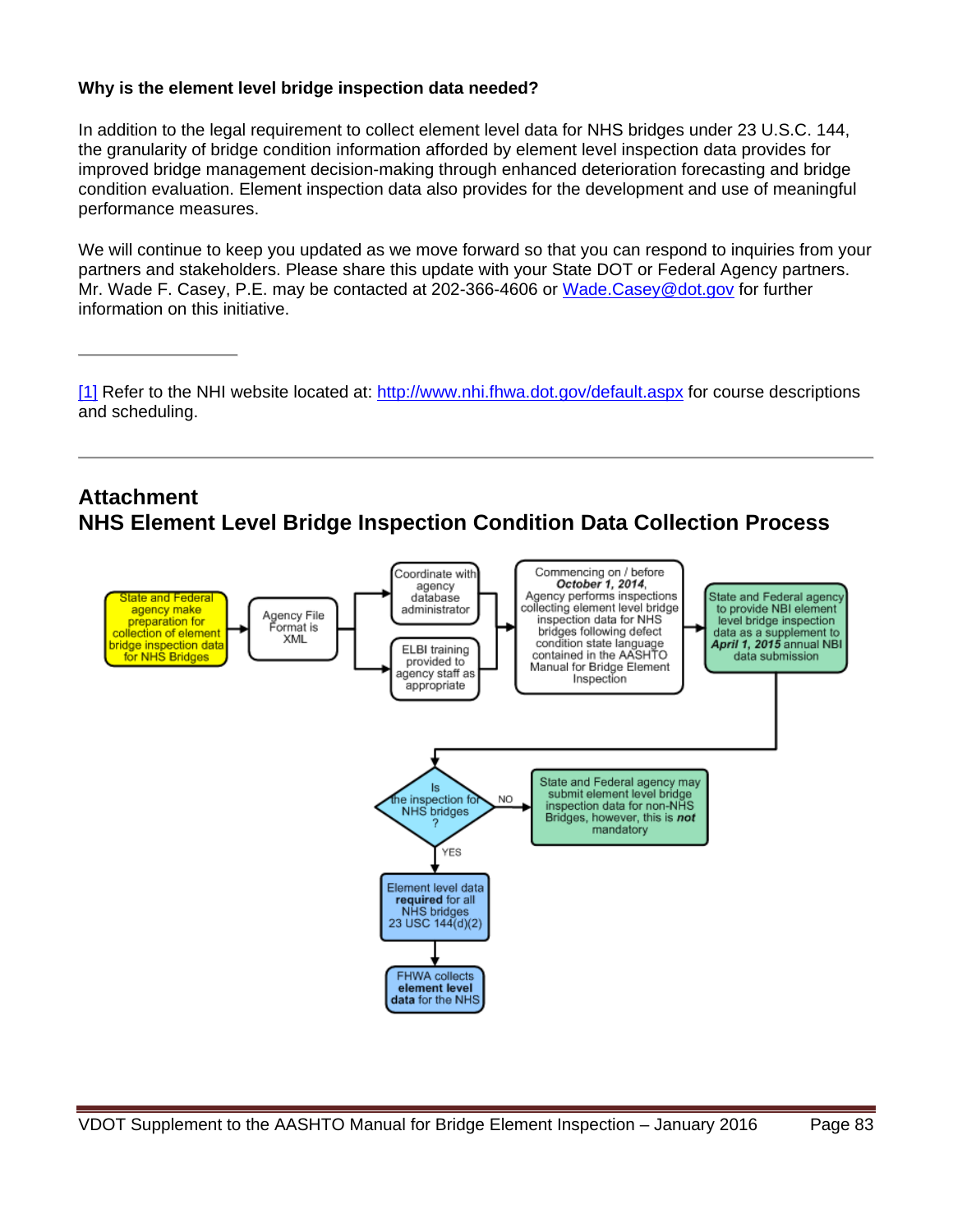**Why is the element level bridge inspection data needed?**

In addition to the legal requirement to collect element level data for NHS bridges under 23 U.S.C. 144, the granularity of bridge condition information afforded by element level inspection data provides for improved bridge management decision-making through enhanced deterioration forecasting and bridge condition evaluation. Element inspection data also provides for the development and use of meaningful performance measures.

We will continue to keep you updated as we move forward so that you can respond to inquiries from your partners and stakeholders. Please share this update with your State DOT or Federal Agency partners. Mr. Wade F. Casey, P.E. may be contacted at 202-366-4606 or Wade.Casey@dot.gov for further information on this initiative.

---

[1] Refer to the NHI website located at: http://www.nhi.fhwa.dot.gov/default.aspx for course descriptions and scheduling.

---

## Attachment
## NHS Element Level Bridge Inspection Condition Data Collection Process

State and Federal agency make preparation for collection of element bridge inspection data for NHS Bridges

Agency File Format is XML

Coordinate with agency database administrator

ELBI training provided to agency staff as appropriate

Commencing on / before ***October 1, 2014***, Agency performs inspections collecting element level bridge inspection data for NHS bridges following defect condition state language contained in the AASHTO Manual for Bridge Element Inspection

State and Federal agency to provide NBI element level bridge inspection data as a supplement to ***April 1, 2015*** annual NBI data submission

Is the inspection for NHS bridges ?

NO

State and Federal agency may submit element level bridge inspection data for non-NHS Bridges, however, this is ***not*** mandatory

YES

Element level data **required** for all NHS bridges 23 USC 144(d)(2)

FHWA collects **element level data** for the NHS